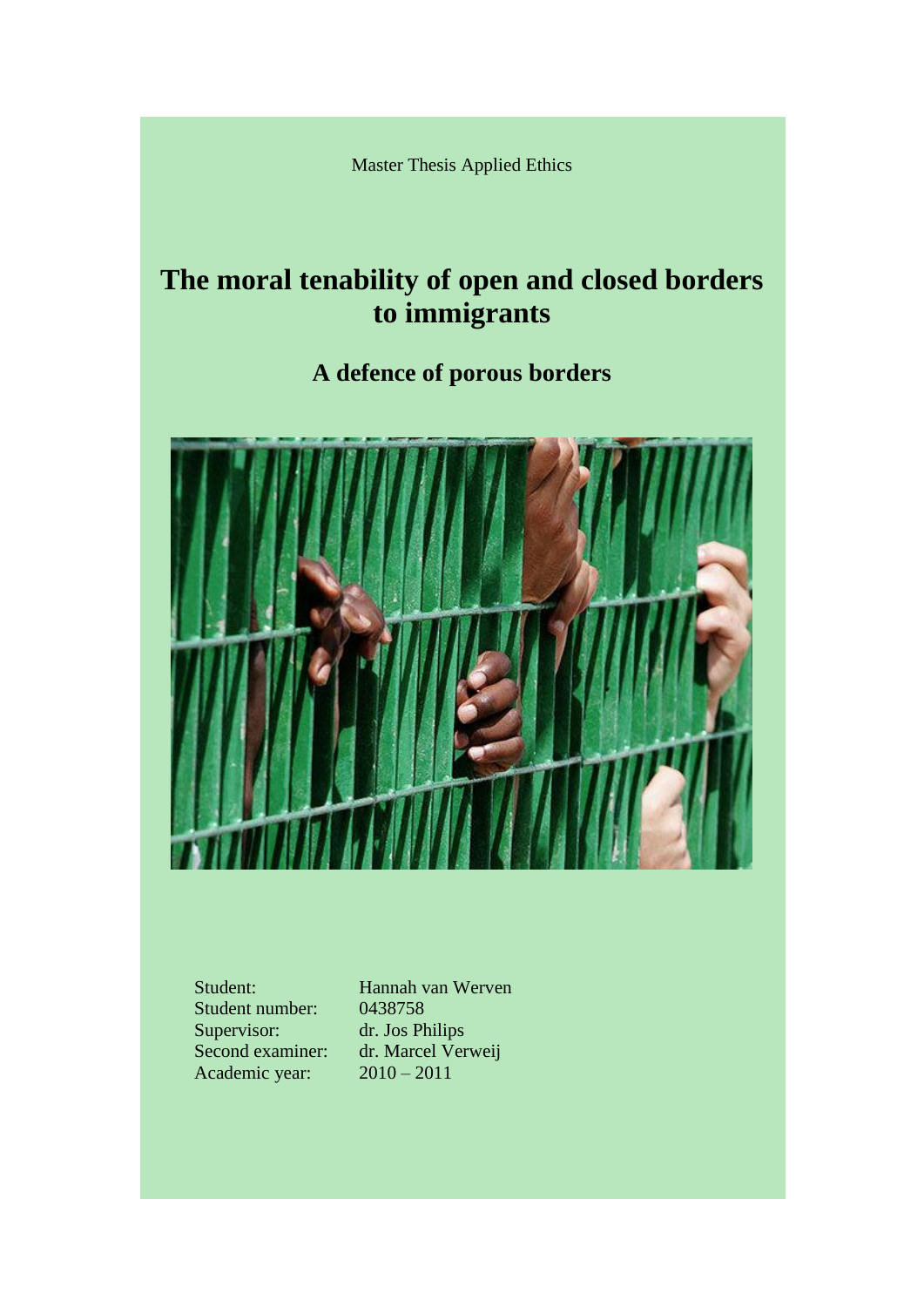Master Thesis Applied Ethics

# The moral tenability of open and closed borders to immigrants

## A defence of porous borders

| | |
|---|---|
| Student: | Hannah van Werven |
| Student number: | 0438758 |
| Supervisor: | dr. Jos Philips |
| Second examiner: | dr. Marcel Verweij |
| Academic year: | 2010 – 2011 |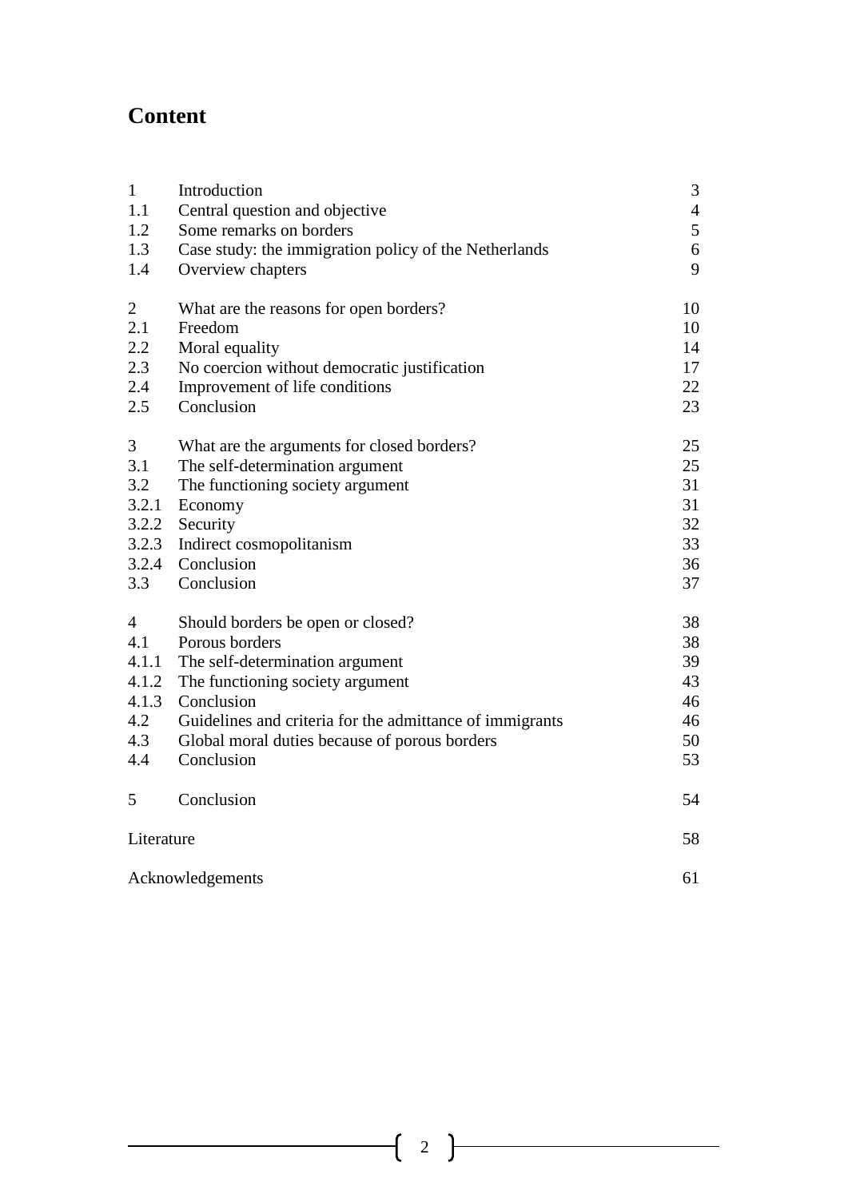# Content

| | | |
|---|---|---|
| 1 | Introduction | 3 |
| 1.1 | Central question and objective | 4 |
| 1.2 | Some remarks on borders | 5 |
| 1.3 | Case study: the immigration policy of the Netherlands | 6 |
| 1.4 | Overview chapters | 9 |
| | | |
| 2 | What are the reasons for open borders? | 10 |
| 2.1 | Freedom | 10 |
| 2.2 | Moral equality | 14 |
| 2.3 | No coercion without democratic justification | 17 |
| 2.4 | Improvement of life conditions | 22 |
| 2.5 | Conclusion | 23 |
| | | |
| 3 | What are the arguments for closed borders? | 25 |
| 3.1 | The self-determination argument | 25 |
| 3.2 | The functioning society argument | 31 |
| 3.2.1 | Economy | 31 |
| 3.2.2 | Security | 32 |
| 3.2.3 | Indirect cosmopolitanism | 33 |
| 3.2.4 | Conclusion | 36 |
| 3.3 | Conclusion | 37 |
| | | |
| 4 | Should borders be open or closed? | 38 |
| 4.1 | Porous borders | 38 |
| 4.1.1 | The self-determination argument | 39 |
| 4.1.2 | The functioning society argument | 43 |
| 4.1.3 | Conclusion | 46 |
| 4.2 | Guidelines and criteria for the admittance of immigrants | 46 |
| 4.3 | Global moral duties because of porous borders | 50 |
| 4.4 | Conclusion | 53 |
| | | |
| 5 | Conclusion | 54 |
| | | |
| Literature | | 58 |
| | | |
| Acknowledgements | | 61 |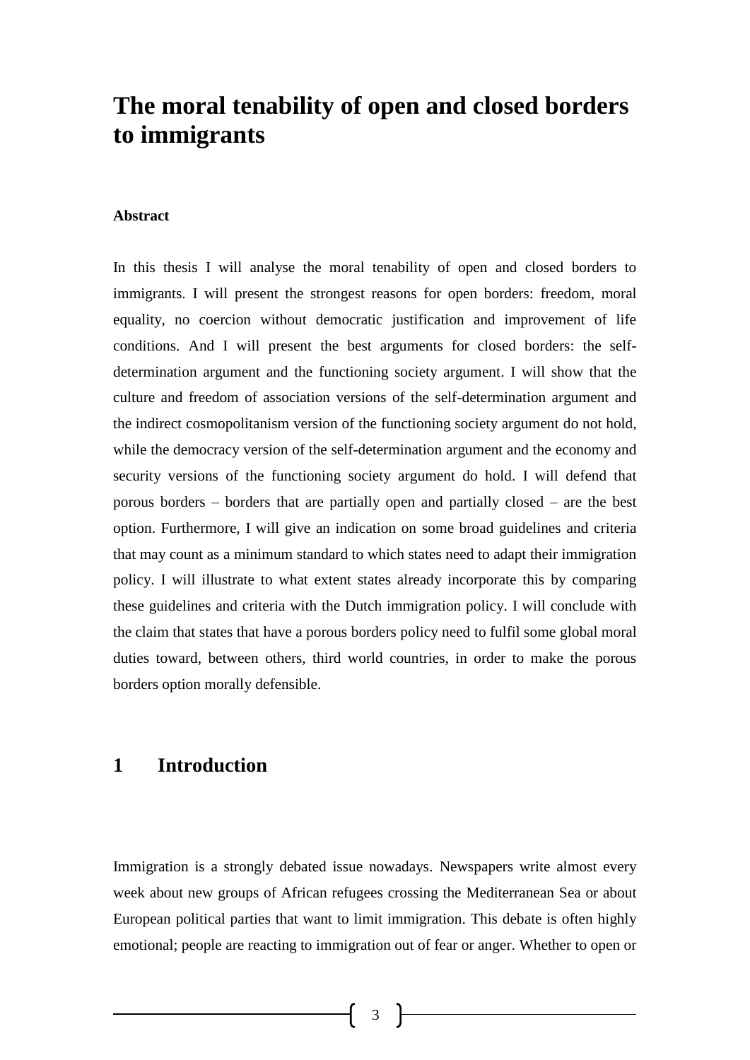# The moral tenability of open and closed borders to immigrants

**Abstract**

In this thesis I will analyse the moral tenability of open and closed borders to immigrants. I will present the strongest reasons for open borders: freedom, moral equality, no coercion without democratic justification and improvement of life conditions. And I will present the best arguments for closed borders: the self-determination argument and the functioning society argument. I will show that the culture and freedom of association versions of the self-determination argument and the indirect cosmopolitanism version of the functioning society argument do not hold, while the democracy version of the self-determination argument and the economy and security versions of the functioning society argument do hold. I will defend that porous borders – borders that are partially open and partially closed – are the best option. Furthermore, I will give an indication on some broad guidelines and criteria that may count as a minimum standard to which states need to adapt their immigration policy. I will illustrate to what extent states already incorporate this by comparing these guidelines and criteria with the Dutch immigration policy. I will conclude with the claim that states that have a porous borders policy need to fulfil some global moral duties toward, between others, third world countries, in order to make the porous borders option morally defensible.

## 1 Introduction

Immigration is a strongly debated issue nowadays. Newspapers write almost every week about new groups of African refugees crossing the Mediterranean Sea or about European political parties that want to limit immigration. This debate is often highly emotional; people are reacting to immigration out of fear or anger. Whether to open or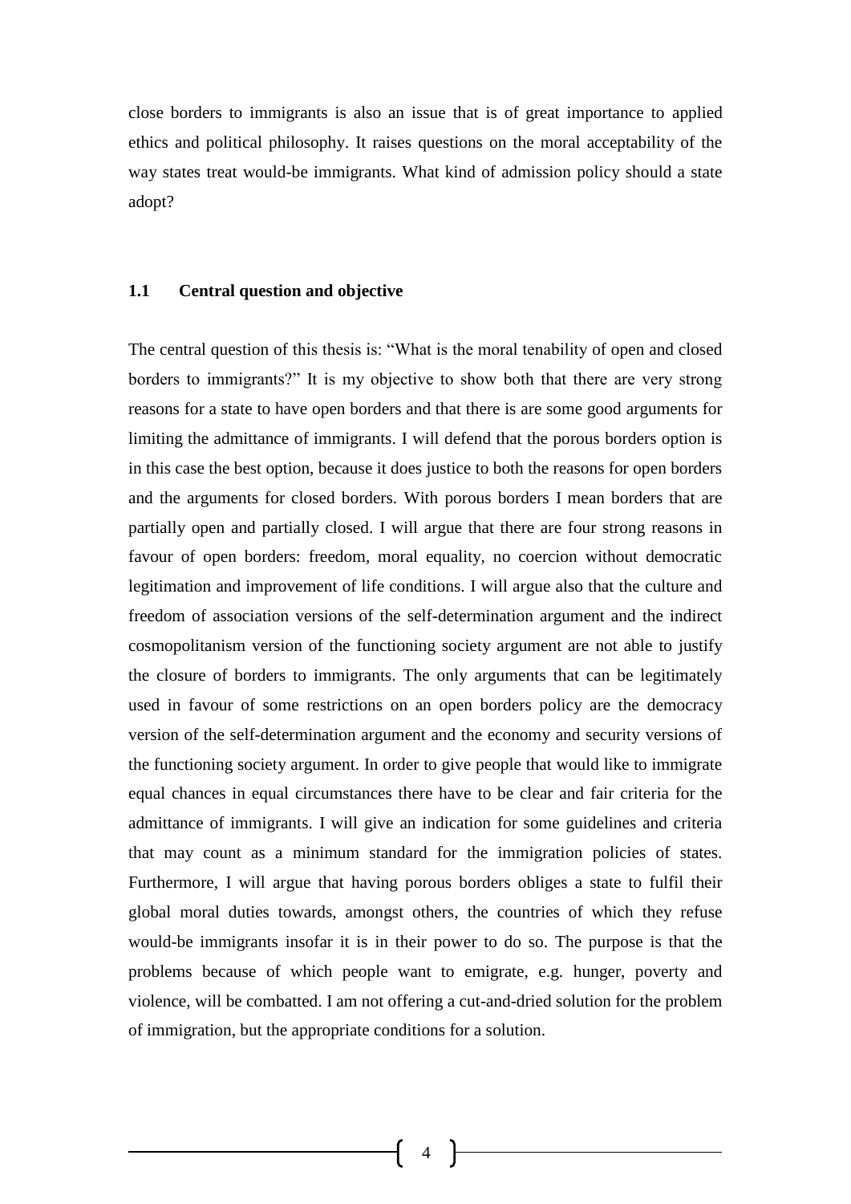close borders to immigrants is also an issue that is of great importance to applied ethics and political philosophy. It raises questions on the moral acceptability of the way states treat would-be immigrants. What kind of admission policy should a state adopt?

### 1.1 Central question and objective

The central question of this thesis is: "What is the moral tenability of open and closed borders to immigrants?" It is my objective to show both that there are very strong reasons for a state to have open borders and that there is are some good arguments for limiting the admittance of immigrants. I will defend that the porous borders option is in this case the best option, because it does justice to both the reasons for open borders and the arguments for closed borders. With porous borders I mean borders that are partially open and partially closed. I will argue that there are four strong reasons in favour of open borders: freedom, moral equality, no coercion without democratic legitimation and improvement of life conditions. I will argue also that the culture and freedom of association versions of the self-determination argument and the indirect cosmopolitanism version of the functioning society argument are not able to justify the closure of borders to immigrants. The only arguments that can be legitimately used in favour of some restrictions on an open borders policy are the democracy version of the self-determination argument and the economy and security versions of the functioning society argument. In order to give people that would like to immigrate equal chances in equal circumstances there have to be clear and fair criteria for the admittance of immigrants. I will give an indication for some guidelines and criteria that may count as a minimum standard for the immigration policies of states. Furthermore, I will argue that having porous borders obliges a state to fulfil their global moral duties towards, amongst others, the countries of which they refuse would-be immigrants insofar it is in their power to do so. The purpose is that the problems because of which people want to emigrate, e.g. hunger, poverty and violence, will be combatted. I am not offering a cut-and-dried solution for the problem of immigration, but the appropriate conditions for a solution.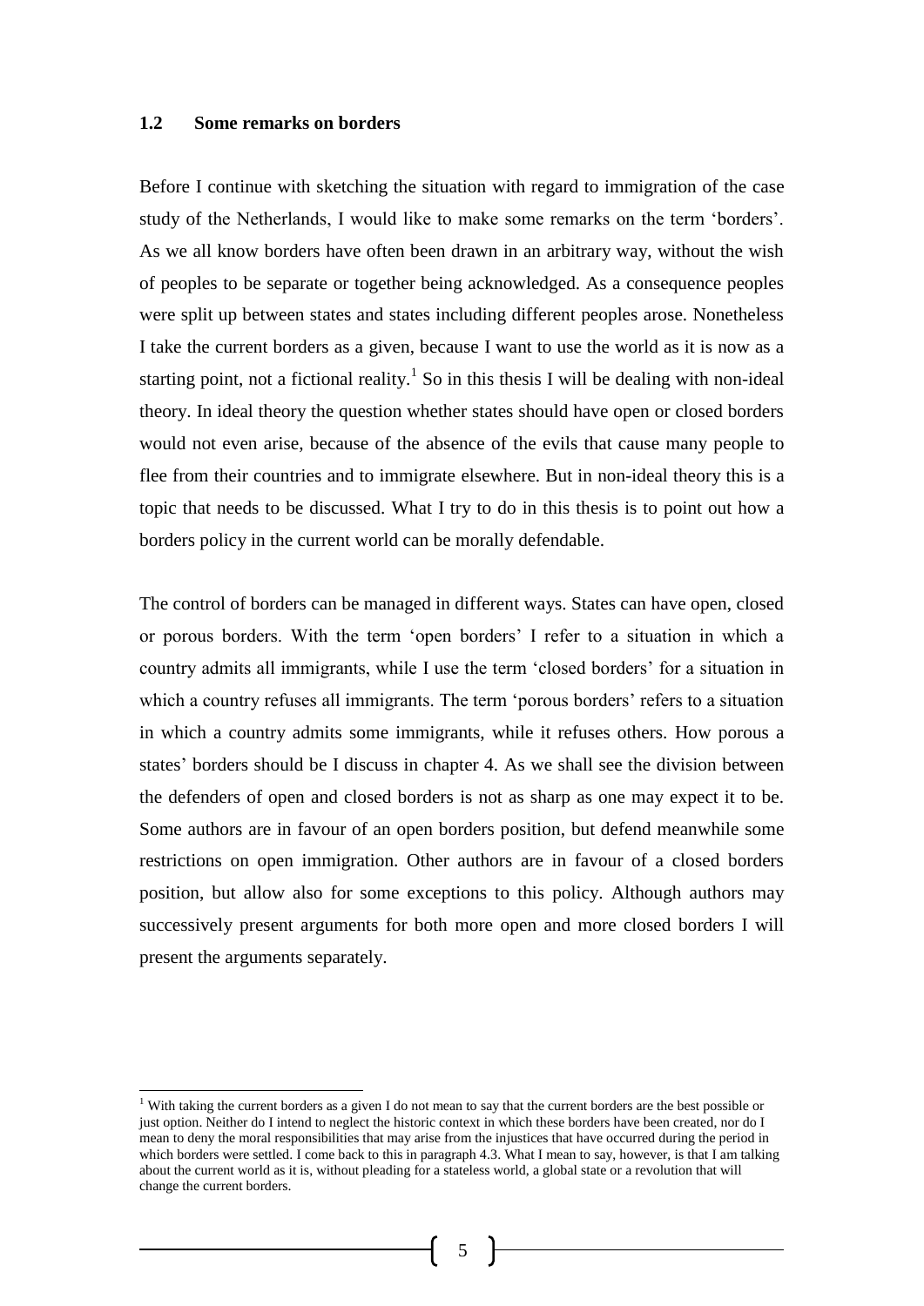### 1.2 Some remarks on borders

Before I continue with sketching the situation with regard to immigration of the case study of the Netherlands, I would like to make some remarks on the term 'borders'. As we all know borders have often been drawn in an arbitrary way, without the wish of peoples to be separate or together being acknowledged. As a consequence peoples were split up between states and states including different peoples arose. Nonetheless I take the current borders as a given, because I want to use the world as it is now as a starting point, not a fictional reality.[1] So in this thesis I will be dealing with non-ideal theory. In ideal theory the question whether states should have open or closed borders would not even arise, because of the absence of the evils that cause many people to flee from their countries and to immigrate elsewhere. But in non-ideal theory this is a topic that needs to be discussed. What I try to do in this thesis is to point out how a borders policy in the current world can be morally defendable.

The control of borders can be managed in different ways. States can have open, closed or porous borders. With the term 'open borders' I refer to a situation in which a country admits all immigrants, while I use the term 'closed borders' for a situation in which a country refuses all immigrants. The term 'porous borders' refers to a situation in which a country admits some immigrants, while it refuses others. How porous a states' borders should be I discuss in chapter 4. As we shall see the division between the defenders of open and closed borders is not as sharp as one may expect it to be. Some authors are in favour of an open borders position, but defend meanwhile some restrictions on open immigration. Other authors are in favour of a closed borders position, but allow also for some exceptions to this policy. Although authors may successively present arguments for both more open and more closed borders I will present the arguments separately.

[1] With taking the current borders as a given I do not mean to say that the current borders are the best possible or just option. Neither do I intend to neglect the historic context in which these borders have been created, nor do I mean to deny the moral responsibilities that may arise from the injustices that have occurred during the period in which borders were settled. I come back to this in paragraph 4.3. What I mean to say, however, is that I am talking about the current world as it is, without pleading for a stateless world, a global state or a revolution that will change the current borders.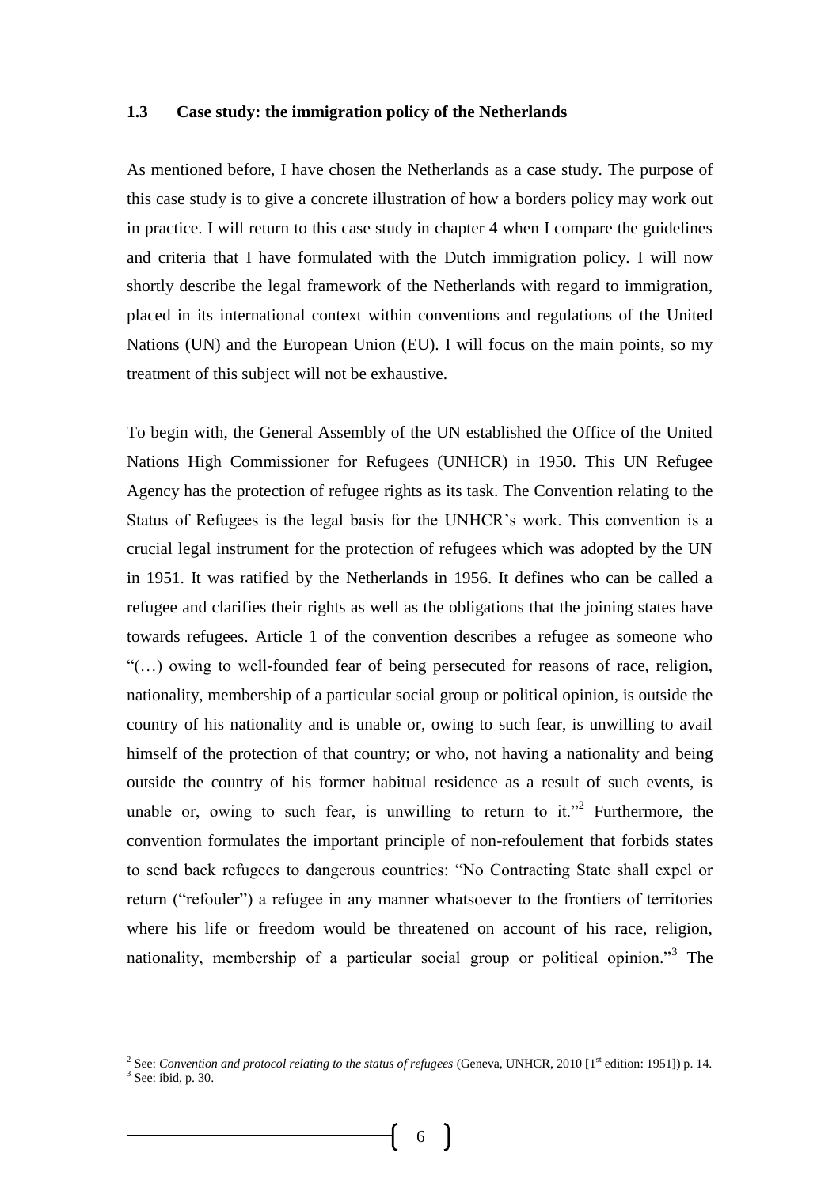### 1.3 Case study: the immigration policy of the Netherlands

As mentioned before, I have chosen the Netherlands as a case study. The purpose of this case study is to give a concrete illustration of how a borders policy may work out in practice. I will return to this case study in chapter 4 when I compare the guidelines and criteria that I have formulated with the Dutch immigration policy. I will now shortly describe the legal framework of the Netherlands with regard to immigration, placed in its international context within conventions and regulations of the United Nations (UN) and the European Union (EU). I will focus on the main points, so my treatment of this subject will not be exhaustive.

To begin with, the General Assembly of the UN established the Office of the United Nations High Commissioner for Refugees (UNHCR) in 1950. This UN Refugee Agency has the protection of refugee rights as its task. The Convention relating to the Status of Refugees is the legal basis for the UNHCR's work. This convention is a crucial legal instrument for the protection of refugees which was adopted by the UN in 1951. It was ratified by the Netherlands in 1956. It defines who can be called a refugee and clarifies their rights as well as the obligations that the joining states have towards refugees. Article 1 of the convention describes a refugee as someone who "(…) owing to well-founded fear of being persecuted for reasons of race, religion, nationality, membership of a particular social group or political opinion, is outside the country of his nationality and is unable or, owing to such fear, is unwilling to avail himself of the protection of that country; or who, not having a nationality and being outside the country of his former habitual residence as a result of such events, is unable or, owing to such fear, is unwilling to return to it."[2] Furthermore, the convention formulates the important principle of non-refoulement that forbids states to send back refugees to dangerous countries: "No Contracting State shall expel or return ("refouler") a refugee in any manner whatsoever to the frontiers of territories where his life or freedom would be threatened on account of his race, religion, nationality, membership of a particular social group or political opinion."[3] The

---

[2] See: *Convention and protocol relating to the status of refugees* (Geneva, UNHCR, 2010 [1st edition: 1951]) p. 14.

[3] See: ibid, p. 30.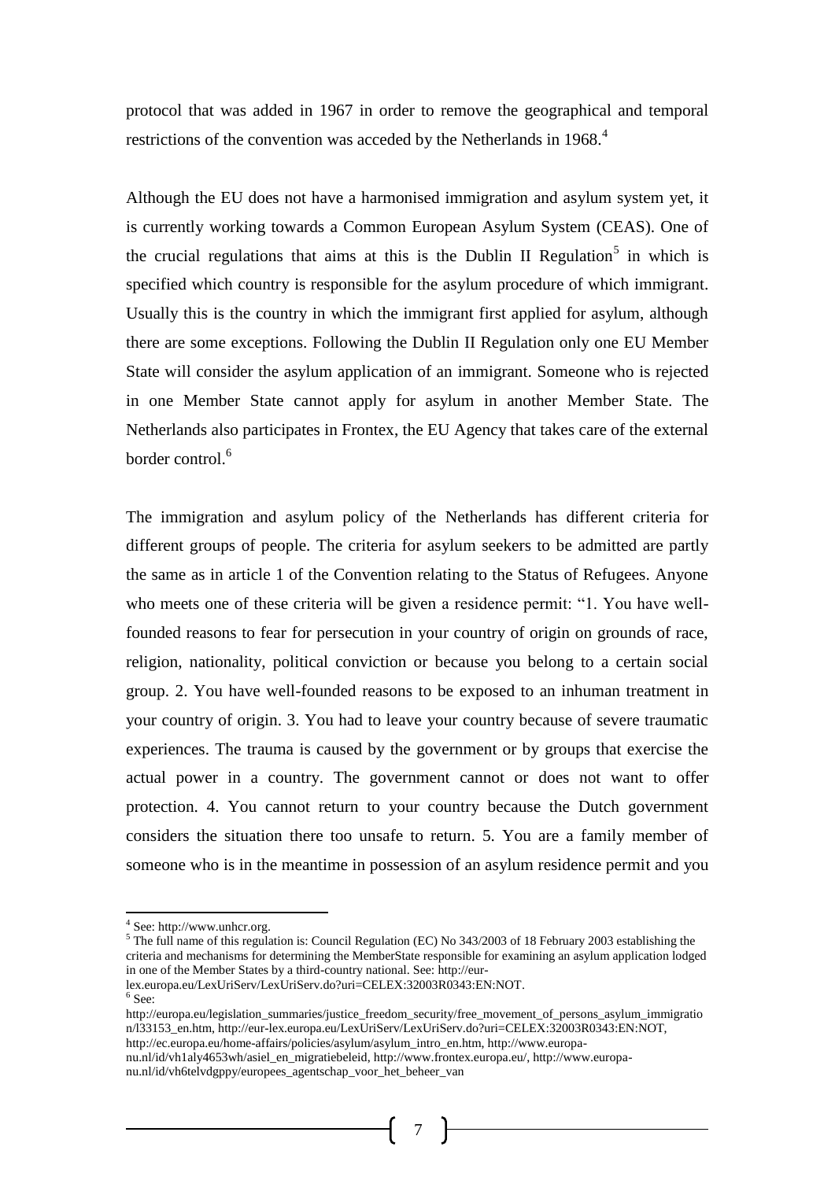protocol that was added in 1967 in order to remove the geographical and temporal restrictions of the convention was acceded by the Netherlands in 1968.[4]

Although the EU does not have a harmonised immigration and asylum system yet, it is currently working towards a Common European Asylum System (CEAS). One of the crucial regulations that aims at this is the Dublin II Regulation[5] in which is specified which country is responsible for the asylum procedure of which immigrant. Usually this is the country in which the immigrant first applied for asylum, although there are some exceptions. Following the Dublin II Regulation only one EU Member State will consider the asylum application of an immigrant. Someone who is rejected in one Member State cannot apply for asylum in another Member State. The Netherlands also participates in Frontex, the EU Agency that takes care of the external border control.[6]

The immigration and asylum policy of the Netherlands has different criteria for different groups of people. The criteria for asylum seekers to be admitted are partly the same as in article 1 of the Convention relating to the Status of Refugees. Anyone who meets one of these criteria will be given a residence permit: "1. You have well-founded reasons to fear for persecution in your country of origin on grounds of race, religion, nationality, political conviction or because you belong to a certain social group. 2. You have well-founded reasons to be exposed to an inhuman treatment in your country of origin. 3. You had to leave your country because of severe traumatic experiences. The trauma is caused by the government or by groups that exercise the actual power in a country. The government cannot or does not want to offer protection. 4. You cannot return to your country because the Dutch government considers the situation there too unsafe to return. 5. You are a family member of someone who is in the meantime in possession of an asylum residence permit and you

---

[4] See: http://www.unhcr.org.

[5] The full name of this regulation is: Council Regulation (EC) No 343/2003 of 18 February 2003 establishing the criteria and mechanisms for determining the MemberState responsible for examining an asylum application lodged in one of the Member States by a third-country national. See: http://eur-lex.europa.eu/LexUriServ/LexUriServ.do?uri=CELEX:32003R0343:EN:NOT.

[6] See: http://europa.eu/legislation_summaries/justice_freedom_security/free_movement_of_persons_asylum_immigration/l33153_en.htm, http://eur-lex.europa.eu/LexUriServ/LexUriServ.do?uri=CELEX:32003R0343:EN:NOT, http://ec.europa.eu/home-affairs/policies/asylum/asylum_intro_en.htm, http://www.europa-nu.nl/id/vh1aly4653wh/asiel_en_migratiebeleid, http://www.frontex.europa.eu/, http://www.europa-nu.nl/id/vh6telvdgppy/europees_agentschap_voor_het_beheer_van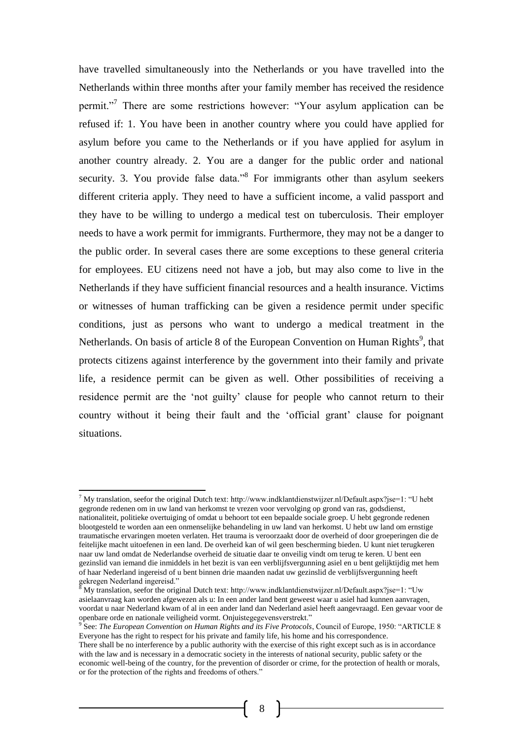have travelled simultaneously into the Netherlands or you have travelled into the Netherlands within three months after your family member has received the residence permit."[7] There are some restrictions however: "Your asylum application can be refused if: 1. You have been in another country where you could have applied for asylum before you came to the Netherlands or if you have applied for asylum in another country already. 2. You are a danger for the public order and national security. 3. You provide false data."[8] For immigrants other than asylum seekers different criteria apply. They need to have a sufficient income, a valid passport and they have to be willing to undergo a medical test on tuberculosis. Their employer needs to have a work permit for immigrants. Furthermore, they may not be a danger to the public order. In several cases there are some exceptions to these general criteria for employees. EU citizens need not have a job, but may also come to live in the Netherlands if they have sufficient financial resources and a health insurance. Victims or witnesses of human trafficking can be given a residence permit under specific conditions, just as persons who want to undergo a medical treatment in the Netherlands. On basis of article 8 of the European Convention on Human Rights[9], that protects citizens against interference by the government into their family and private life, a residence permit can be given as well. Other possibilities of receiving a residence permit are the 'not guilty' clause for people who cannot return to their country without it being their fault and the 'official grant' clause for poignant situations.

---

[7] My translation, seefor the original Dutch text: http://www.indklantdienstwijzer.nl/Default.aspx?jse=1: "U hebt gegronde redenen om in uw land van herkomst te vrezen voor vervolging op grond van ras, godsdienst, nationaliteit, politieke overtuiging of omdat u behoort tot een bepaalde sociale groep. U hebt gegronde redenen blootgesteld te worden aan een onmenselijke behandeling in uw land van herkomst. U hebt uw land om ernstige traumatische ervaringen moeten verlaten. Het trauma is veroorzaakt door de overheid of door groeperingen die de feitelijke macht uitoefenen in een land. De overheid kan of wil geen bescherming bieden. U kunt niet terugkeren naar uw land omdat de Nederlandse overheid de situatie daar te onveilig vindt om terug te keren. U bent een gezinslid van iemand die inmiddels in het bezit is van een verblijfsvergunning asiel en u bent gelijktijdig met hem of haar Nederland ingereisd of u bent binnen drie maanden nadat uw gezinslid de verblijfsvergunning heeft gekregen Nederland ingereisd."

[8] My translation, seefor the original Dutch text: http://www.indklantdienstwijzer.nl/Default.aspx?jse=1: "Uw asielaanvraag kan worden afgewezen als u: In een ander land bent geweest waar u asiel had kunnen aanvragen, voordat u naar Nederland kwam of al in een ander land dan Nederland asiel heeft aangevraagd. Een gevaar voor de openbare orde en nationale veiligheid vormt. Onjuistegegevensverstrekt."

[9] See: *The European Convention on Human Rights and its Five Protocols*, Council of Europe, 1950: "ARTICLE 8 Everyone has the right to respect for his private and family life, his home and his correspondence.
There shall be no interference by a public authority with the exercise of this right except such as is in accordance with the law and is necessary in a democratic society in the interests of national security, public safety or the economic well-being of the country, for the prevention of disorder or crime, for the protection of health or morals, or for the protection of the rights and freedoms of others."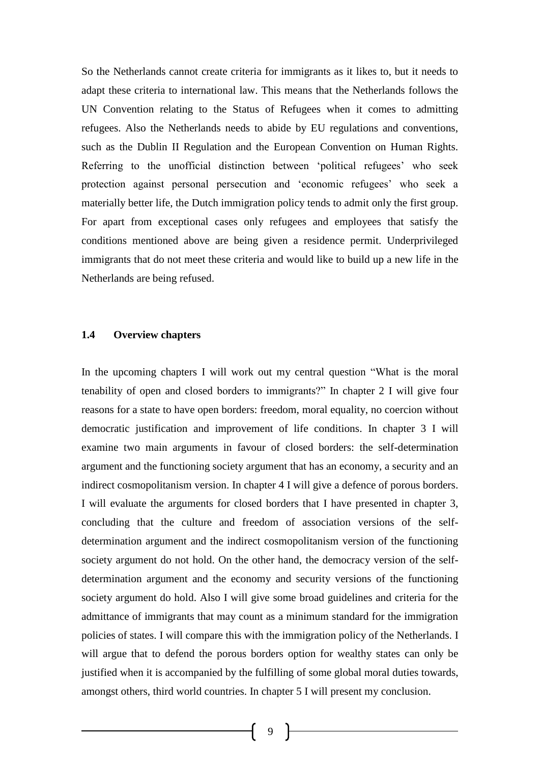So the Netherlands cannot create criteria for immigrants as it likes to, but it needs to adapt these criteria to international law. This means that the Netherlands follows the UN Convention relating to the Status of Refugees when it comes to admitting refugees. Also the Netherlands needs to abide by EU regulations and conventions, such as the Dublin II Regulation and the European Convention on Human Rights. Referring to the unofficial distinction between 'political refugees' who seek protection against personal persecution and 'economic refugees' who seek a materially better life, the Dutch immigration policy tends to admit only the first group. For apart from exceptional cases only refugees and employees that satisfy the conditions mentioned above are being given a residence permit. Underprivileged immigrants that do not meet these criteria and would like to build up a new life in the Netherlands are being refused.

### 1.4 Overview chapters

In the upcoming chapters I will work out my central question "What is the moral tenability of open and closed borders to immigrants?" In chapter 2 I will give four reasons for a state to have open borders: freedom, moral equality, no coercion without democratic justification and improvement of life conditions. In chapter 3 I will examine two main arguments in favour of closed borders: the self-determination argument and the functioning society argument that has an economy, a security and an indirect cosmopolitanism version. In chapter 4 I will give a defence of porous borders. I will evaluate the arguments for closed borders that I have presented in chapter 3, concluding that the culture and freedom of association versions of the self-determination argument and the indirect cosmopolitanism version of the functioning society argument do not hold. On the other hand, the democracy version of the self-determination argument and the economy and security versions of the functioning society argument do hold. Also I will give some broad guidelines and criteria for the admittance of immigrants that may count as a minimum standard for the immigration policies of states. I will compare this with the immigration policy of the Netherlands. I will argue that to defend the porous borders option for wealthy states can only be justified when it is accompanied by the fulfilling of some global moral duties towards, amongst others, third world countries. In chapter 5 I will present my conclusion.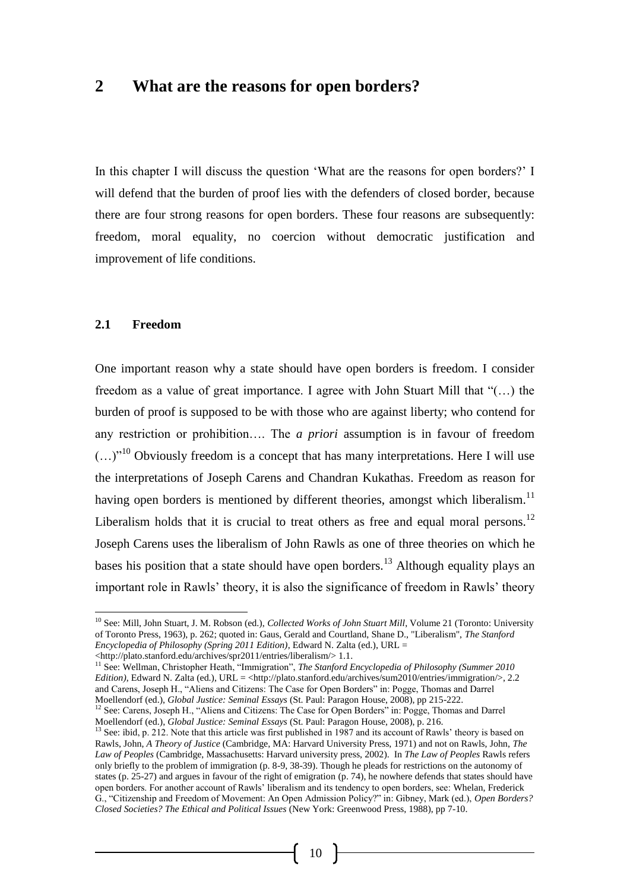## 2 What are the reasons for open borders?

In this chapter I will discuss the question 'What are the reasons for open borders?' I will defend that the burden of proof lies with the defenders of closed border, because there are four strong reasons for open borders. These four reasons are subsequently: freedom, moral equality, no coercion without democratic justification and improvement of life conditions.

### 2.1 Freedom

One important reason why a state should have open borders is freedom. I consider freedom as a value of great importance. I agree with John Stuart Mill that "(…) the burden of proof is supposed to be with those who are against liberty; who contend for any restriction or prohibition…. The *a priori* assumption is in favour of freedom (…)"[10] Obviously freedom is a concept that has many interpretations. Here I will use the interpretations of Joseph Carens and Chandran Kukathas. Freedom as reason for having open borders is mentioned by different theories, amongst which liberalism.[11] Liberalism holds that it is crucial to treat others as free and equal moral persons.[12] Joseph Carens uses the liberalism of John Rawls as one of three theories on which he bases his position that a state should have open borders.[13] Although equality plays an important role in Rawls' theory, it is also the significance of freedom in Rawls' theory

---

[10] See: Mill, John Stuart, J. M. Robson (ed.), *Collected Works of John Stuart Mill*, Volume 21 (Toronto: University of Toronto Press, 1963), p. 262; quoted in: Gaus, Gerald and Courtland, Shane D., "Liberalism", *The Stanford Encyclopedia of Philosophy (Spring 2011 Edition)*, Edward N. Zalta (ed.), URL = <http://plato.stanford.edu/archives/spr2011/entries/liberalism/> 1.1.

[11] See: Wellman, Christopher Heath, "Immigration", *The Stanford Encyclopedia of Philosophy (Summer 2010 Edition)*, Edward N. Zalta (ed.), URL = <http://plato.stanford.edu/archives/sum2010/entries/immigration/>, 2.2 and Carens, Joseph H., "Aliens and Citizens: The Case for Open Borders" in: Pogge, Thomas and Darrel Moellendorf (ed.), *Global Justice: Seminal Essays* (St. Paul: Paragon House, 2008), pp 215-222.

[12] See: Carens, Joseph H., "Aliens and Citizens: The Case for Open Borders" in: Pogge, Thomas and Darrel Moellendorf (ed.), *Global Justice: Seminal Essays* (St. Paul: Paragon House, 2008), p. 216.

[13] See: ibid, p. 212. Note that this article was first published in 1987 and its account of Rawls' theory is based on Rawls, John, *A Theory of Justice* (Cambridge, MA: Harvard University Press, 1971) and not on Rawls, John, *The Law of Peoples* (Cambridge, Massachusetts: Harvard university press, 2002). In *The Law of Peoples* Rawls refers only briefly to the problem of immigration (p. 8-9, 38-39). Though he pleads for restrictions on the autonomy of states (p. 25-27) and argues in favour of the right of emigration (p. 74), he nowhere defends that states should have open borders. For another account of Rawls' liberalism and its tendency to open borders, see: Whelan, Frederick G., "Citizenship and Freedom of Movement: An Open Admission Policy?" in: Gibney, Mark (ed.), *Open Borders? Closed Societies? The Ethical and Political Issues* (New York: Greenwood Press, 1988), pp 7-10.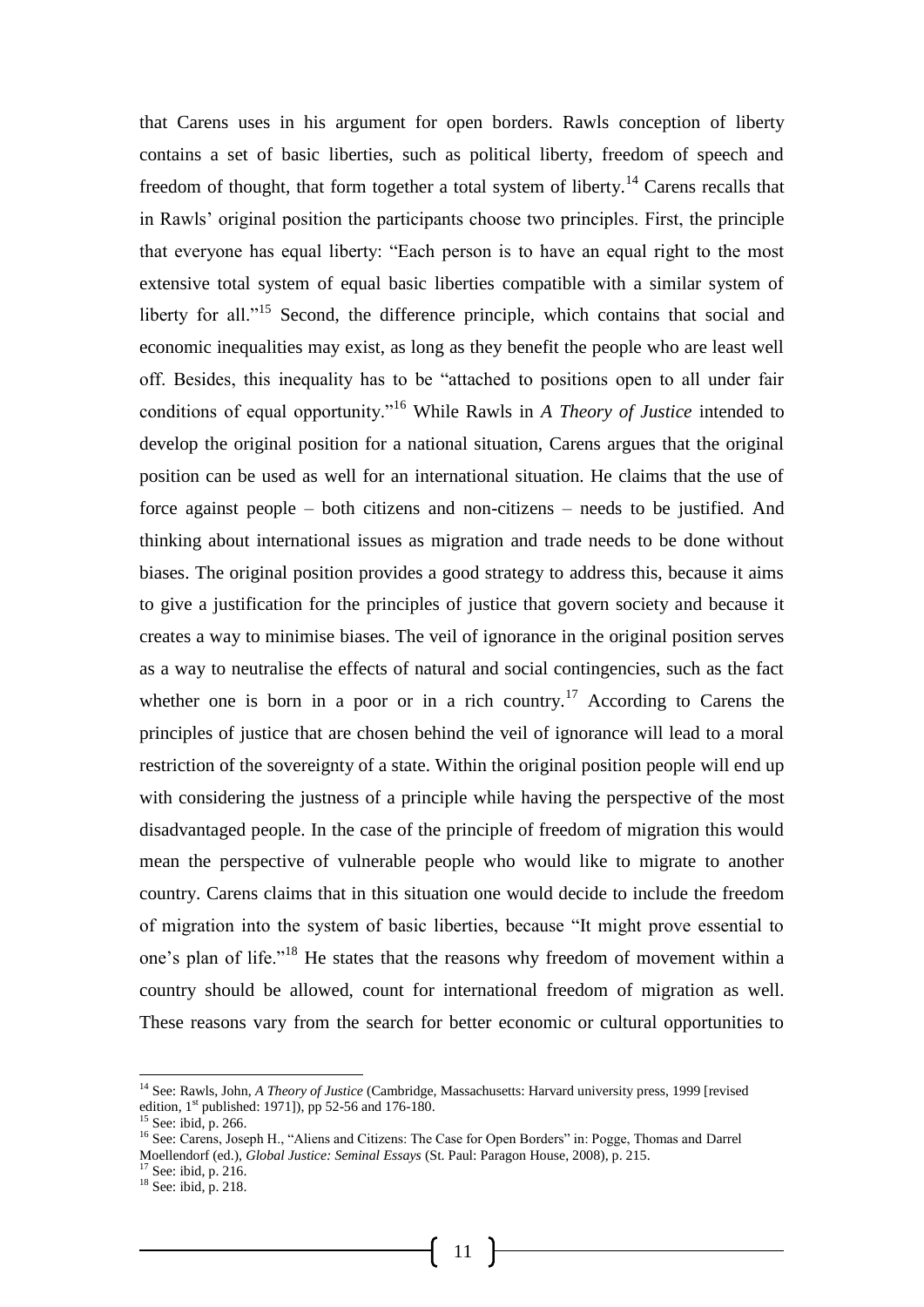that Carens uses in his argument for open borders. Rawls conception of liberty contains a set of basic liberties, such as political liberty, freedom of speech and freedom of thought, that form together a total system of liberty.[14] Carens recalls that in Rawls' original position the participants choose two principles. First, the principle that everyone has equal liberty: "Each person is to have an equal right to the most extensive total system of equal basic liberties compatible with a similar system of liberty for all."[15] Second, the difference principle, which contains that social and economic inequalities may exist, as long as they benefit the people who are least well off. Besides, this inequality has to be "attached to positions open to all under fair conditions of equal opportunity."[16] While Rawls in *A Theory of Justice* intended to develop the original position for a national situation, Carens argues that the original position can be used as well for an international situation. He claims that the use of force against people – both citizens and non-citizens – needs to be justified. And thinking about international issues as migration and trade needs to be done without biases. The original position provides a good strategy to address this, because it aims to give a justification for the principles of justice that govern society and because it creates a way to minimise biases. The veil of ignorance in the original position serves as a way to neutralise the effects of natural and social contingencies, such as the fact whether one is born in a poor or in a rich country.[17] According to Carens the principles of justice that are chosen behind the veil of ignorance will lead to a moral restriction of the sovereignty of a state. Within the original position people will end up with considering the justness of a principle while having the perspective of the most disadvantaged people. In the case of the principle of freedom of migration this would mean the perspective of vulnerable people who would like to migrate to another country. Carens claims that in this situation one would decide to include the freedom of migration into the system of basic liberties, because "It might prove essential to one's plan of life."[18] He states that the reasons why freedom of movement within a country should be allowed, count for international freedom of migration as well. These reasons vary from the search for better economic or cultural opportunities to

---

[14] See: Rawls, John, *A Theory of Justice* (Cambridge, Massachusetts: Harvard university press, 1999 [revised edition, 1st published: 1971]), pp 52-56 and 176-180.

[15] See: ibid, p. 266.

[16] See: Carens, Joseph H., "Aliens and Citizens: The Case for Open Borders" in: Pogge, Thomas and Darrel Moellendorf (ed.), *Global Justice: Seminal Essays* (St. Paul: Paragon House, 2008), p. 215.

[17] See: ibid, p. 216.

[18] See: ibid, p. 218.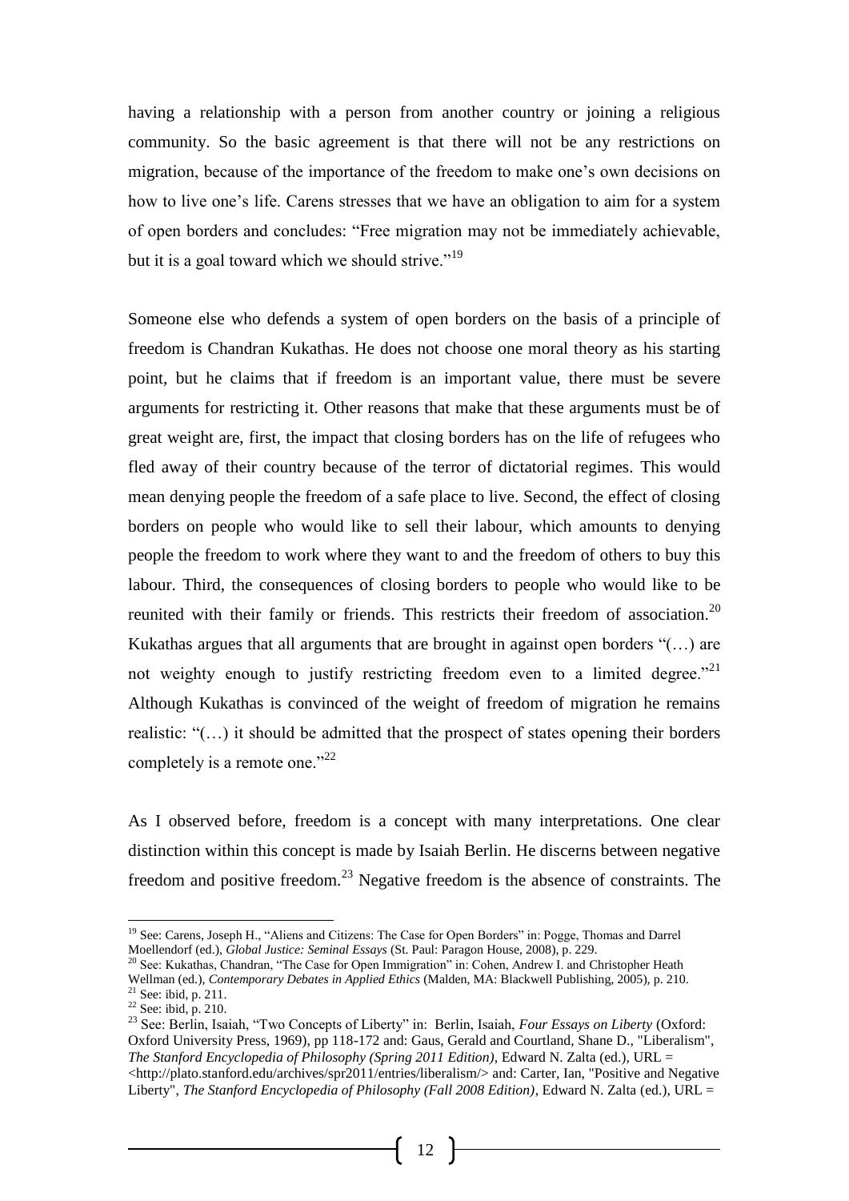having a relationship with a person from another country or joining a religious community. So the basic agreement is that there will not be any restrictions on migration, because of the importance of the freedom to make one's own decisions on how to live one's life. Carens stresses that we have an obligation to aim for a system of open borders and concludes: "Free migration may not be immediately achievable, but it is a goal toward which we should strive."[19]

Someone else who defends a system of open borders on the basis of a principle of freedom is Chandran Kukathas. He does not choose one moral theory as his starting point, but he claims that if freedom is an important value, there must be severe arguments for restricting it. Other reasons that make that these arguments must be of great weight are, first, the impact that closing borders has on the life of refugees who fled away of their country because of the terror of dictatorial regimes. This would mean denying people the freedom of a safe place to live. Second, the effect of closing borders on people who would like to sell their labour, which amounts to denying people the freedom to work where they want to and the freedom of others to buy this labour. Third, the consequences of closing borders to people who would like to be reunited with their family or friends. This restricts their freedom of association.[20] Kukathas argues that all arguments that are brought in against open borders "(…) are not weighty enough to justify restricting freedom even to a limited degree."[21] Although Kukathas is convinced of the weight of freedom of migration he remains realistic: "(…) it should be admitted that the prospect of states opening their borders completely is a remote one."[22]

As I observed before, freedom is a concept with many interpretations. One clear distinction within this concept is made by Isaiah Berlin. He discerns between negative freedom and positive freedom.[23] Negative freedom is the absence of constraints. The

---

[19] See: Carens, Joseph H., "Aliens and Citizens: The Case for Open Borders" in: Pogge, Thomas and Darrel Moellendorf (ed.), *Global Justice: Seminal Essays* (St. Paul: Paragon House, 2008), p. 229.

[20] See: Kukathas, Chandran, "The Case for Open Immigration" in: Cohen, Andrew I. and Christopher Heath Wellman (ed.), *Contemporary Debates in Applied Ethics* (Malden, MA: Blackwell Publishing, 2005), p. 210.

[21] See: ibid, p. 211.

[22] See: ibid, p. 210.

[23] See: Berlin, Isaiah, "Two Concepts of Liberty" in: Berlin, Isaiah, *Four Essays on Liberty* (Oxford: Oxford University Press, 1969), pp 118-172 and: Gaus, Gerald and Courtland, Shane D., "Liberalism", *The Stanford Encyclopedia of Philosophy (Spring 2011 Edition)*, Edward N. Zalta (ed.), URL = <http://plato.stanford.edu/archives/spr2011/entries/liberalism/> and: Carter, Ian, "Positive and Negative Liberty", *The Stanford Encyclopedia of Philosophy (Fall 2008 Edition)*, Edward N. Zalta (ed.), URL =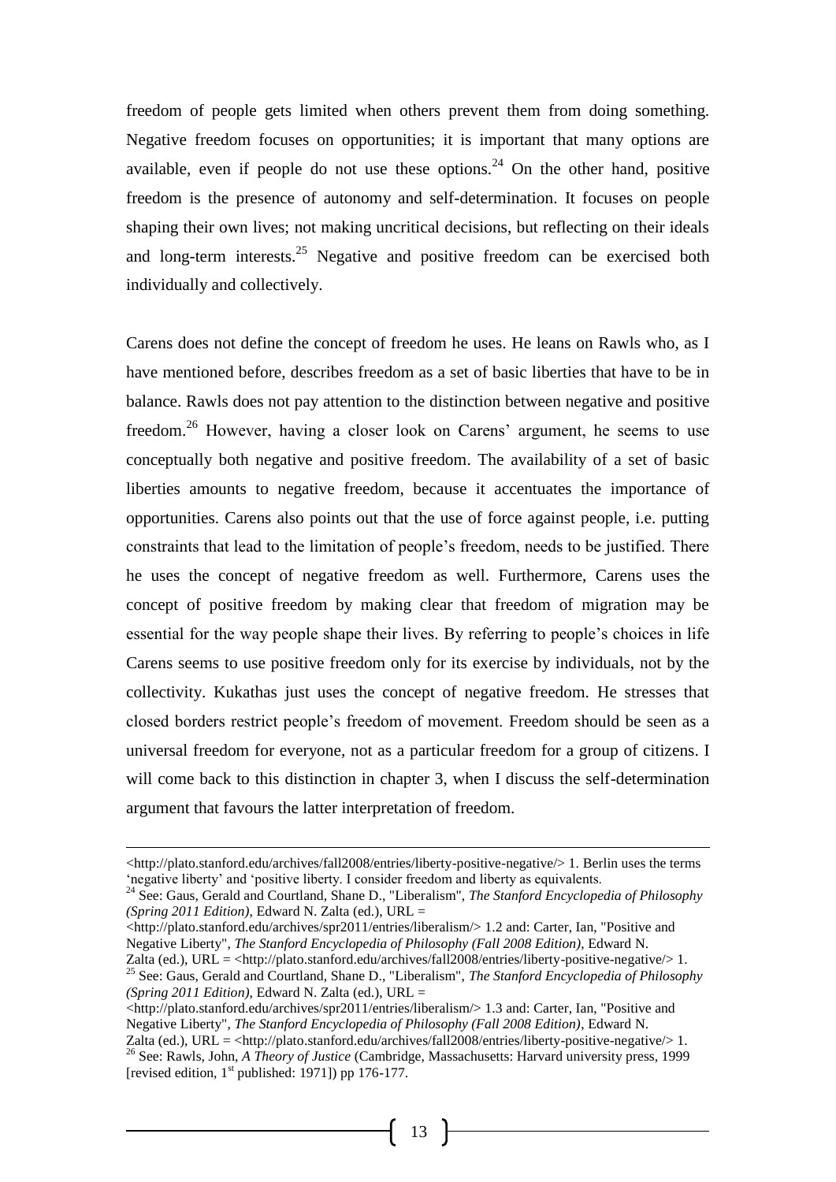freedom of people gets limited when others prevent them from doing something. Negative freedom focuses on opportunities; it is important that many options are available, even if people do not use these options.[24] On the other hand, positive freedom is the presence of autonomy and self-determination. It focuses on people shaping their own lives; not making uncritical decisions, but reflecting on their ideals and long-term interests.[25] Negative and positive freedom can be exercised both individually and collectively.

Carens does not define the concept of freedom he uses. He leans on Rawls who, as I have mentioned before, describes freedom as a set of basic liberties that have to be in balance. Rawls does not pay attention to the distinction between negative and positive freedom.[26] However, having a closer look on Carens' argument, he seems to use conceptually both negative and positive freedom. The availability of a set of basic liberties amounts to negative freedom, because it accentuates the importance of opportunities. Carens also points out that the use of force against people, i.e. putting constraints that lead to the limitation of people's freedom, needs to be justified. There he uses the concept of negative freedom as well. Furthermore, Carens uses the concept of positive freedom by making clear that freedom of migration may be essential for the way people shape their lives. By referring to people's choices in life Carens seems to use positive freedom only for its exercise by individuals, not by the collectivity. Kukathas just uses the concept of negative freedom. He stresses that closed borders restrict people's freedom of movement. Freedom should be seen as a universal freedom for everyone, not as a particular freedom for a group of citizens. I will come back to this distinction in chapter 3, when I discuss the self-determination argument that favours the latter interpretation of freedom.

---

<http://plato.stanford.edu/archives/fall2008/entries/liberty-positive-negative/> 1. Berlin uses the terms 'negative liberty' and 'positive liberty. I consider freedom and liberty as equivalents.

[24] See: Gaus, Gerald and Courtland, Shane D., "Liberalism", *The Stanford Encyclopedia of Philosophy (Spring 2011 Edition)*, Edward N. Zalta (ed.), URL = <http://plato.stanford.edu/archives/spr2011/entries/liberalism/> 1.2 and: Carter, Ian, "Positive and Negative Liberty", *The Stanford Encyclopedia of Philosophy (Fall 2008 Edition)*, Edward N. Zalta (ed.), URL = <http://plato.stanford.edu/archives/fall2008/entries/liberty-positive-negative/> 1.

[25] See: Gaus, Gerald and Courtland, Shane D., "Liberalism", *The Stanford Encyclopedia of Philosophy (Spring 2011 Edition)*, Edward N. Zalta (ed.), URL = <http://plato.stanford.edu/archives/spr2011/entries/liberalism/> 1.3 and: Carter, Ian, "Positive and Negative Liberty", *The Stanford Encyclopedia of Philosophy (Fall 2008 Edition)*, Edward N. Zalta (ed.), URL = <http://plato.stanford.edu/archives/fall2008/entries/liberty-positive-negative/> 1.

[26] See: Rawls, John, *A Theory of Justice* (Cambridge, Massachusetts: Harvard university press, 1999 [revised edition, 1st published: 1971]) pp 176-177.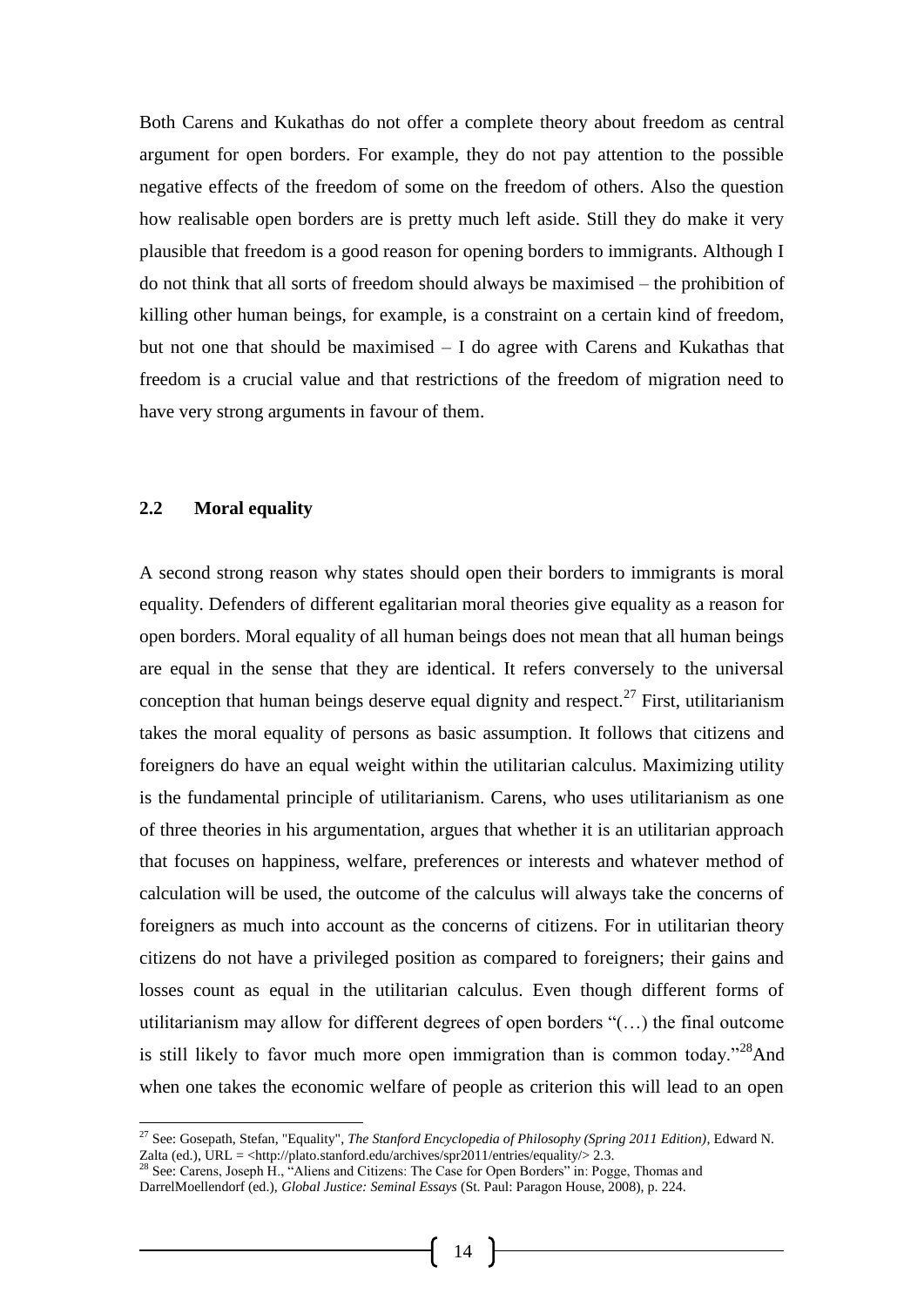Both Carens and Kukathas do not offer a complete theory about freedom as central argument for open borders. For example, they do not pay attention to the possible negative effects of the freedom of some on the freedom of others. Also the question how realisable open borders are is pretty much left aside. Still they do make it very plausible that freedom is a good reason for opening borders to immigrants. Although I do not think that all sorts of freedom should always be maximised – the prohibition of killing other human beings, for example, is a constraint on a certain kind of freedom, but not one that should be maximised – I do agree with Carens and Kukathas that freedom is a crucial value and that restrictions of the freedom of migration need to have very strong arguments in favour of them.

### 2.2 Moral equality

A second strong reason why states should open their borders to immigrants is moral equality. Defenders of different egalitarian moral theories give equality as a reason for open borders. Moral equality of all human beings does not mean that all human beings are equal in the sense that they are identical. It refers conversely to the universal conception that human beings deserve equal dignity and respect.[27] First, utilitarianism takes the moral equality of persons as basic assumption. It follows that citizens and foreigners do have an equal weight within the utilitarian calculus. Maximizing utility is the fundamental principle of utilitarianism. Carens, who uses utilitarianism as one of three theories in his argumentation, argues that whether it is an utilitarian approach that focuses on happiness, welfare, preferences or interests and whatever method of calculation will be used, the outcome of the calculus will always take the concerns of foreigners as much into account as the concerns of citizens. For in utilitarian theory citizens do not have a privileged position as compared to foreigners; their gains and losses count as equal in the utilitarian calculus. Even though different forms of utilitarianism may allow for different degrees of open borders "(…) the final outcome is still likely to favor much more open immigration than is common today."[28]And when one takes the economic welfare of people as criterion this will lead to an open

---

[27] See: Gosepath, Stefan, "Equality", *The Stanford Encyclopedia of Philosophy (Spring 2011 Edition)*, Edward N. Zalta (ed.), URL = <http://plato.stanford.edu/archives/spr2011/entries/equality/> 2.3.

[28] See: Carens, Joseph H., "Aliens and Citizens: The Case for Open Borders" in: Pogge, Thomas and DarrelMoellendorf (ed.), *Global Justice: Seminal Essays* (St. Paul: Paragon House, 2008), p. 224.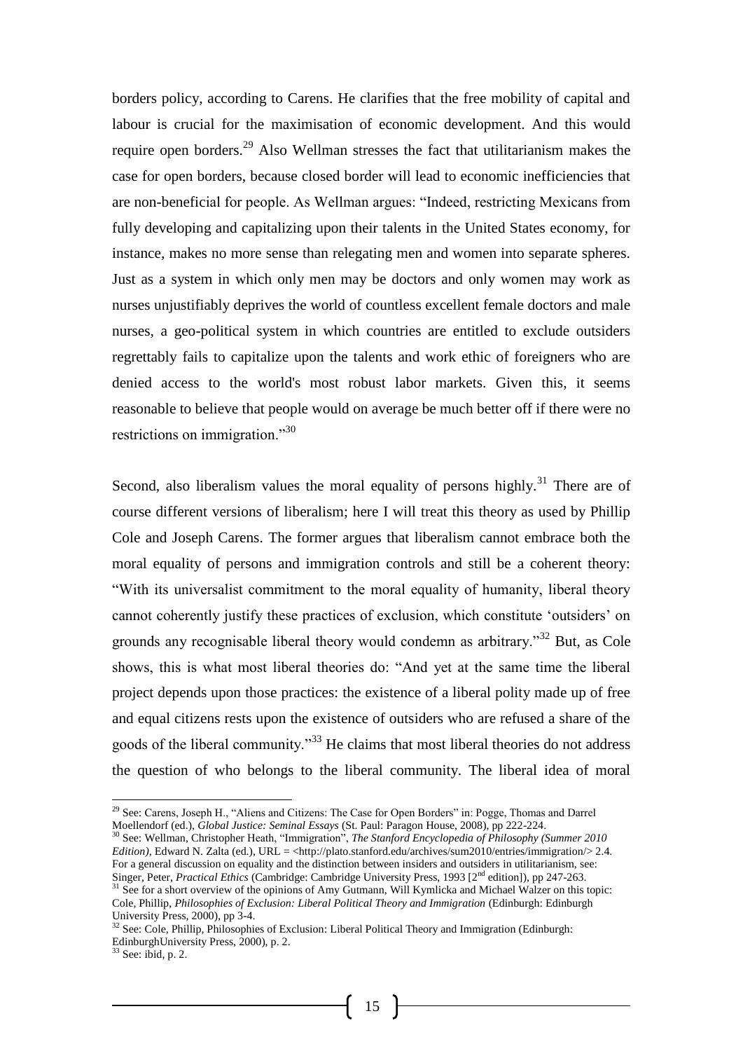borders policy, according to Carens. He clarifies that the free mobility of capital and labour is crucial for the maximisation of economic development. And this would require open borders.[29] Also Wellman stresses the fact that utilitarianism makes the case for open borders, because closed border will lead to economic inefficiencies that are non-beneficial for people. As Wellman argues: "Indeed, restricting Mexicans from fully developing and capitalizing upon their talents in the United States economy, for instance, makes no more sense than relegating men and women into separate spheres. Just as a system in which only men may be doctors and only women may work as nurses unjustifiably deprives the world of countless excellent female doctors and male nurses, a geo-political system in which countries are entitled to exclude outsiders regrettably fails to capitalize upon the talents and work ethic of foreigners who are denied access to the world's most robust labor markets. Given this, it seems reasonable to believe that people would on average be much better off if there were no restrictions on immigration."[30]

Second, also liberalism values the moral equality of persons highly.[31] There are of course different versions of liberalism; here I will treat this theory as used by Phillip Cole and Joseph Carens. The former argues that liberalism cannot embrace both the moral equality of persons and immigration controls and still be a coherent theory: "With its universalist commitment to the moral equality of humanity, liberal theory cannot coherently justify these practices of exclusion, which constitute 'outsiders' on grounds any recognisable liberal theory would condemn as arbitrary."[32] But, as Cole shows, this is what most liberal theories do: "And yet at the same time the liberal project depends upon those practices: the existence of a liberal polity made up of free and equal citizens rests upon the existence of outsiders who are refused a share of the goods of the liberal community."[33] He claims that most liberal theories do not address the question of who belongs to the liberal community. The liberal idea of moral

---

[29] See: Carens, Joseph H., "Aliens and Citizens: The Case for Open Borders" in: Pogge, Thomas and Darrel Moellendorf (ed.), *Global Justice: Seminal Essays* (St. Paul: Paragon House, 2008), pp 222-224.

[30] See: Wellman, Christopher Heath, "Immigration", *The Stanford Encyclopedia of Philosophy (Summer 2010 Edition)*, Edward N. Zalta (ed.), URL = <http://plato.stanford.edu/archives/sum2010/entries/immigration/> 2.4. For a general discussion on equality and the distinction between insiders and outsiders in utilitarianism, see: Singer, Peter, *Practical Ethics* (Cambridge: Cambridge University Press, 1993 [2nd edition]), pp 247-263.

[31] See for a short overview of the opinions of Amy Gutmann, Will Kymlicka and Michael Walzer on this topic: Cole, Phillip, *Philosophies of Exclusion: Liberal Political Theory and Immigration* (Edinburgh: Edinburgh University Press, 2000), pp 3-4.

[32] See: Cole, Phillip, Philosophies of Exclusion: Liberal Political Theory and Immigration (Edinburgh: EdinburghUniversity Press, 2000), p. 2.

[33] See: ibid, p. 2.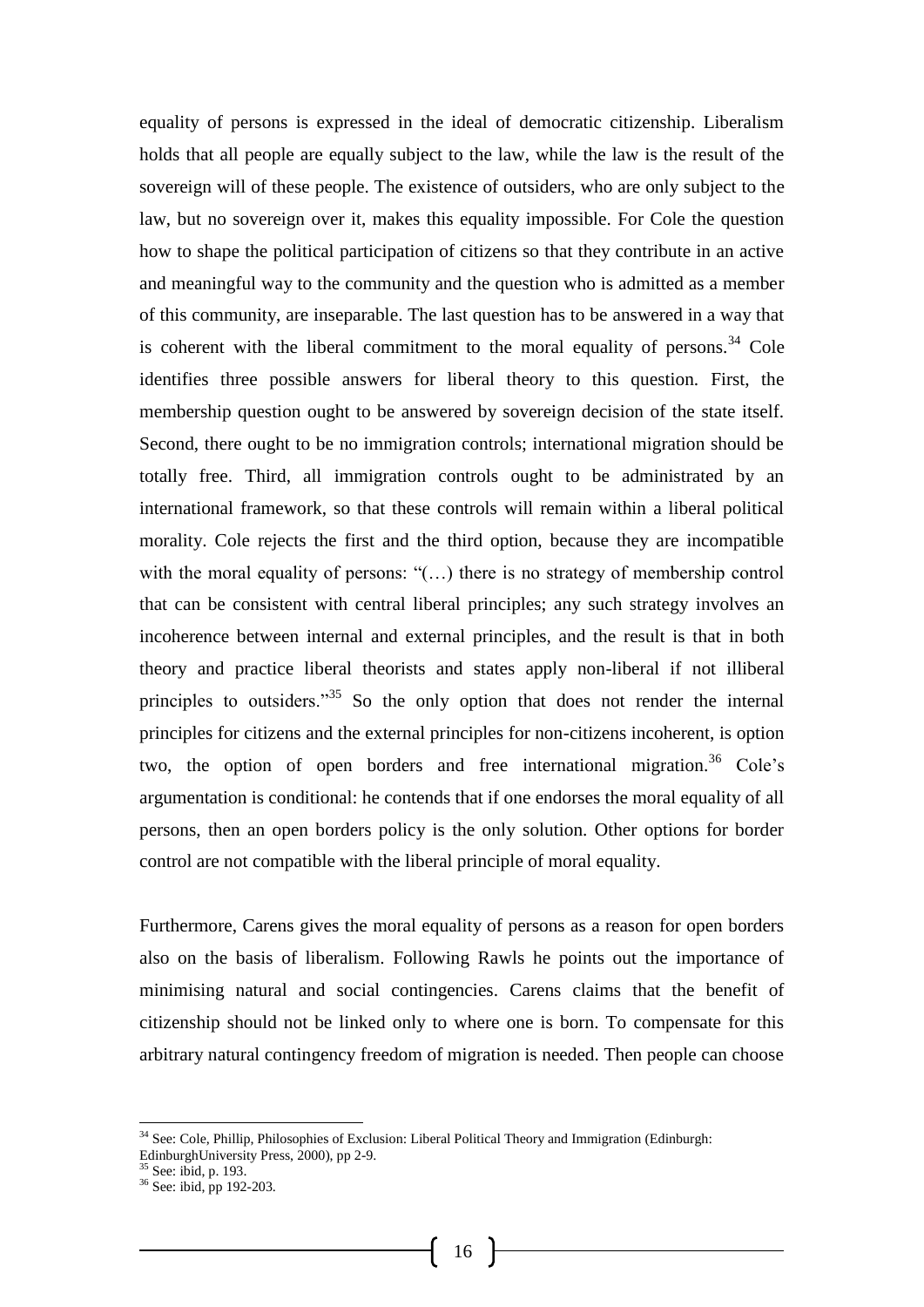equality of persons is expressed in the ideal of democratic citizenship. Liberalism holds that all people are equally subject to the law, while the law is the result of the sovereign will of these people. The existence of outsiders, who are only subject to the law, but no sovereign over it, makes this equality impossible. For Cole the question how to shape the political participation of citizens so that they contribute in an active and meaningful way to the community and the question who is admitted as a member of this community, are inseparable. The last question has to be answered in a way that is coherent with the liberal commitment to the moral equality of persons.[34] Cole identifies three possible answers for liberal theory to this question. First, the membership question ought to be answered by sovereign decision of the state itself. Second, there ought to be no immigration controls; international migration should be totally free. Third, all immigration controls ought to be administrated by an international framework, so that these controls will remain within a liberal political morality. Cole rejects the first and the third option, because they are incompatible with the moral equality of persons: "(…) there is no strategy of membership control that can be consistent with central liberal principles; any such strategy involves an incoherence between internal and external principles, and the result is that in both theory and practice liberal theorists and states apply non-liberal if not illiberal principles to outsiders."[35] So the only option that does not render the internal principles for citizens and the external principles for non-citizens incoherent, is option two, the option of open borders and free international migration.[36] Cole's argumentation is conditional: he contends that if one endorses the moral equality of all persons, then an open borders policy is the only solution. Other options for border control are not compatible with the liberal principle of moral equality.

Furthermore, Carens gives the moral equality of persons as a reason for open borders also on the basis of liberalism. Following Rawls he points out the importance of minimising natural and social contingencies. Carens claims that the benefit of citizenship should not be linked only to where one is born. To compensate for this arbitrary natural contingency freedom of migration is needed. Then people can choose

---

[34] See: Cole, Phillip, Philosophies of Exclusion: Liberal Political Theory and Immigration (Edinburgh: EdinburghUniversity Press, 2000), pp 2-9.

[35] See: ibid, p. 193.

[36] See: ibid, pp 192-203.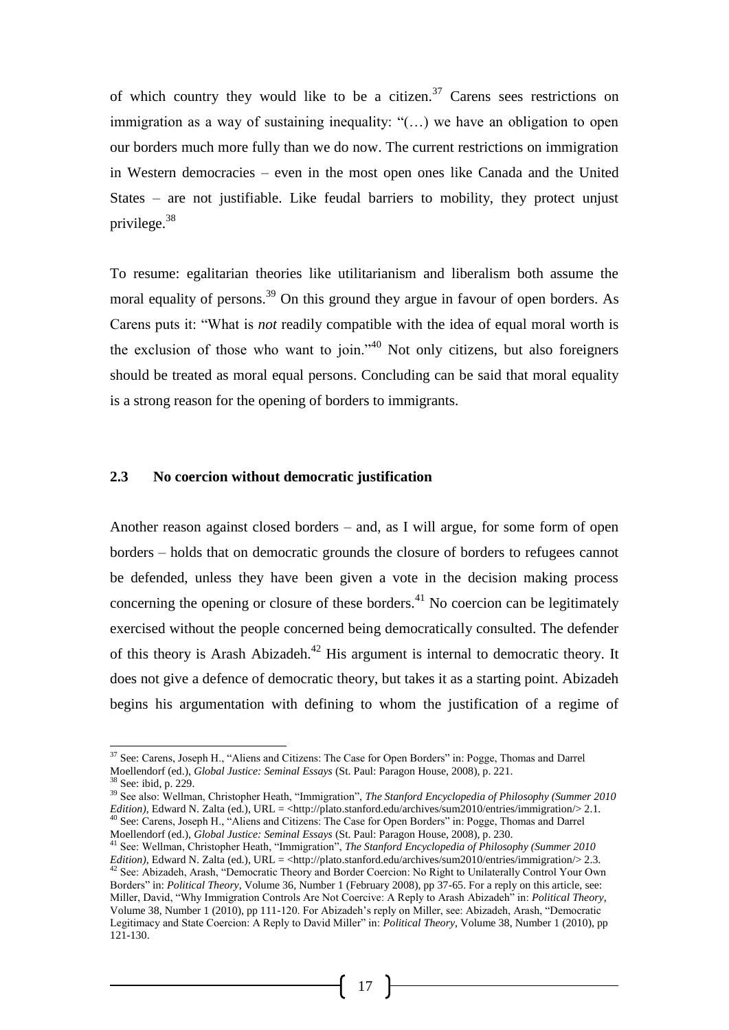of which country they would like to be a citizen.[37] Carens sees restrictions on immigration as a way of sustaining inequality: "(…) we have an obligation to open our borders much more fully than we do now. The current restrictions on immigration in Western democracies – even in the most open ones like Canada and the United States – are not justifiable. Like feudal barriers to mobility, they protect unjust privilege.[38]

To resume: egalitarian theories like utilitarianism and liberalism both assume the moral equality of persons.[39] On this ground they argue in favour of open borders. As Carens puts it: "What is *not* readily compatible with the idea of equal moral worth is the exclusion of those who want to join."[40] Not only citizens, but also foreigners should be treated as moral equal persons. Concluding can be said that moral equality is a strong reason for the opening of borders to immigrants.

### 2.3 No coercion without democratic justification

Another reason against closed borders – and, as I will argue, for some form of open borders – holds that on democratic grounds the closure of borders to refugees cannot be defended, unless they have been given a vote in the decision making process concerning the opening or closure of these borders.[41] No coercion can be legitimately exercised without the people concerned being democratically consulted. The defender of this theory is Arash Abizadeh.[42] His argument is internal to democratic theory. It does not give a defence of democratic theory, but takes it as a starting point. Abizadeh begins his argumentation with defining to whom the justification of a regime of

---

[37] See: Carens, Joseph H., "Aliens and Citizens: The Case for Open Borders" in: Pogge, Thomas and Darrel Moellendorf (ed.), *Global Justice: Seminal Essays* (St. Paul: Paragon House, 2008), p. 221.

[38] See: ibid, p. 229.

[39] See also: Wellman, Christopher Heath, "Immigration", *The Stanford Encyclopedia of Philosophy (Summer 2010 Edition)*, Edward N. Zalta (ed.), URL = <http://plato.stanford.edu/archives/sum2010/entries/immigration/> 2.1.

[40] See: Carens, Joseph H., "Aliens and Citizens: The Case for Open Borders" in: Pogge, Thomas and Darrel Moellendorf (ed.), *Global Justice: Seminal Essays* (St. Paul: Paragon House, 2008), p. 230.

[41] See: Wellman, Christopher Heath, "Immigration", *The Stanford Encyclopedia of Philosophy (Summer 2010 Edition)*, Edward N. Zalta (ed.), URL = <http://plato.stanford.edu/archives/sum2010/entries/immigration/> 2.3.

[42] See: Abizadeh, Arash, "Democratic Theory and Border Coercion: No Right to Unilaterally Control Your Own Borders" in: *Political Theory*, Volume 36, Number 1 (February 2008), pp 37-65. For a reply on this article, see: Miller, David, "Why Immigration Controls Are Not Coercive: A Reply to Arash Abizadeh" in: *Political Theory*, Volume 38, Number 1 (2010), pp 111-120. For Abizadeh's reply on Miller, see: Abizadeh, Arash, "Democratic Legitimacy and State Coercion: A Reply to David Miller" in: *Political Theory*, Volume 38, Number 1 (2010), pp 121-130.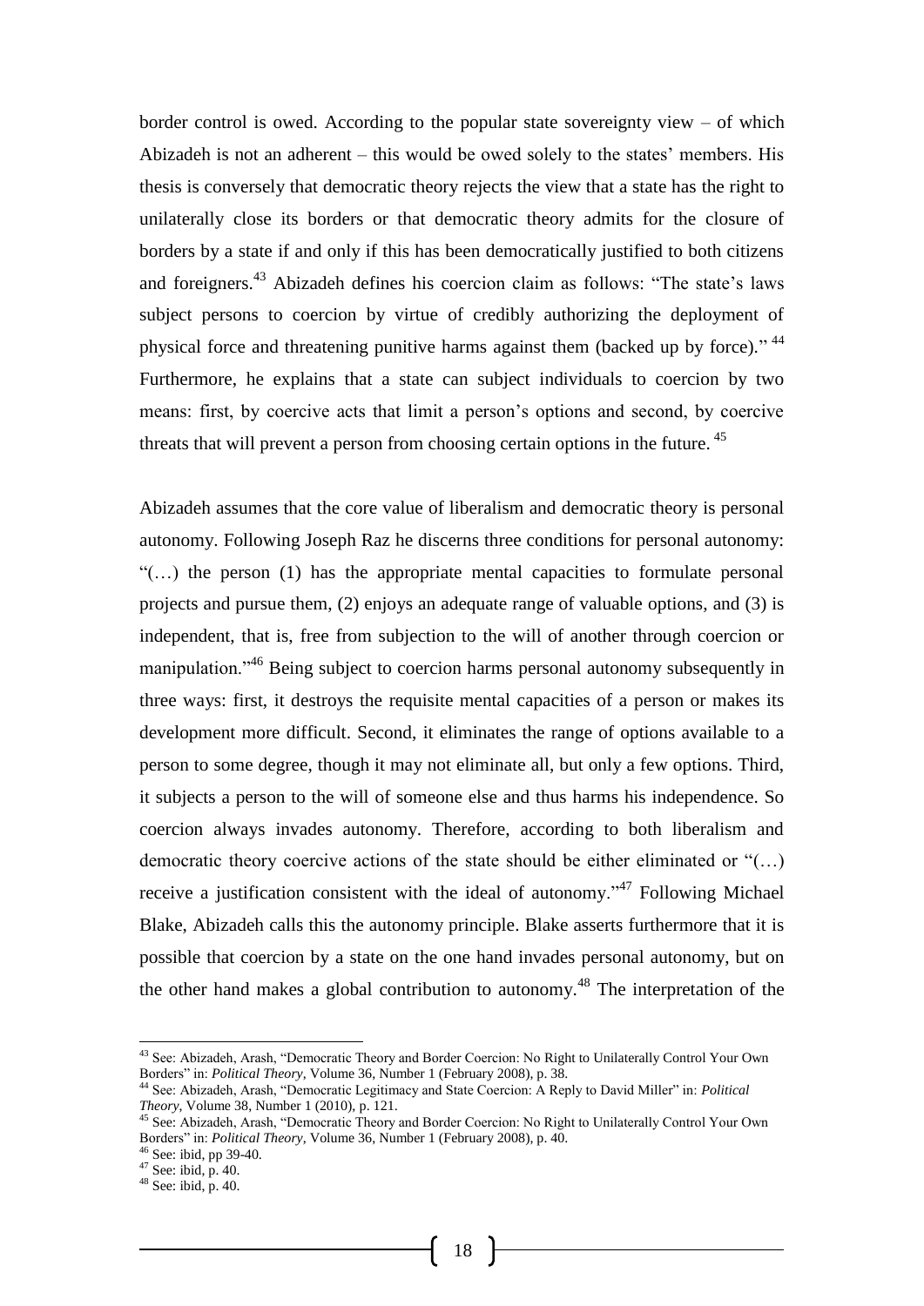border control is owed. According to the popular state sovereignty view – of which Abizadeh is not an adherent – this would be owed solely to the states' members. His thesis is conversely that democratic theory rejects the view that a state has the right to unilaterally close its borders or that democratic theory admits for the closure of borders by a state if and only if this has been democratically justified to both citizens and foreigners.[43] Abizadeh defines his coercion claim as follows: "The state's laws subject persons to coercion by virtue of credibly authorizing the deployment of physical force and threatening punitive harms against them (backed up by force)." [44] Furthermore, he explains that a state can subject individuals to coercion by two means: first, by coercive acts that limit a person's options and second, by coercive threats that will prevent a person from choosing certain options in the future. [45]

Abizadeh assumes that the core value of liberalism and democratic theory is personal autonomy. Following Joseph Raz he discerns three conditions for personal autonomy: "(…) the person (1) has the appropriate mental capacities to formulate personal projects and pursue them, (2) enjoys an adequate range of valuable options, and (3) is independent, that is, free from subjection to the will of another through coercion or manipulation."[46] Being subject to coercion harms personal autonomy subsequently in three ways: first, it destroys the requisite mental capacities of a person or makes its development more difficult. Second, it eliminates the range of options available to a person to some degree, though it may not eliminate all, but only a few options. Third, it subjects a person to the will of someone else and thus harms his independence. So coercion always invades autonomy. Therefore, according to both liberalism and democratic theory coercive actions of the state should be either eliminated or "(…) receive a justification consistent with the ideal of autonomy."[47] Following Michael Blake, Abizadeh calls this the autonomy principle. Blake asserts furthermore that it is possible that coercion by a state on the one hand invades personal autonomy, but on the other hand makes a global contribution to autonomy.[48] The interpretation of the

---

[43] See: Abizadeh, Arash, "Democratic Theory and Border Coercion: No Right to Unilaterally Control Your Own Borders" in: *Political Theory*, Volume 36, Number 1 (February 2008), p. 38.

[44] See: Abizadeh, Arash, "Democratic Legitimacy and State Coercion: A Reply to David Miller" in: *Political Theory*, Volume 38, Number 1 (2010), p. 121.

[45] See: Abizadeh, Arash, "Democratic Theory and Border Coercion: No Right to Unilaterally Control Your Own Borders" in: *Political Theory*, Volume 36, Number 1 (February 2008), p. 40.

[46] See: ibid, pp 39-40.

[47] See: ibid, p. 40.

[48] See: ibid, p. 40.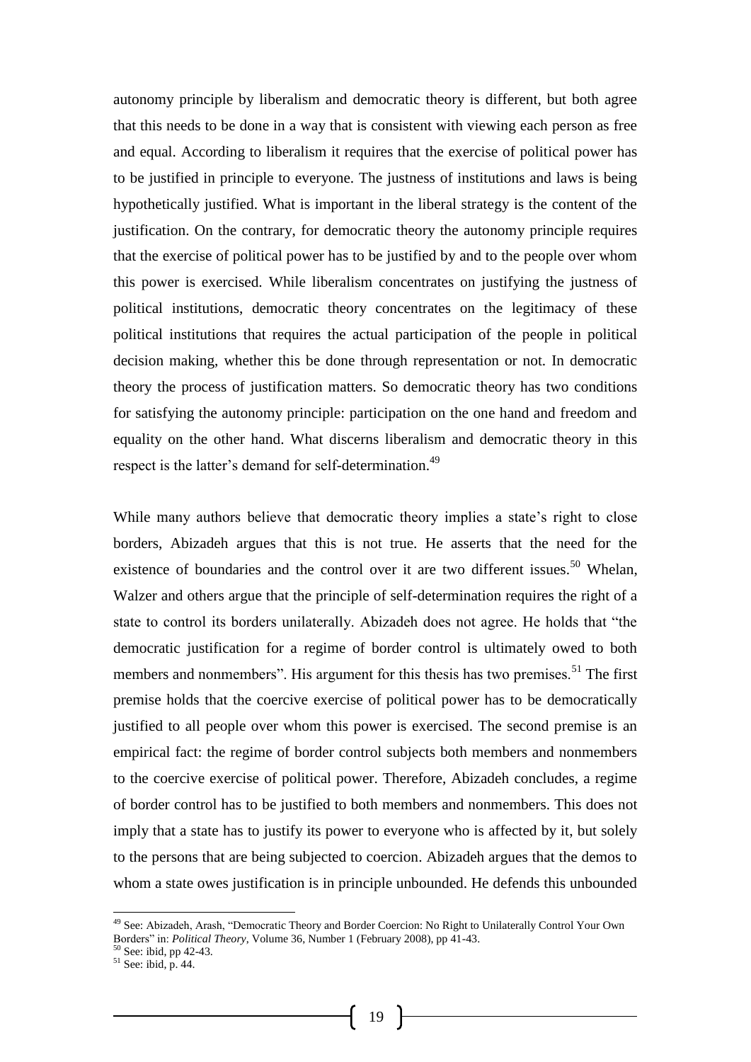autonomy principle by liberalism and democratic theory is different, but both agree that this needs to be done in a way that is consistent with viewing each person as free and equal. According to liberalism it requires that the exercise of political power has to be justified in principle to everyone. The justness of institutions and laws is being hypothetically justified. What is important in the liberal strategy is the content of the justification. On the contrary, for democratic theory the autonomy principle requires that the exercise of political power has to be justified by and to the people over whom this power is exercised. While liberalism concentrates on justifying the justness of political institutions, democratic theory concentrates on the legitimacy of these political institutions that requires the actual participation of the people in political decision making, whether this be done through representation or not. In democratic theory the process of justification matters. So democratic theory has two conditions for satisfying the autonomy principle: participation on the one hand and freedom and equality on the other hand. What discerns liberalism and democratic theory in this respect is the latter's demand for self-determination.[49]

While many authors believe that democratic theory implies a state's right to close borders, Abizadeh argues that this is not true. He asserts that the need for the existence of boundaries and the control over it are two different issues.[50] Whelan, Walzer and others argue that the principle of self-determination requires the right of a state to control its borders unilaterally. Abizadeh does not agree. He holds that "the democratic justification for a regime of border control is ultimately owed to both members and nonmembers". His argument for this thesis has two premises.[51] The first premise holds that the coercive exercise of political power has to be democratically justified to all people over whom this power is exercised. The second premise is an empirical fact: the regime of border control subjects both members and nonmembers to the coercive exercise of political power. Therefore, Abizadeh concludes, a regime of border control has to be justified to both members and nonmembers. This does not imply that a state has to justify its power to everyone who is affected by it, but solely to the persons that are being subjected to coercion. Abizadeh argues that the demos to whom a state owes justification is in principle unbounded. He defends this unbounded

---

[49] See: Abizadeh, Arash, "Democratic Theory and Border Coercion: No Right to Unilaterally Control Your Own Borders" in: *Political Theory*, Volume 36, Number 1 (February 2008), pp 41-43.

[50] See: ibid, pp 42-43.

[51] See: ibid, p. 44.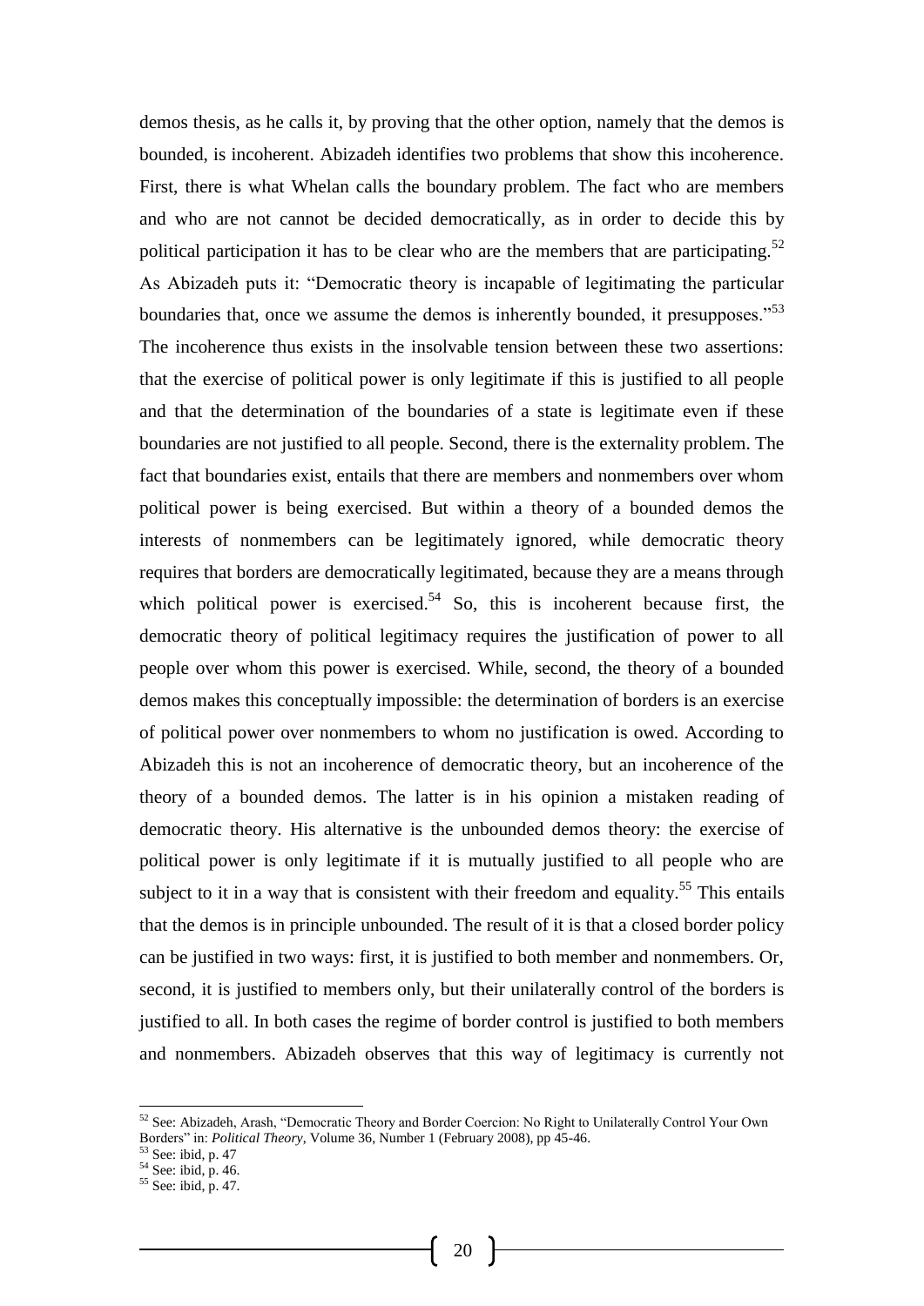demos thesis, as he calls it, by proving that the other option, namely that the demos is bounded, is incoherent. Abizadeh identifies two problems that show this incoherence. First, there is what Whelan calls the boundary problem. The fact who are members and who are not cannot be decided democratically, as in order to decide this by political participation it has to be clear who are the members that are participating.[52] As Abizadeh puts it: "Democratic theory is incapable of legitimating the particular boundaries that, once we assume the demos is inherently bounded, it presupposes."[53] The incoherence thus exists in the insolvable tension between these two assertions: that the exercise of political power is only legitimate if this is justified to all people and that the determination of the boundaries of a state is legitimate even if these boundaries are not justified to all people. Second, there is the externality problem. The fact that boundaries exist, entails that there are members and nonmembers over whom political power is being exercised. But within a theory of a bounded demos the interests of nonmembers can be legitimately ignored, while democratic theory requires that borders are democratically legitimated, because they are a means through which political power is exercised.[54] So, this is incoherent because first, the democratic theory of political legitimacy requires the justification of power to all people over whom this power is exercised. While, second, the theory of a bounded demos makes this conceptually impossible: the determination of borders is an exercise of political power over nonmembers to whom no justification is owed. According to Abizadeh this is not an incoherence of democratic theory, but an incoherence of the theory of a bounded demos. The latter is in his opinion a mistaken reading of democratic theory. His alternative is the unbounded demos theory: the exercise of political power is only legitimate if it is mutually justified to all people who are subject to it in a way that is consistent with their freedom and equality.[55] This entails that the demos is in principle unbounded. The result of it is that a closed border policy can be justified in two ways: first, it is justified to both member and nonmembers. Or, second, it is justified to members only, but their unilaterally control of the borders is justified to all. In both cases the regime of border control is justified to both members and nonmembers. Abizadeh observes that this way of legitimacy is currently not

---

[52] See: Abizadeh, Arash, "Democratic Theory and Border Coercion: No Right to Unilaterally Control Your Own Borders" in: *Political Theory*, Volume 36, Number 1 (February 2008), pp 45-46.

[53] See: ibid, p. 47

[54] See: ibid, p. 46.

[55] See: ibid, p. 47.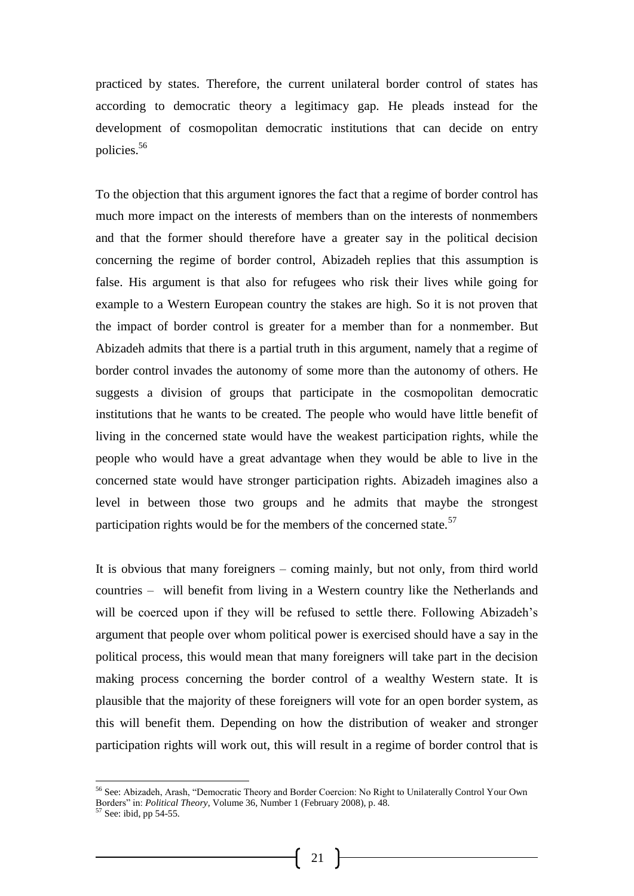practiced by states. Therefore, the current unilateral border control of states has according to democratic theory a legitimacy gap. He pleads instead for the development of cosmopolitan democratic institutions that can decide on entry policies.[56]

To the objection that this argument ignores the fact that a regime of border control has much more impact on the interests of members than on the interests of nonmembers and that the former should therefore have a greater say in the political decision concerning the regime of border control, Abizadeh replies that this assumption is false. His argument is that also for refugees who risk their lives while going for example to a Western European country the stakes are high. So it is not proven that the impact of border control is greater for a member than for a nonmember. But Abizadeh admits that there is a partial truth in this argument, namely that a regime of border control invades the autonomy of some more than the autonomy of others. He suggests a division of groups that participate in the cosmopolitan democratic institutions that he wants to be created. The people who would have little benefit of living in the concerned state would have the weakest participation rights, while the people who would have a great advantage when they would be able to live in the concerned state would have stronger participation rights. Abizadeh imagines also a level in between those two groups and he admits that maybe the strongest participation rights would be for the members of the concerned state.[57]

It is obvious that many foreigners – coming mainly, but not only, from third world countries – will benefit from living in a Western country like the Netherlands and will be coerced upon if they will be refused to settle there. Following Abizadeh's argument that people over whom political power is exercised should have a say in the political process, this would mean that many foreigners will take part in the decision making process concerning the border control of a wealthy Western state. It is plausible that the majority of these foreigners will vote for an open border system, as this will benefit them. Depending on how the distribution of weaker and stronger participation rights will work out, this will result in a regime of border control that is

---

[56] See: Abizadeh, Arash, "Democratic Theory and Border Coercion: No Right to Unilaterally Control Your Own Borders" in: *Political Theory*, Volume 36, Number 1 (February 2008), p. 48.

[57] See: ibid, pp 54-55.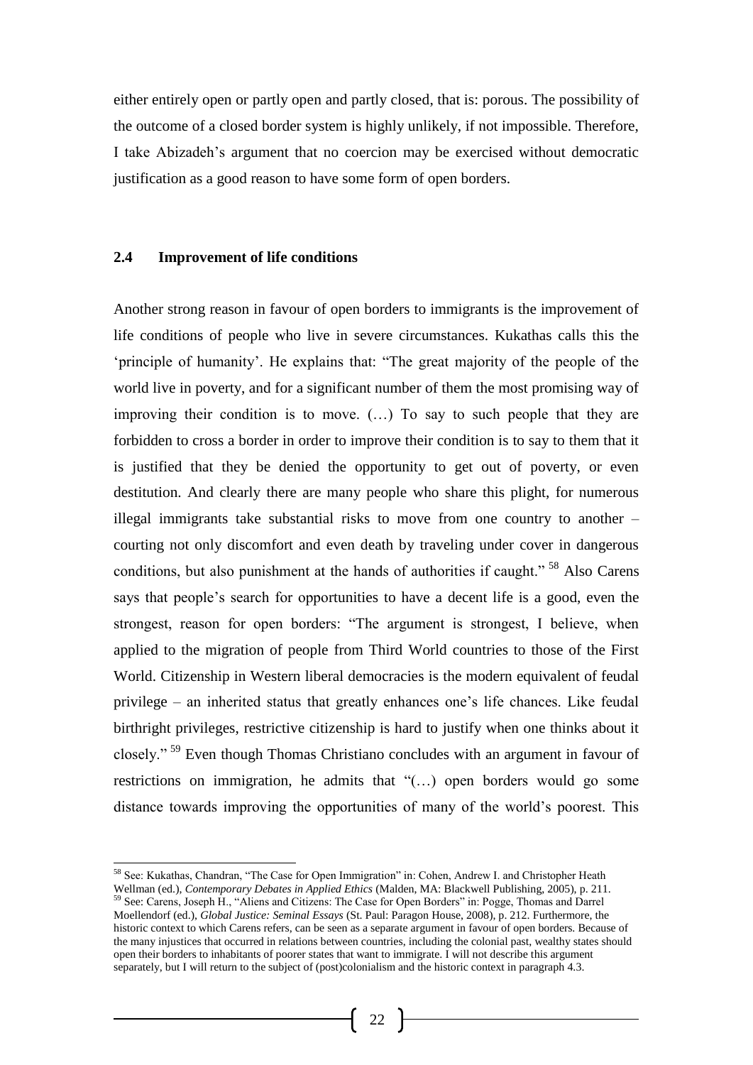either entirely open or partly open and partly closed, that is: porous. The possibility of the outcome of a closed border system is highly unlikely, if not impossible. Therefore, I take Abizadeh's argument that no coercion may be exercised without democratic justification as a good reason to have some form of open borders.

### 2.4 Improvement of life conditions

Another strong reason in favour of open borders to immigrants is the improvement of life conditions of people who live in severe circumstances. Kukathas calls this the 'principle of humanity'. He explains that: "The great majority of the people of the world live in poverty, and for a significant number of them the most promising way of improving their condition is to move. (…) To say to such people that they are forbidden to cross a border in order to improve their condition is to say to them that it is justified that they be denied the opportunity to get out of poverty, or even destitution. And clearly there are many people who share this plight, for numerous illegal immigrants take substantial risks to move from one country to another – courting not only discomfort and even death by traveling under cover in dangerous conditions, but also punishment at the hands of authorities if caught." [58] Also Carens says that people's search for opportunities to have a decent life is a good, even the strongest, reason for open borders: "The argument is strongest, I believe, when applied to the migration of people from Third World countries to those of the First World. Citizenship in Western liberal democracies is the modern equivalent of feudal privilege – an inherited status that greatly enhances one's life chances. Like feudal birthright privileges, restrictive citizenship is hard to justify when one thinks about it closely." [59] Even though Thomas Christiano concludes with an argument in favour of restrictions on immigration, he admits that "(…) open borders would go some distance towards improving the opportunities of many of the world's poorest. This

---

[58] See: Kukathas, Chandran, "The Case for Open Immigration" in: Cohen, Andrew I. and Christopher Heath Wellman (ed.), *Contemporary Debates in Applied Ethics* (Malden, MA: Blackwell Publishing, 2005), p. 211.

[59] See: Carens, Joseph H., "Aliens and Citizens: The Case for Open Borders" in: Pogge, Thomas and Darrel Moellendorf (ed.), *Global Justice: Seminal Essays* (St. Paul: Paragon House, 2008), p. 212. Furthermore, the historic context to which Carens refers, can be seen as a separate argument in favour of open borders. Because of the many injustices that occurred in relations between countries, including the colonial past, wealthy states should open their borders to inhabitants of poorer states that want to immigrate. I will not describe this argument separately, but I will return to the subject of (post)colonialism and the historic context in paragraph 4.3.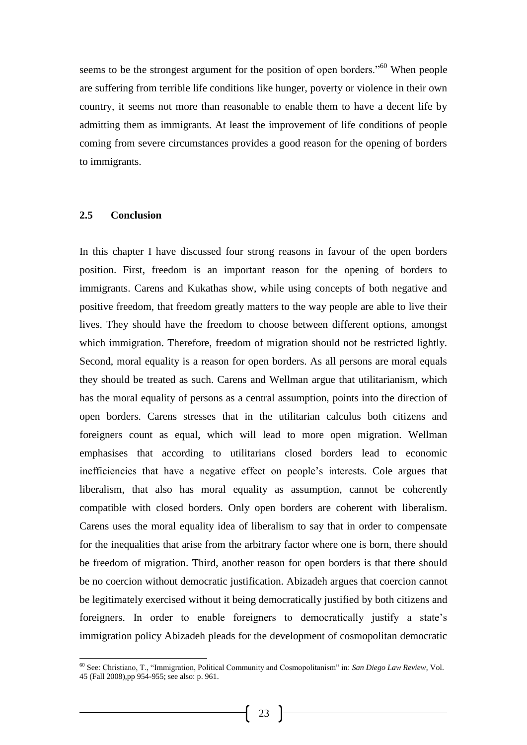seems to be the strongest argument for the position of open borders."[60] When people are suffering from terrible life conditions like hunger, poverty or violence in their own country, it seems not more than reasonable to enable them to have a decent life by admitting them as immigrants. At least the improvement of life conditions of people coming from severe circumstances provides a good reason for the opening of borders to immigrants.

## 2.5 Conclusion

In this chapter I have discussed four strong reasons in favour of the open borders position. First, freedom is an important reason for the opening of borders to immigrants. Carens and Kukathas show, while using concepts of both negative and positive freedom, that freedom greatly matters to the way people are able to live their lives. They should have the freedom to choose between different options, amongst which immigration. Therefore, freedom of migration should not be restricted lightly. Second, moral equality is a reason for open borders. As all persons are moral equals they should be treated as such. Carens and Wellman argue that utilitarianism, which has the moral equality of persons as a central assumption, points into the direction of open borders. Carens stresses that in the utilitarian calculus both citizens and foreigners count as equal, which will lead to more open migration. Wellman emphasises that according to utilitarians closed borders lead to economic inefficiencies that have a negative effect on people's interests. Cole argues that liberalism, that also has moral equality as assumption, cannot be coherently compatible with closed borders. Only open borders are coherent with liberalism. Carens uses the moral equality idea of liberalism to say that in order to compensate for the inequalities that arise from the arbitrary factor where one is born, there should be freedom of migration. Third, another reason for open borders is that there should be no coercion without democratic justification. Abizadeh argues that coercion cannot be legitimately exercised without it being democratically justified by both citizens and foreigners. In order to enable foreigners to democratically justify a state's immigration policy Abizadeh pleads for the development of cosmopolitan democratic

---

[60] See: Christiano, T., "Immigration, Political Community and Cosmopolitanism" in: *San Diego Law Review*, Vol. 45 (Fall 2008),pp 954-955; see also: p. 961.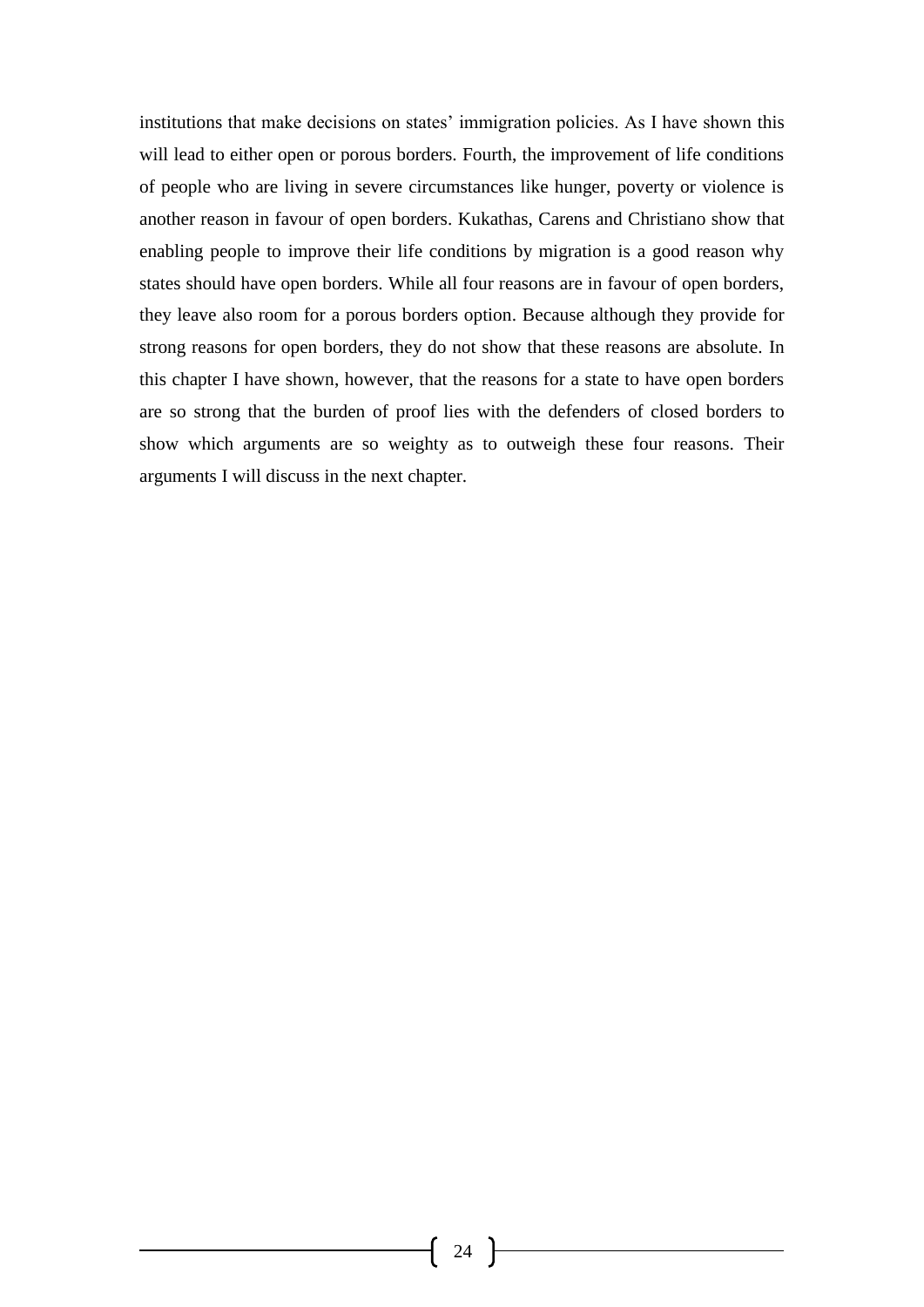institutions that make decisions on states' immigration policies. As I have shown this will lead to either open or porous borders. Fourth, the improvement of life conditions of people who are living in severe circumstances like hunger, poverty or violence is another reason in favour of open borders. Kukathas, Carens and Christiano show that enabling people to improve their life conditions by migration is a good reason why states should have open borders. While all four reasons are in favour of open borders, they leave also room for a porous borders option. Because although they provide for strong reasons for open borders, they do not show that these reasons are absolute. In this chapter I have shown, however, that the reasons for a state to have open borders are so strong that the burden of proof lies with the defenders of closed borders to show which arguments are so weighty as to outweigh these four reasons. Their arguments I will discuss in the next chapter.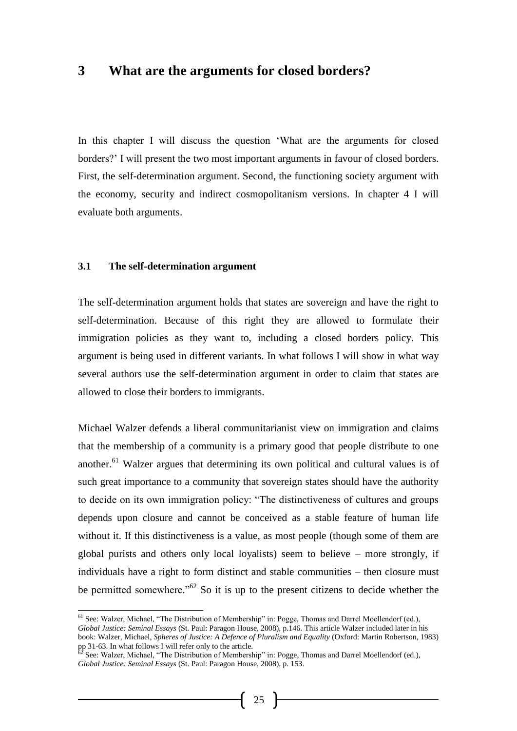# 3 What are the arguments for closed borders?

In this chapter I will discuss the question 'What are the arguments for closed borders?' I will present the two most important arguments in favour of closed borders. First, the self-determination argument. Second, the functioning society argument with the economy, security and indirect cosmopolitanism versions. In chapter 4 I will evaluate both arguments.

## 3.1 The self-determination argument

The self-determination argument holds that states are sovereign and have the right to self-determination. Because of this right they are allowed to formulate their immigration policies as they want to, including a closed borders policy. This argument is being used in different variants. In what follows I will show in what way several authors use the self-determination argument in order to claim that states are allowed to close their borders to immigrants.

Michael Walzer defends a liberal communitarianist view on immigration and claims that the membership of a community is a primary good that people distribute to one another.[61] Walzer argues that determining its own political and cultural values is of such great importance to a community that sovereign states should have the authority to decide on its own immigration policy: "The distinctiveness of cultures and groups depends upon closure and cannot be conceived as a stable feature of human life without it. If this distinctiveness is a value, as most people (though some of them are global purists and others only local loyalists) seem to believe – more strongly, if individuals have a right to form distinct and stable communities – then closure must be permitted somewhere."[62] So it is up to the present citizens to decide whether the

---

[61] See: Walzer, Michael, "The Distribution of Membership" in: Pogge, Thomas and Darrel Moellendorf (ed.), *Global Justice: Seminal Essays* (St. Paul: Paragon House, 2008), p.146. This article Walzer included later in his book: Walzer, Michael, *Spheres of Justice: A Defence of Pluralism and Equality* (Oxford: Martin Robertson, 1983) pp 31-63. In what follows I will refer only to the article.

[62] See: Walzer, Michael, "The Distribution of Membership" in: Pogge, Thomas and Darrel Moellendorf (ed.), *Global Justice: Seminal Essays* (St. Paul: Paragon House, 2008), p. 153.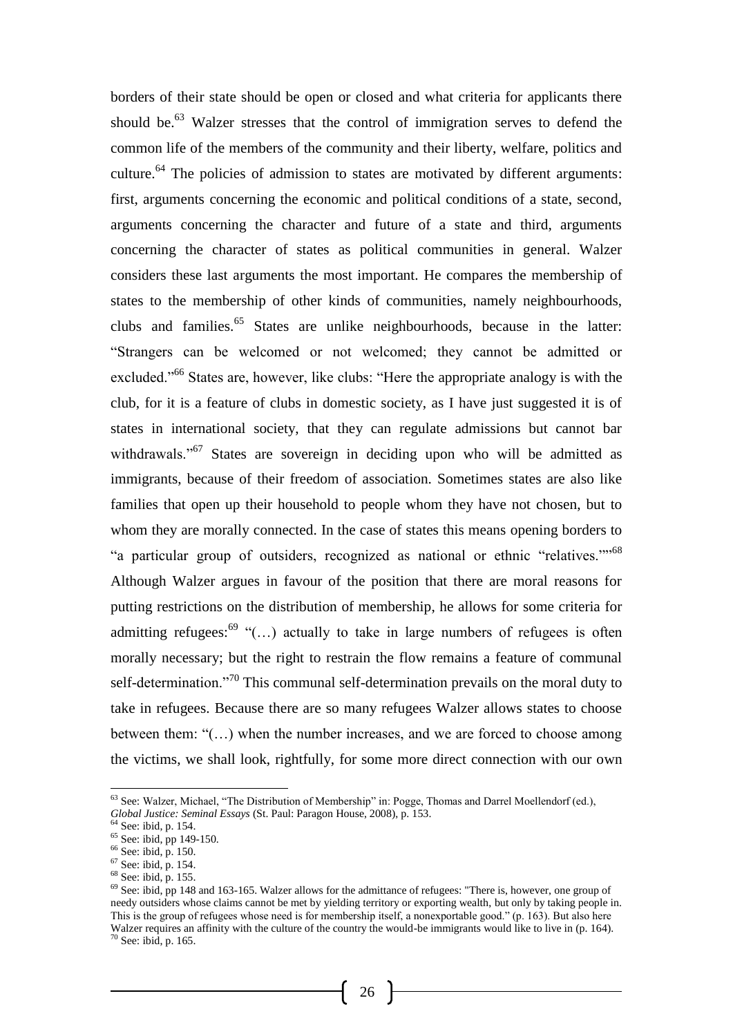borders of their state should be open or closed and what criteria for applicants there should be.[63] Walzer stresses that the control of immigration serves to defend the common life of the members of the community and their liberty, welfare, politics and culture.[64] The policies of admission to states are motivated by different arguments: first, arguments concerning the economic and political conditions of a state, second, arguments concerning the character and future of a state and third, arguments concerning the character of states as political communities in general. Walzer considers these last arguments the most important. He compares the membership of states to the membership of other kinds of communities, namely neighbourhoods, clubs and families.[65] States are unlike neighbourhoods, because in the latter: "Strangers can be welcomed or not welcomed; they cannot be admitted or excluded."[66] States are, however, like clubs: "Here the appropriate analogy is with the club, for it is a feature of clubs in domestic society, as I have just suggested it is of states in international society, that they can regulate admissions but cannot bar withdrawals."[67] States are sovereign in deciding upon who will be admitted as immigrants, because of their freedom of association. Sometimes states are also like families that open up their household to people whom they have not chosen, but to whom they are morally connected. In the case of states this means opening borders to "a particular group of outsiders, recognized as national or ethnic "relatives.""[68] Although Walzer argues in favour of the position that there are moral reasons for putting restrictions on the distribution of membership, he allows for some criteria for admitting refugees:[69] "(…) actually to take in large numbers of refugees is often morally necessary; but the right to restrain the flow remains a feature of communal self-determination."[70] This communal self-determination prevails on the moral duty to take in refugees. Because there are so many refugees Walzer allows states to choose between them: "(…) when the number increases, and we are forced to choose among the victims, we shall look, rightfully, for some more direct connection with our own

---

[63] See: Walzer, Michael, "The Distribution of Membership" in: Pogge, Thomas and Darrel Moellendorf (ed.), *Global Justice: Seminal Essays* (St. Paul: Paragon House, 2008), p. 153.

[64] See: ibid, p. 154.

[65] See: ibid, pp 149-150.

[66] See: ibid, p. 150.

[67] See: ibid, p. 154.

[68] See: ibid, p. 155.

[69] See: ibid, pp 148 and 163-165. Walzer allows for the admittance of refugees: "There is, however, one group of needy outsiders whose claims cannot be met by yielding territory or exporting wealth, but only by taking people in. This is the group of refugees whose need is for membership itself, a nonexportable good." (p. 163). But also here Walzer requires an affinity with the culture of the country the would-be immigrants would like to live in (p. 164).

[70] See: ibid, p. 165.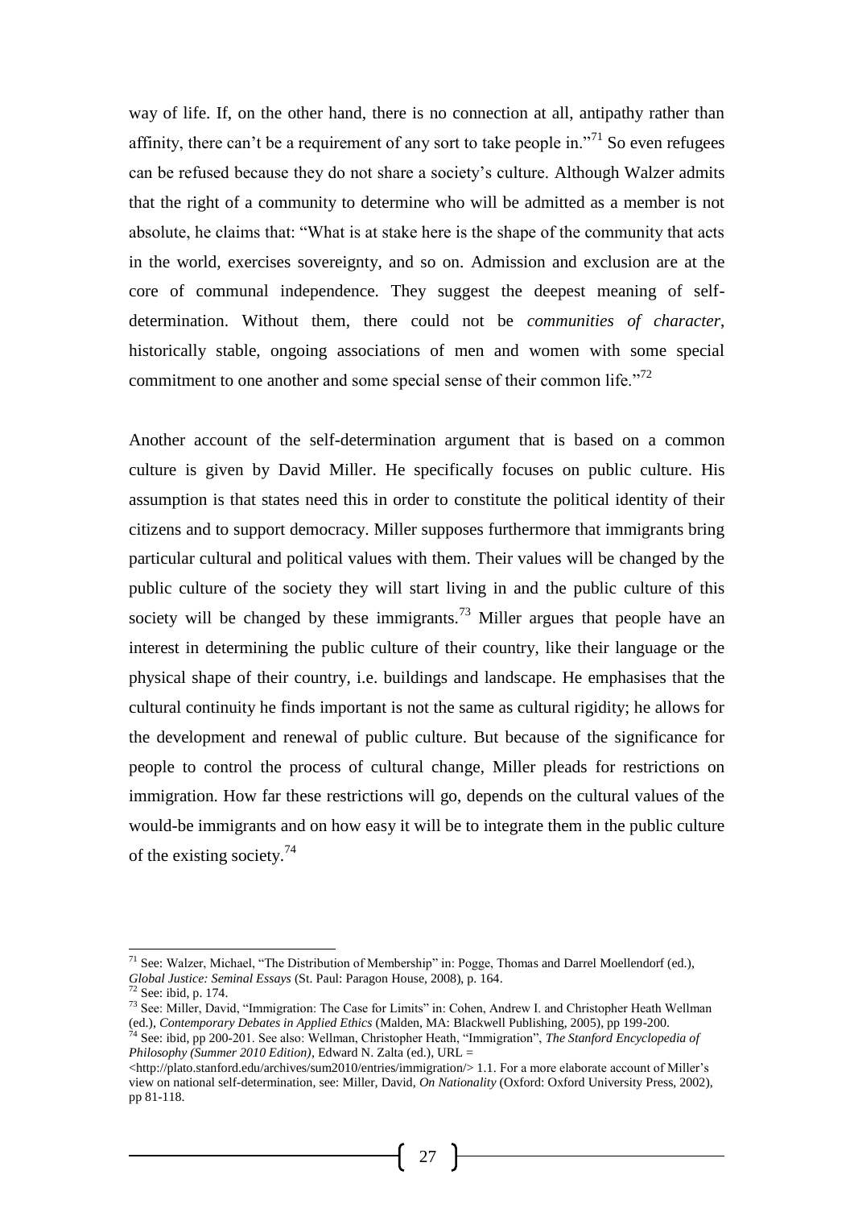way of life. If, on the other hand, there is no connection at all, antipathy rather than affinity, there can't be a requirement of any sort to take people in."[71] So even refugees can be refused because they do not share a society's culture. Although Walzer admits that the right of a community to determine who will be admitted as a member is not absolute, he claims that: "What is at stake here is the shape of the community that acts in the world, exercises sovereignty, and so on. Admission and exclusion are at the core of communal independence. They suggest the deepest meaning of self-determination. Without them, there could not be *communities of character*, historically stable, ongoing associations of men and women with some special commitment to one another and some special sense of their common life."[72]

Another account of the self-determination argument that is based on a common culture is given by David Miller. He specifically focuses on public culture. His assumption is that states need this in order to constitute the political identity of their citizens and to support democracy. Miller supposes furthermore that immigrants bring particular cultural and political values with them. Their values will be changed by the public culture of the society they will start living in and the public culture of this society will be changed by these immigrants.[73] Miller argues that people have an interest in determining the public culture of their country, like their language or the physical shape of their country, i.e. buildings and landscape. He emphasises that the cultural continuity he finds important is not the same as cultural rigidity; he allows for the development and renewal of public culture. But because of the significance for people to control the process of cultural change, Miller pleads for restrictions on immigration. How far these restrictions will go, depends on the cultural values of the would-be immigrants and on how easy it will be to integrate them in the public culture of the existing society.[74]

---

[71] See: Walzer, Michael, "The Distribution of Membership" in: Pogge, Thomas and Darrel Moellendorf (ed.), *Global Justice: Seminal Essays* (St. Paul: Paragon House, 2008), p. 164.

[72] See: ibid, p. 174.

[73] See: Miller, David, "Immigration: The Case for Limits" in: Cohen, Andrew I. and Christopher Heath Wellman (ed.), *Contemporary Debates in Applied Ethics* (Malden, MA: Blackwell Publishing, 2005), pp 199-200.

[74] See: ibid, pp 200-201. See also: Wellman, Christopher Heath, "Immigration", *The Stanford Encyclopedia of Philosophy (Summer 2010 Edition)*, Edward N. Zalta (ed.), URL = <http://plato.stanford.edu/archives/sum2010/entries/immigration/> 1.1. For a more elaborate account of Miller's view on national self-determination, see: Miller, David, *On Nationality* (Oxford: Oxford University Press, 2002), pp 81-118.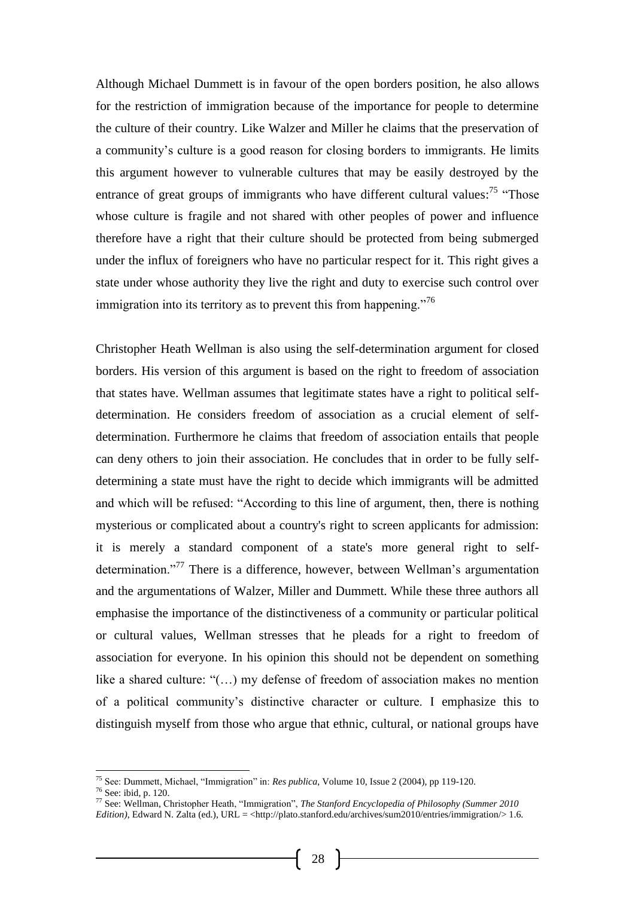Although Michael Dummett is in favour of the open borders position, he also allows for the restriction of immigration because of the importance for people to determine the culture of their country. Like Walzer and Miller he claims that the preservation of a community's culture is a good reason for closing borders to immigrants. He limits this argument however to vulnerable cultures that may be easily destroyed by the entrance of great groups of immigrants who have different cultural values:[75] "Those whose culture is fragile and not shared with other peoples of power and influence therefore have a right that their culture should be protected from being submerged under the influx of foreigners who have no particular respect for it. This right gives a state under whose authority they live the right and duty to exercise such control over immigration into its territory as to prevent this from happening."[76]

Christopher Heath Wellman is also using the self-determination argument for closed borders. His version of this argument is based on the right to freedom of association that states have. Wellman assumes that legitimate states have a right to political self-determination. He considers freedom of association as a crucial element of self-determination. Furthermore he claims that freedom of association entails that people can deny others to join their association. He concludes that in order to be fully self-determining a state must have the right to decide which immigrants will be admitted and which will be refused: "According to this line of argument, then, there is nothing mysterious or complicated about a country's right to screen applicants for admission: it is merely a standard component of a state's more general right to self-determination."[77] There is a difference, however, between Wellman's argumentation and the argumentations of Walzer, Miller and Dummett. While these three authors all emphasise the importance of the distinctiveness of a community or particular political or cultural values, Wellman stresses that he pleads for a right to freedom of association for everyone. In his opinion this should not be dependent on something like a shared culture: "(…) my defense of freedom of association makes no mention of a political community's distinctive character or culture. I emphasize this to distinguish myself from those who argue that ethnic, cultural, or national groups have

---

[75] See: Dummett, Michael, "Immigration" in: *Res publica*, Volume 10, Issue 2 (2004), pp 119-120.

[76] See: ibid, p. 120.

[77] See: Wellman, Christopher Heath, "Immigration", *The Stanford Encyclopedia of Philosophy (Summer 2010 Edition)*, Edward N. Zalta (ed.), URL = <http://plato.stanford.edu/archives/sum2010/entries/immigration/> 1.6.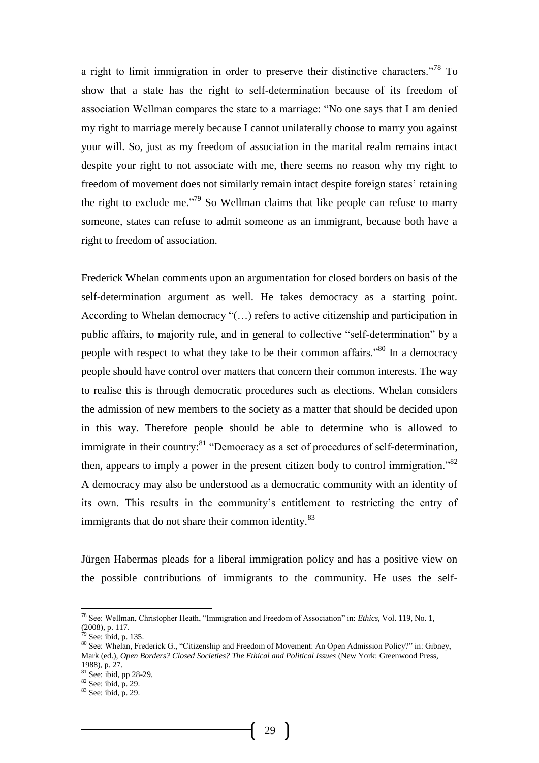a right to limit immigration in order to preserve their distinctive characters."[78] To show that a state has the right to self-determination because of its freedom of association Wellman compares the state to a marriage: "No one says that I am denied my right to marriage merely because I cannot unilaterally choose to marry you against your will. So, just as my freedom of association in the marital realm remains intact despite your right to not associate with me, there seems no reason why my right to freedom of movement does not similarly remain intact despite foreign states' retaining the right to exclude me."[79] So Wellman claims that like people can refuse to marry someone, states can refuse to admit someone as an immigrant, because both have a right to freedom of association.

Frederick Whelan comments upon an argumentation for closed borders on basis of the self-determination argument as well. He takes democracy as a starting point. According to Whelan democracy "(…) refers to active citizenship and participation in public affairs, to majority rule, and in general to collective "self-determination" by a people with respect to what they take to be their common affairs."[80] In a democracy people should have control over matters that concern their common interests. The way to realise this is through democratic procedures such as elections. Whelan considers the admission of new members to the society as a matter that should be decided upon in this way. Therefore people should be able to determine who is allowed to immigrate in their country:[81] "Democracy as a set of procedures of self-determination, then, appears to imply a power in the present citizen body to control immigration."[82] A democracy may also be understood as a democratic community with an identity of its own. This results in the community's entitlement to restricting the entry of immigrants that do not share their common identity.[83]

Jürgen Habermas pleads for a liberal immigration policy and has a positive view on the possible contributions of immigrants to the community. He uses the self-

---

[78] See: Wellman, Christopher Heath, "Immigration and Freedom of Association" in: *Ethics*, Vol. 119, No. 1, (2008), p. 117.

[79] See: ibid, p. 135.

[80] See: Whelan, Frederick G., "Citizenship and Freedom of Movement: An Open Admission Policy?" in: Gibney, Mark (ed.), *Open Borders? Closed Societies? The Ethical and Political Issues* (New York: Greenwood Press, 1988), p. 27.

[81] See: ibid, pp 28-29.

[82] See: ibid, p. 29.

[83] See: ibid, p. 29.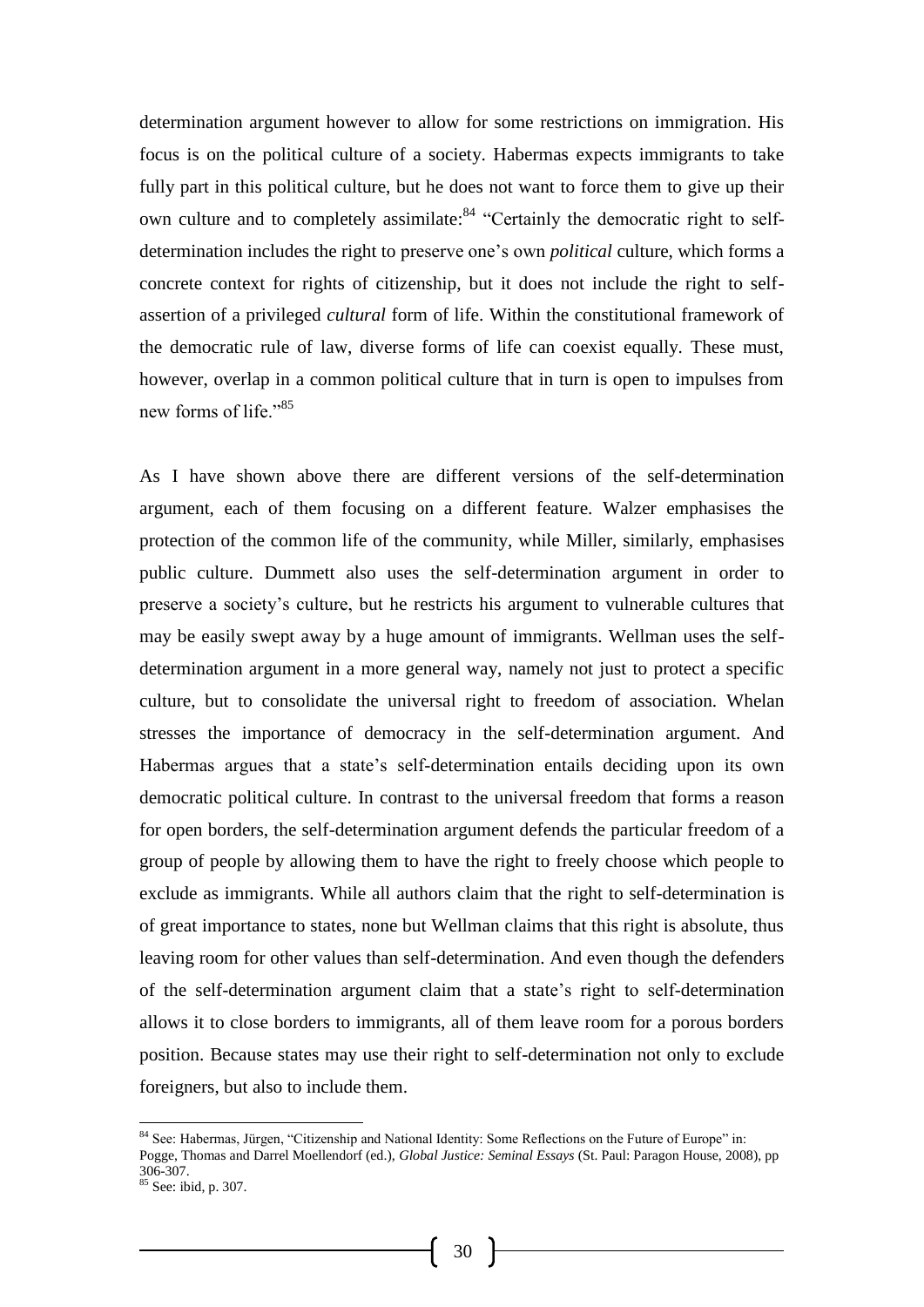determination argument however to allow for some restrictions on immigration. His focus is on the political culture of a society. Habermas expects immigrants to take fully part in this political culture, but he does not want to force them to give up their own culture and to completely assimilate:[84] "Certainly the democratic right to self-determination includes the right to preserve one's own *political* culture, which forms a concrete context for rights of citizenship, but it does not include the right to self-assertion of a privileged *cultural* form of life. Within the constitutional framework of the democratic rule of law, diverse forms of life can coexist equally. These must, however, overlap in a common political culture that in turn is open to impulses from new forms of life."[85]

As I have shown above there are different versions of the self-determination argument, each of them focusing on a different feature. Walzer emphasises the protection of the common life of the community, while Miller, similarly, emphasises public culture. Dummett also uses the self-determination argument in order to preserve a society's culture, but he restricts his argument to vulnerable cultures that may be easily swept away by a huge amount of immigrants. Wellman uses the self-determination argument in a more general way, namely not just to protect a specific culture, but to consolidate the universal right to freedom of association. Whelan stresses the importance of democracy in the self-determination argument. And Habermas argues that a state's self-determination entails deciding upon its own democratic political culture. In contrast to the universal freedom that forms a reason for open borders, the self-determination argument defends the particular freedom of a group of people by allowing them to have the right to freely choose which people to exclude as immigrants. While all authors claim that the right to self-determination is of great importance to states, none but Wellman claims that this right is absolute, thus leaving room for other values than self-determination. And even though the defenders of the self-determination argument claim that a state's right to self-determination allows it to close borders to immigrants, all of them leave room for a porous borders position. Because states may use their right to self-determination not only to exclude foreigners, but also to include them.

---

[84] See: Habermas, Jürgen, "Citizenship and National Identity: Some Reflections on the Future of Europe" in: Pogge, Thomas and Darrel Moellendorf (ed.), *Global Justice: Seminal Essays* (St. Paul: Paragon House, 2008), pp 306-307.

[85] See: ibid, p. 307.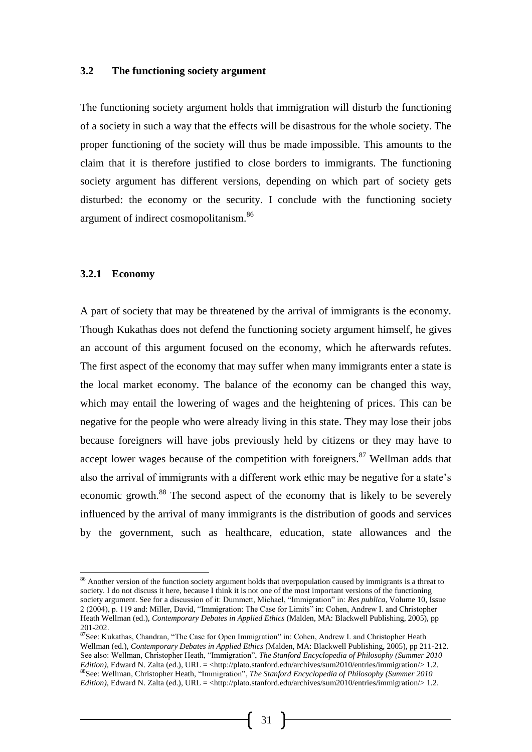### 3.2 The functioning society argument

The functioning society argument holds that immigration will disturb the functioning of a society in such a way that the effects will be disastrous for the whole society. The proper functioning of the society will thus be made impossible. This amounts to the claim that it is therefore justified to close borders to immigrants. The functioning society argument has different versions, depending on which part of society gets disturbed: the economy or the security. I conclude with the functioning society argument of indirect cosmopolitanism.[86]

#### 3.2.1 Economy

A part of society that may be threatened by the arrival of immigrants is the economy. Though Kukathas does not defend the functioning society argument himself, he gives an account of this argument focused on the economy, which he afterwards refutes. The first aspect of the economy that may suffer when many immigrants enter a state is the local market economy. The balance of the economy can be changed this way, which may entail the lowering of wages and the heightening of prices. This can be negative for the people who were already living in this state. They may lose their jobs because foreigners will have jobs previously held by citizens or they may have to accept lower wages because of the competition with foreigners.[87] Wellman adds that also the arrival of immigrants with a different work ethic may be negative for a state's economic growth.[88] The second aspect of the economy that is likely to be severely influenced by the arrival of many immigrants is the distribution of goods and services by the government, such as healthcare, education, state allowances and the

---

[86] Another version of the function society argument holds that overpopulation caused by immigrants is a threat to society. I do not discuss it here, because I think it is not one of the most important versions of the functioning society argument. See for a discussion of it: Dummett, Michael, "Immigration" in: *Res publica*, Volume 10, Issue 2 (2004), p. 119 and: Miller, David, "Immigration: The Case for Limits" in: Cohen, Andrew I. and Christopher Heath Wellman (ed.), *Contemporary Debates in Applied Ethics* (Malden, MA: Blackwell Publishing, 2005), pp 201-202.

[87] See: Kukathas, Chandran, "The Case for Open Immigration" in: Cohen, Andrew I. and Christopher Heath Wellman (ed.), *Contemporary Debates in Applied Ethics* (Malden, MA: Blackwell Publishing, 2005), pp 211-212. See also: Wellman, Christopher Heath, "Immigration", *The Stanford Encyclopedia of Philosophy (Summer 2010 Edition)*, Edward N. Zalta (ed.), URL = <http://plato.stanford.edu/archives/sum2010/entries/immigration/> 1.2.

[88] See: Wellman, Christopher Heath, "Immigration", *The Stanford Encyclopedia of Philosophy (Summer 2010 Edition)*, Edward N. Zalta (ed.), URL = <http://plato.stanford.edu/archives/sum2010/entries/immigration/> 1.2.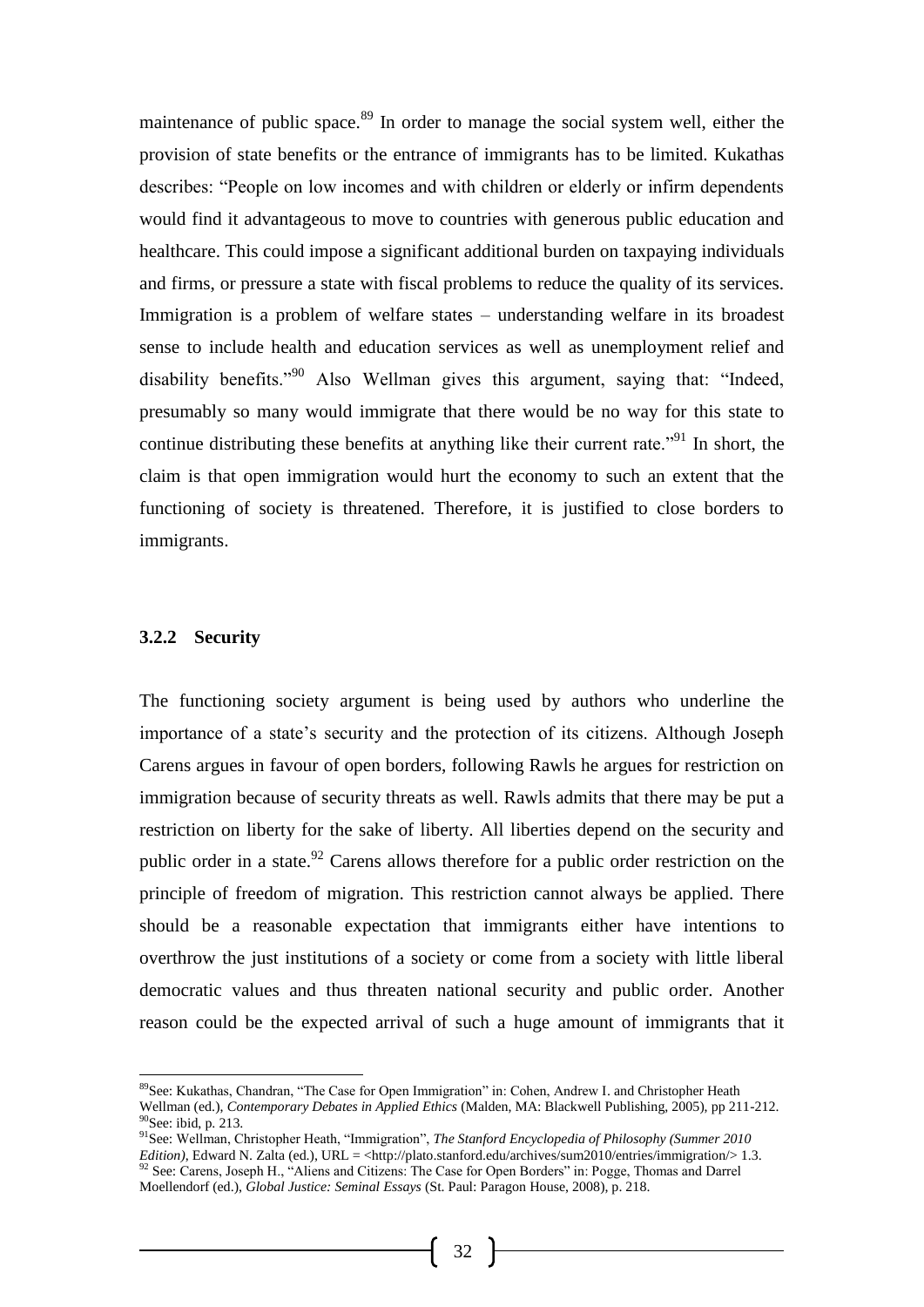maintenance of public space.[89] In order to manage the social system well, either the provision of state benefits or the entrance of immigrants has to be limited. Kukathas describes: "People on low incomes and with children or elderly or infirm dependents would find it advantageous to move to countries with generous public education and healthcare. This could impose a significant additional burden on taxpaying individuals and firms, or pressure a state with fiscal problems to reduce the quality of its services. Immigration is a problem of welfare states – understanding welfare in its broadest sense to include health and education services as well as unemployment relief and disability benefits."[90] Also Wellman gives this argument, saying that: "Indeed, presumably so many would immigrate that there would be no way for this state to continue distributing these benefits at anything like their current rate."[91] In short, the claim is that open immigration would hurt the economy to such an extent that the functioning of society is threatened. Therefore, it is justified to close borders to immigrants.

### 3.2.2 Security

The functioning society argument is being used by authors who underline the importance of a state's security and the protection of its citizens. Although Joseph Carens argues in favour of open borders, following Rawls he argues for restriction on immigration because of security threats as well. Rawls admits that there may be put a restriction on liberty for the sake of liberty. All liberties depend on the security and public order in a state.[92] Carens allows therefore for a public order restriction on the principle of freedom of migration. This restriction cannot always be applied. There should be a reasonable expectation that immigrants either have intentions to overthrow the just institutions of a society or come from a society with little liberal democratic values and thus threaten national security and public order. Another reason could be the expected arrival of such a huge amount of immigrants that it

---

[89]See: Kukathas, Chandran, "The Case for Open Immigration" in: Cohen, Andrew I. and Christopher Heath Wellman (ed.), *Contemporary Debates in Applied Ethics* (Malden, MA: Blackwell Publishing, 2005), pp 211-212.

[90]See: ibid, p. 213.

[91]See: Wellman, Christopher Heath, "Immigration", *The Stanford Encyclopedia of Philosophy (Summer 2010 Edition)*, Edward N. Zalta (ed.), URL = <http://plato.stanford.edu/archives/sum2010/entries/immigration/> 1.3.

[92] See: Carens, Joseph H., "Aliens and Citizens: The Case for Open Borders" in: Pogge, Thomas and Darrel Moellendorf (ed.), *Global Justice: Seminal Essays* (St. Paul: Paragon House, 2008), p. 218.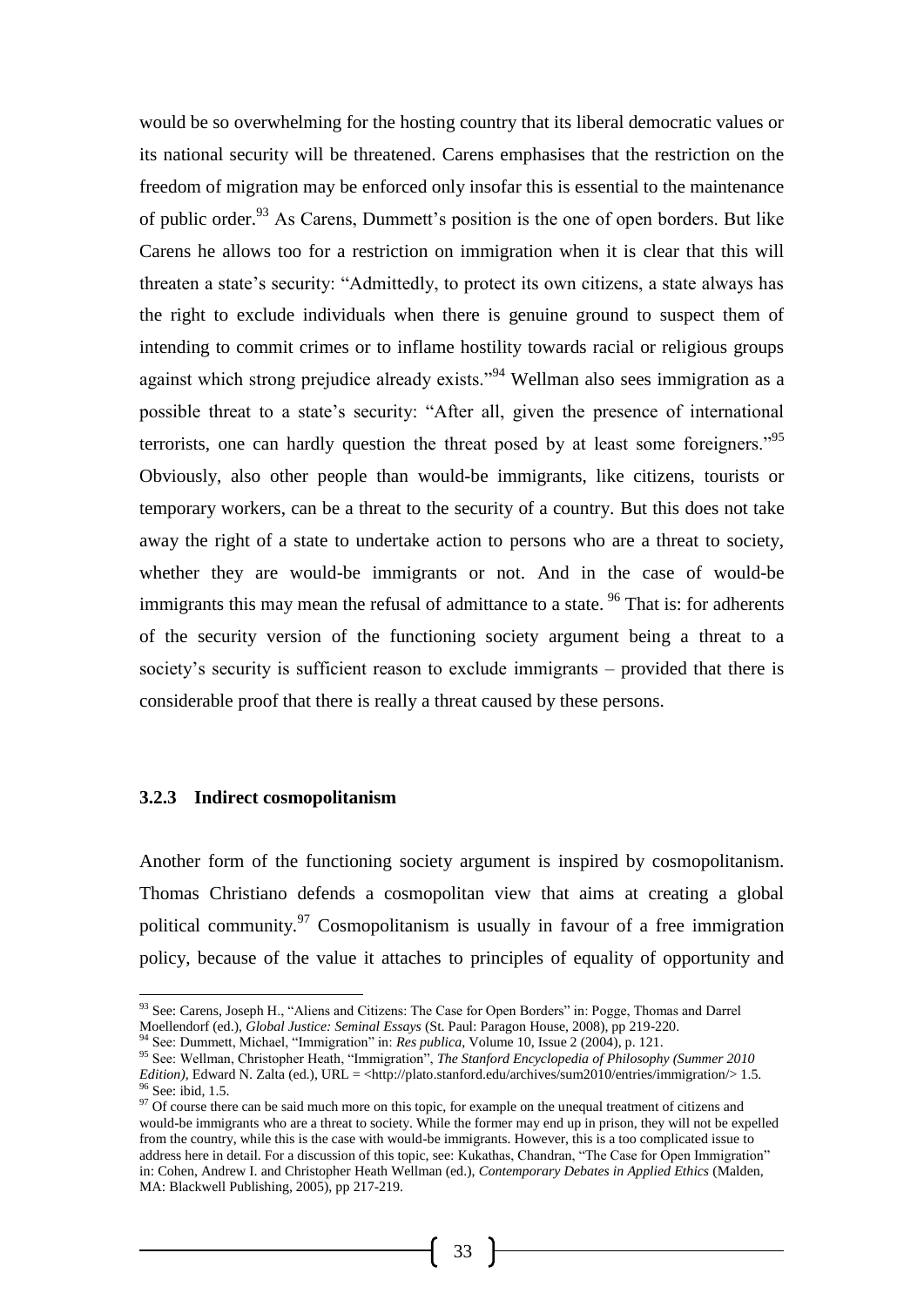would be so overwhelming for the hosting country that its liberal democratic values or its national security will be threatened. Carens emphasises that the restriction on the freedom of migration may be enforced only insofar this is essential to the maintenance of public order.[93] As Carens, Dummett's position is the one of open borders. But like Carens he allows too for a restriction on immigration when it is clear that this will threaten a state's security: "Admittedly, to protect its own citizens, a state always has the right to exclude individuals when there is genuine ground to suspect them of intending to commit crimes or to inflame hostility towards racial or religious groups against which strong prejudice already exists."[94] Wellman also sees immigration as a possible threat to a state's security: "After all, given the presence of international terrorists, one can hardly question the threat posed by at least some foreigners."[95] Obviously, also other people than would-be immigrants, like citizens, tourists or temporary workers, can be a threat to the security of a country. But this does not take away the right of a state to undertake action to persons who are a threat to society, whether they are would-be immigrants or not. And in the case of would-be immigrants this may mean the refusal of admittance to a state. [96] That is: for adherents of the security version of the functioning society argument being a threat to a society's security is sufficient reason to exclude immigrants – provided that there is considerable proof that there is really a threat caused by these persons.

### 3.2.3 Indirect cosmopolitanism

Another form of the functioning society argument is inspired by cosmopolitanism. Thomas Christiano defends a cosmopolitan view that aims at creating a global political community.[97] Cosmopolitanism is usually in favour of a free immigration policy, because of the value it attaches to principles of equality of opportunity and

---

[93] See: Carens, Joseph H., "Aliens and Citizens: The Case for Open Borders" in: Pogge, Thomas and Darrel Moellendorf (ed.), *Global Justice: Seminal Essays* (St. Paul: Paragon House, 2008), pp 219-220.

[94] See: Dummett, Michael, "Immigration" in: *Res publica*, Volume 10, Issue 2 (2004), p. 121.

[95] See: Wellman, Christopher Heath, "Immigration", *The Stanford Encyclopedia of Philosophy (Summer 2010 Edition)*, Edward N. Zalta (ed.), URL = <http://plato.stanford.edu/archives/sum2010/entries/immigration/> 1.5.

[96] See: ibid, 1.5.

[97] Of course there can be said much more on this topic, for example on the unequal treatment of citizens and would-be immigrants who are a threat to society. While the former may end up in prison, they will not be expelled from the country, while this is the case with would-be immigrants. However, this is a too complicated issue to address here in detail. For a discussion of this topic, see: Kukathas, Chandran, "The Case for Open Immigration" in: Cohen, Andrew I. and Christopher Heath Wellman (ed.), *Contemporary Debates in Applied Ethics* (Malden, MA: Blackwell Publishing, 2005), pp 217-219.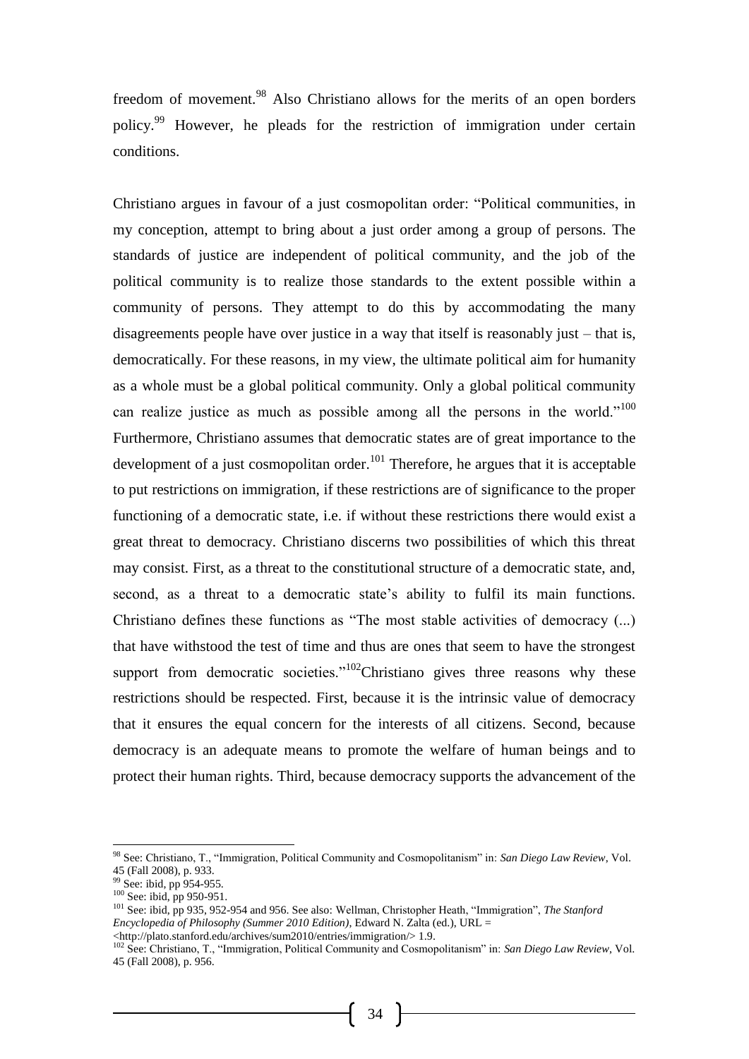freedom of movement.[98] Also Christiano allows for the merits of an open borders policy.[99] However, he pleads for the restriction of immigration under certain conditions.

Christiano argues in favour of a just cosmopolitan order: "Political communities, in my conception, attempt to bring about a just order among a group of persons. The standards of justice are independent of political community, and the job of the political community is to realize those standards to the extent possible within a community of persons. They attempt to do this by accommodating the many disagreements people have over justice in a way that itself is reasonably just – that is, democratically. For these reasons, in my view, the ultimate political aim for humanity as a whole must be a global political community. Only a global political community can realize justice as much as possible among all the persons in the world."[100] Furthermore, Christiano assumes that democratic states are of great importance to the development of a just cosmopolitan order.[101] Therefore, he argues that it is acceptable to put restrictions on immigration, if these restrictions are of significance to the proper functioning of a democratic state, i.e. if without these restrictions there would exist a great threat to democracy. Christiano discerns two possibilities of which this threat may consist. First, as a threat to the constitutional structure of a democratic state, and, second, as a threat to a democratic state's ability to fulfil its main functions. Christiano defines these functions as "The most stable activities of democracy (...) that have withstood the test of time and thus are ones that seem to have the strongest support from democratic societies."[102]Christiano gives three reasons why these restrictions should be respected. First, because it is the intrinsic value of democracy that it ensures the equal concern for the interests of all citizens. Second, because democracy is an adequate means to promote the welfare of human beings and to protect their human rights. Third, because democracy supports the advancement of the

---

[98] See: Christiano, T., "Immigration, Political Community and Cosmopolitanism" in: *San Diego Law Review*, Vol. 45 (Fall 2008), p. 933.

[99] See: ibid, pp 954-955.

[100] See: ibid, pp 950-951.

[101] See: ibid, pp 935, 952-954 and 956. See also: Wellman, Christopher Heath, "Immigration", *The Stanford Encyclopedia of Philosophy (Summer 2010 Edition)*, Edward N. Zalta (ed.), URL = <http://plato.stanford.edu/archives/sum2010/entries/immigration/> 1.9.

[102] See: Christiano, T., "Immigration, Political Community and Cosmopolitanism" in: *San Diego Law Review*, Vol. 45 (Fall 2008), p. 956.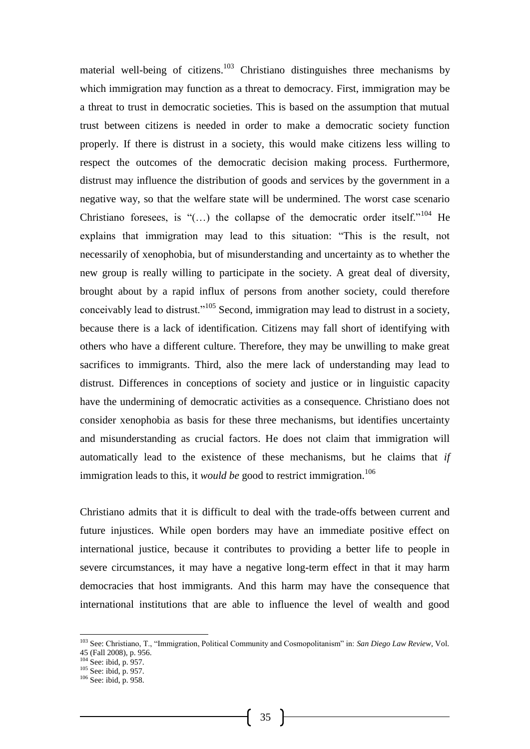material well-being of citizens.[103] Christiano distinguishes three mechanisms by which immigration may function as a threat to democracy. First, immigration may be a threat to trust in democratic societies. This is based on the assumption that mutual trust between citizens is needed in order to make a democratic society function properly. If there is distrust in a society, this would make citizens less willing to respect the outcomes of the democratic decision making process. Furthermore, distrust may influence the distribution of goods and services by the government in a negative way, so that the welfare state will be undermined. The worst case scenario Christiano foresees, is "(…) the collapse of the democratic order itself."[104] He explains that immigration may lead to this situation: "This is the result, not necessarily of xenophobia, but of misunderstanding and uncertainty as to whether the new group is really willing to participate in the society. A great deal of diversity, brought about by a rapid influx of persons from another society, could therefore conceivably lead to distrust."[105] Second, immigration may lead to distrust in a society, because there is a lack of identification. Citizens may fall short of identifying with others who have a different culture. Therefore, they may be unwilling to make great sacrifices to immigrants. Third, also the mere lack of understanding may lead to distrust. Differences in conceptions of society and justice or in linguistic capacity have the undermining of democratic activities as a consequence. Christiano does not consider xenophobia as basis for these three mechanisms, but identifies uncertainty and misunderstanding as crucial factors. He does not claim that immigration will automatically lead to the existence of these mechanisms, but he claims that *if* immigration leads to this, it *would be* good to restrict immigration.[106]

Christiano admits that it is difficult to deal with the trade-offs between current and future injustices. While open borders may have an immediate positive effect on international justice, because it contributes to providing a better life to people in severe circumstances, it may have a negative long-term effect in that it may harm democracies that host immigrants. And this harm may have the consequence that international institutions that are able to influence the level of wealth and good

---

[103] See: Christiano, T., "Immigration, Political Community and Cosmopolitanism" in: *San Diego Law Review*, Vol. 45 (Fall 2008), p. 956.

[104] See: ibid, p. 957.

[105] See: ibid, p. 957.

[106] See: ibid, p. 958.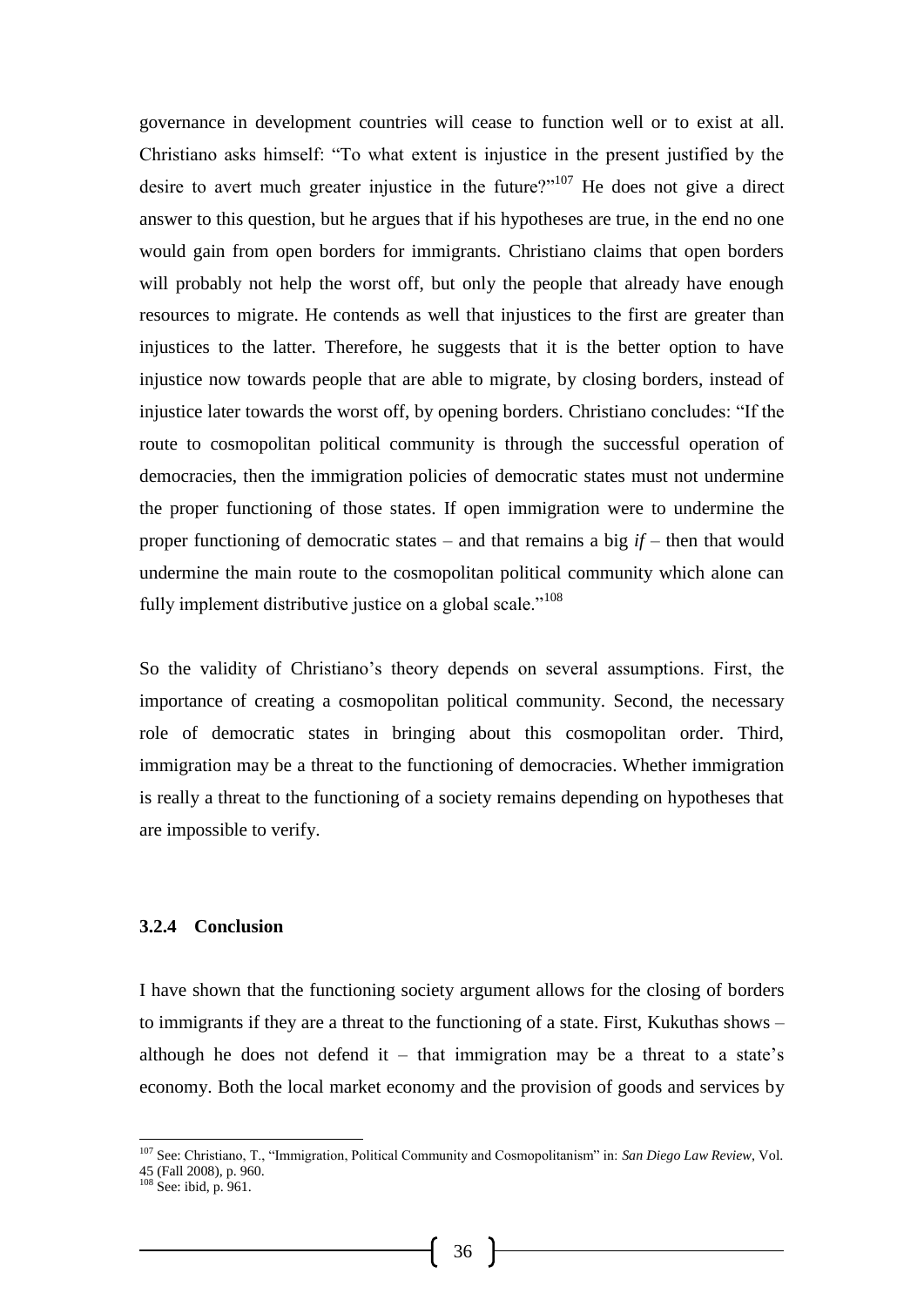governance in development countries will cease to function well or to exist at all. Christiano asks himself: "To what extent is injustice in the present justified by the desire to avert much greater injustice in the future?"[107] He does not give a direct answer to this question, but he argues that if his hypotheses are true, in the end no one would gain from open borders for immigrants. Christiano claims that open borders will probably not help the worst off, but only the people that already have enough resources to migrate. He contends as well that injustices to the first are greater than injustices to the latter. Therefore, he suggests that it is the better option to have injustice now towards people that are able to migrate, by closing borders, instead of injustice later towards the worst off, by opening borders. Christiano concludes: "If the route to cosmopolitan political community is through the successful operation of democracies, then the immigration policies of democratic states must not undermine the proper functioning of those states. If open immigration were to undermine the proper functioning of democratic states – and that remains a big *if* – then that would undermine the main route to the cosmopolitan political community which alone can fully implement distributive justice on a global scale."[108]

So the validity of Christiano's theory depends on several assumptions. First, the importance of creating a cosmopolitan political community. Second, the necessary role of democratic states in bringing about this cosmopolitan order. Third, immigration may be a threat to the functioning of democracies. Whether immigration is really a threat to the functioning of a society remains depending on hypotheses that are impossible to verify.

### 3.2.4 Conclusion

I have shown that the functioning society argument allows for the closing of borders to immigrants if they are a threat to the functioning of a state. First, Kukuthas shows – although he does not defend it – that immigration may be a threat to a state's economy. Both the local market economy and the provision of goods and services by

---

[107] See: Christiano, T., "Immigration, Political Community and Cosmopolitanism" in: *San Diego Law Review*, Vol. 45 (Fall 2008), p. 960.

[108] See: ibid, p. 961.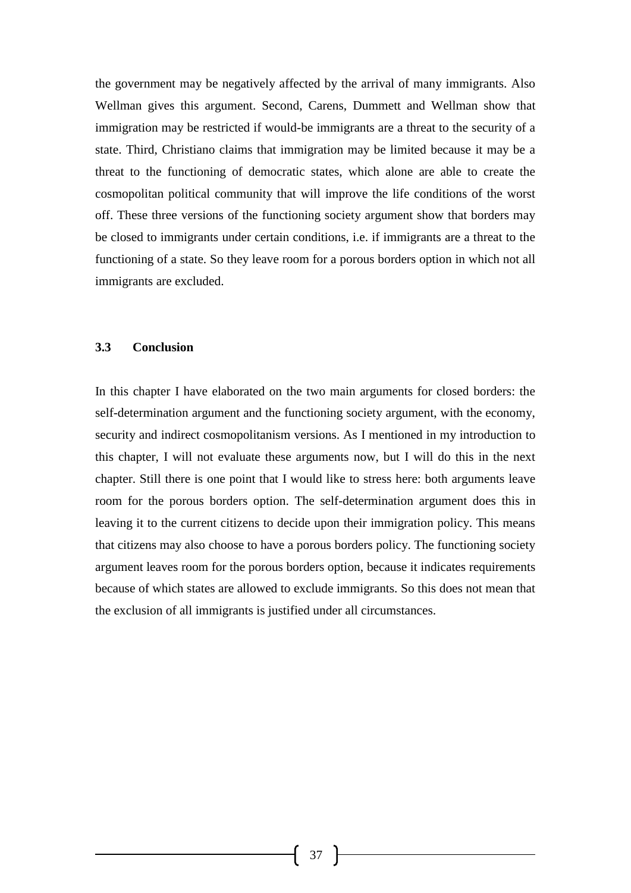the government may be negatively affected by the arrival of many immigrants. Also Wellman gives this argument. Second, Carens, Dummett and Wellman show that immigration may be restricted if would-be immigrants are a threat to the security of a state. Third, Christiano claims that immigration may be limited because it may be a threat to the functioning of democratic states, which alone are able to create the cosmopolitan political community that will improve the life conditions of the worst off. These three versions of the functioning society argument show that borders may be closed to immigrants under certain conditions, i.e. if immigrants are a threat to the functioning of a state. So they leave room for a porous borders option in which not all immigrants are excluded.

### 3.3 Conclusion

In this chapter I have elaborated on the two main arguments for closed borders: the self-determination argument and the functioning society argument, with the economy, security and indirect cosmopolitanism versions. As I mentioned in my introduction to this chapter, I will not evaluate these arguments now, but I will do this in the next chapter. Still there is one point that I would like to stress here: both arguments leave room for the porous borders option. The self-determination argument does this in leaving it to the current citizens to decide upon their immigration policy. This means that citizens may also choose to have a porous borders policy. The functioning society argument leaves room for the porous borders option, because it indicates requirements because of which states are allowed to exclude immigrants. So this does not mean that the exclusion of all immigrants is justified under all circumstances.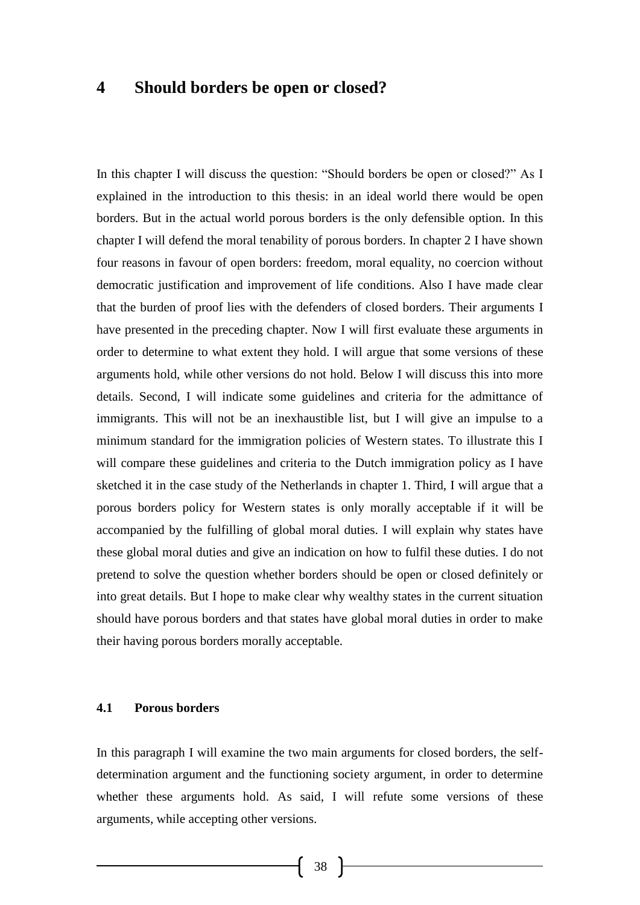# 4 Should borders be open or closed?

In this chapter I will discuss the question: "Should borders be open or closed?" As I explained in the introduction to this thesis: in an ideal world there would be open borders. But in the actual world porous borders is the only defensible option. In this chapter I will defend the moral tenability of porous borders. In chapter 2 I have shown four reasons in favour of open borders: freedom, moral equality, no coercion without democratic justification and improvement of life conditions. Also I have made clear that the burden of proof lies with the defenders of closed borders. Their arguments I have presented in the preceding chapter. Now I will first evaluate these arguments in order to determine to what extent they hold. I will argue that some versions of these arguments hold, while other versions do not hold. Below I will discuss this into more details. Second, I will indicate some guidelines and criteria for the admittance of immigrants. This will not be an inexhaustible list, but I will give an impulse to a minimum standard for the immigration policies of Western states. To illustrate this I will compare these guidelines and criteria to the Dutch immigration policy as I have sketched it in the case study of the Netherlands in chapter 1. Third, I will argue that a porous borders policy for Western states is only morally acceptable if it will be accompanied by the fulfilling of global moral duties. I will explain why states have these global moral duties and give an indication on how to fulfil these duties. I do not pretend to solve the question whether borders should be open or closed definitely or into great details. But I hope to make clear why wealthy states in the current situation should have porous borders and that states have global moral duties in order to make their having porous borders morally acceptable.

## 4.1 Porous borders

In this paragraph I will examine the two main arguments for closed borders, the self-determination argument and the functioning society argument, in order to determine whether these arguments hold. As said, I will refute some versions of these arguments, while accepting other versions.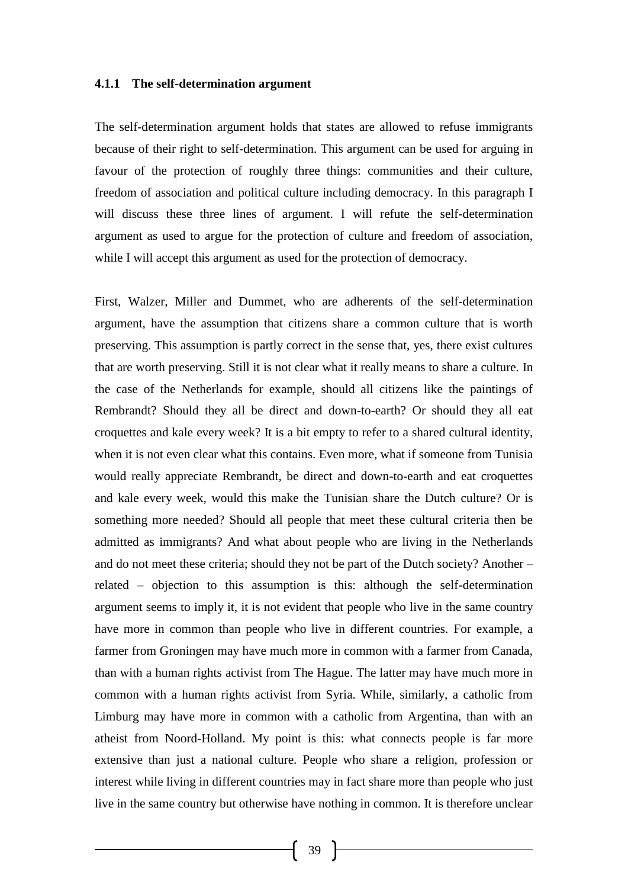#### 4.1.1 The self-determination argument

The self-determination argument holds that states are allowed to refuse immigrants because of their right to self-determination. This argument can be used for arguing in favour of the protection of roughly three things: communities and their culture, freedom of association and political culture including democracy. In this paragraph I will discuss these three lines of argument. I will refute the self-determination argument as used to argue for the protection of culture and freedom of association, while I will accept this argument as used for the protection of democracy.

First, Walzer, Miller and Dummet, who are adherents of the self-determination argument, have the assumption that citizens share a common culture that is worth preserving. This assumption is partly correct in the sense that, yes, there exist cultures that are worth preserving. Still it is not clear what it really means to share a culture. In the case of the Netherlands for example, should all citizens like the paintings of Rembrandt? Should they all be direct and down-to-earth? Or should they all eat croquettes and kale every week? It is a bit empty to refer to a shared cultural identity, when it is not even clear what this contains. Even more, what if someone from Tunisia would really appreciate Rembrandt, be direct and down-to-earth and eat croquettes and kale every week, would this make the Tunisian share the Dutch culture? Or is something more needed? Should all people that meet these cultural criteria then be admitted as immigrants? And what about people who are living in the Netherlands and do not meet these criteria; should they not be part of the Dutch society? Another – related – objection to this assumption is this: although the self-determination argument seems to imply it, it is not evident that people who live in the same country have more in common than people who live in different countries. For example, a farmer from Groningen may have much more in common with a farmer from Canada, than with a human rights activist from The Hague. The latter may have much more in common with a human rights activist from Syria. While, similarly, a catholic from Limburg may have more in common with a catholic from Argentina, than with an atheist from Noord-Holland. My point is this: what connects people is far more extensive than just a national culture. People who share a religion, profession or interest while living in different countries may in fact share more than people who just live in the same country but otherwise have nothing in common. It is therefore unclear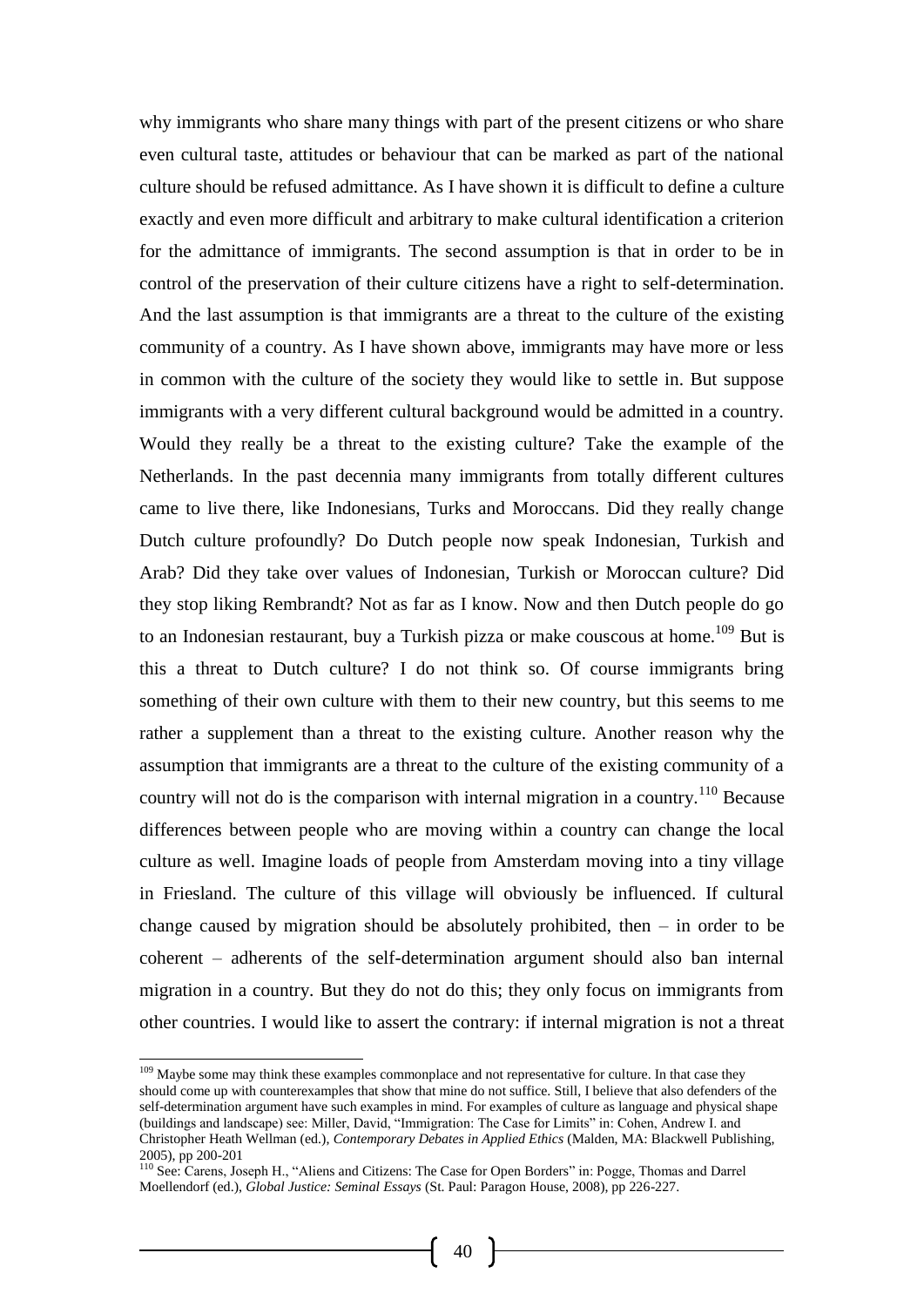why immigrants who share many things with part of the present citizens or who share even cultural taste, attitudes or behaviour that can be marked as part of the national culture should be refused admittance. As I have shown it is difficult to define a culture exactly and even more difficult and arbitrary to make cultural identification a criterion for the admittance of immigrants. The second assumption is that in order to be in control of the preservation of their culture citizens have a right to self-determination. And the last assumption is that immigrants are a threat to the culture of the existing community of a country. As I have shown above, immigrants may have more or less in common with the culture of the society they would like to settle in. But suppose immigrants with a very different cultural background would be admitted in a country. Would they really be a threat to the existing culture? Take the example of the Netherlands. In the past decennia many immigrants from totally different cultures came to live there, like Indonesians, Turks and Moroccans. Did they really change Dutch culture profoundly? Do Dutch people now speak Indonesian, Turkish and Arab? Did they take over values of Indonesian, Turkish or Moroccan culture? Did they stop liking Rembrandt? Not as far as I know. Now and then Dutch people do go to an Indonesian restaurant, buy a Turkish pizza or make couscous at home.[109] But is this a threat to Dutch culture? I do not think so. Of course immigrants bring something of their own culture with them to their new country, but this seems to me rather a supplement than a threat to the existing culture. Another reason why the assumption that immigrants are a threat to the culture of the existing community of a country will not do is the comparison with internal migration in a country.[110] Because differences between people who are moving within a country can change the local culture as well. Imagine loads of people from Amsterdam moving into a tiny village in Friesland. The culture of this village will obviously be influenced. If cultural change caused by migration should be absolutely prohibited, then – in order to be coherent – adherents of the self-determination argument should also ban internal migration in a country. But they do not do this; they only focus on immigrants from other countries. I would like to assert the contrary: if internal migration is not a threat

---

[109] Maybe some may think these examples commonplace and not representative for culture. In that case they should come up with counterexamples that show that mine do not suffice. Still, I believe that also defenders of the self-determination argument have such examples in mind. For examples of culture as language and physical shape (buildings and landscape) see: Miller, David, "Immigration: The Case for Limits" in: Cohen, Andrew I. and Christopher Heath Wellman (ed.), *Contemporary Debates in Applied Ethics* (Malden, MA: Blackwell Publishing, 2005), pp 200-201

[110] See: Carens, Joseph H., "Aliens and Citizens: The Case for Open Borders" in: Pogge, Thomas and Darrel Moellendorf (ed.), *Global Justice: Seminal Essays* (St. Paul: Paragon House, 2008), pp 226-227.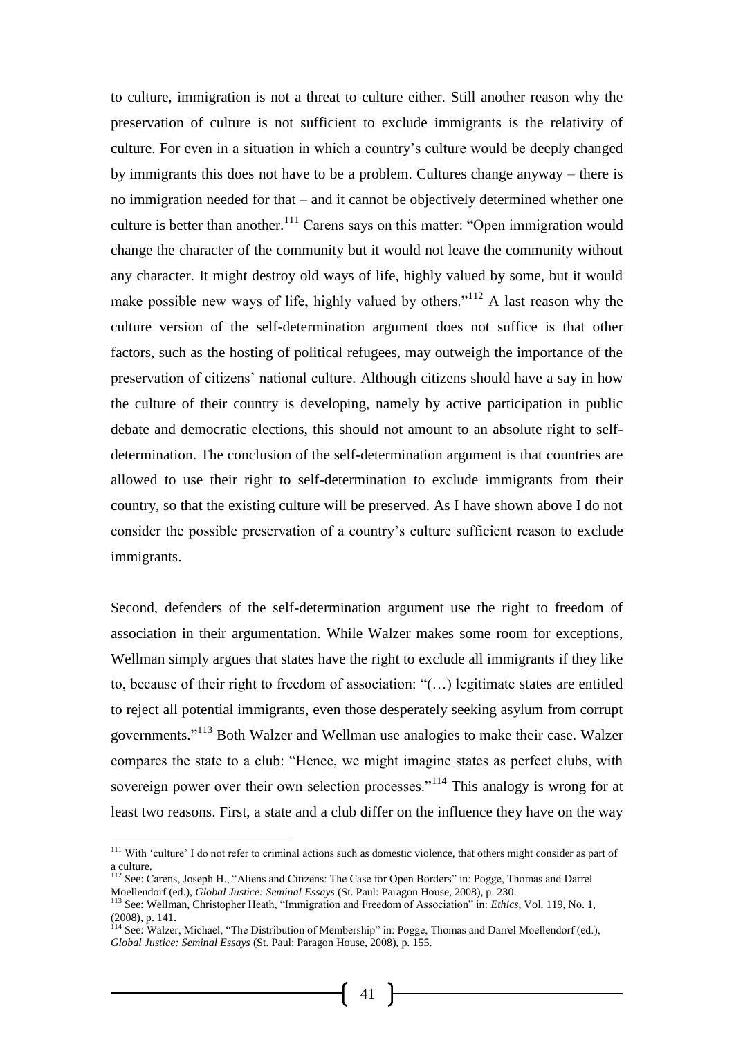to culture, immigration is not a threat to culture either. Still another reason why the preservation of culture is not sufficient to exclude immigrants is the relativity of culture. For even in a situation in which a country's culture would be deeply changed by immigrants this does not have to be a problem. Cultures change anyway – there is no immigration needed for that – and it cannot be objectively determined whether one culture is better than another.[111] Carens says on this matter: "Open immigration would change the character of the community but it would not leave the community without any character. It might destroy old ways of life, highly valued by some, but it would make possible new ways of life, highly valued by others."[112] A last reason why the culture version of the self-determination argument does not suffice is that other factors, such as the hosting of political refugees, may outweigh the importance of the preservation of citizens' national culture. Although citizens should have a say in how the culture of their country is developing, namely by active participation in public debate and democratic elections, this should not amount to an absolute right to self-determination. The conclusion of the self-determination argument is that countries are allowed to use their right to self-determination to exclude immigrants from their country, so that the existing culture will be preserved. As I have shown above I do not consider the possible preservation of a country's culture sufficient reason to exclude immigrants.

Second, defenders of the self-determination argument use the right to freedom of association in their argumentation. While Walzer makes some room for exceptions, Wellman simply argues that states have the right to exclude all immigrants if they like to, because of their right to freedom of association: "(…) legitimate states are entitled to reject all potential immigrants, even those desperately seeking asylum from corrupt governments."[113] Both Walzer and Wellman use analogies to make their case. Walzer compares the state to a club: "Hence, we might imagine states as perfect clubs, with sovereign power over their own selection processes."[114] This analogy is wrong for at least two reasons. First, a state and a club differ on the influence they have on the way

[111] With 'culture' I do not refer to criminal actions such as domestic violence, that others might consider as part of a culture.

[112] See: Carens, Joseph H., "Aliens and Citizens: The Case for Open Borders" in: Pogge, Thomas and Darrel Moellendorf (ed.), *Global Justice: Seminal Essays* (St. Paul: Paragon House, 2008), p. 230.

[113] See: Wellman, Christopher Heath, "Immigration and Freedom of Association" in: *Ethics*, Vol. 119, No. 1, (2008), p. 141.

[114] See: Walzer, Michael, "The Distribution of Membership" in: Pogge, Thomas and Darrel Moellendorf (ed.), *Global Justice: Seminal Essays* (St. Paul: Paragon House, 2008), p. 155.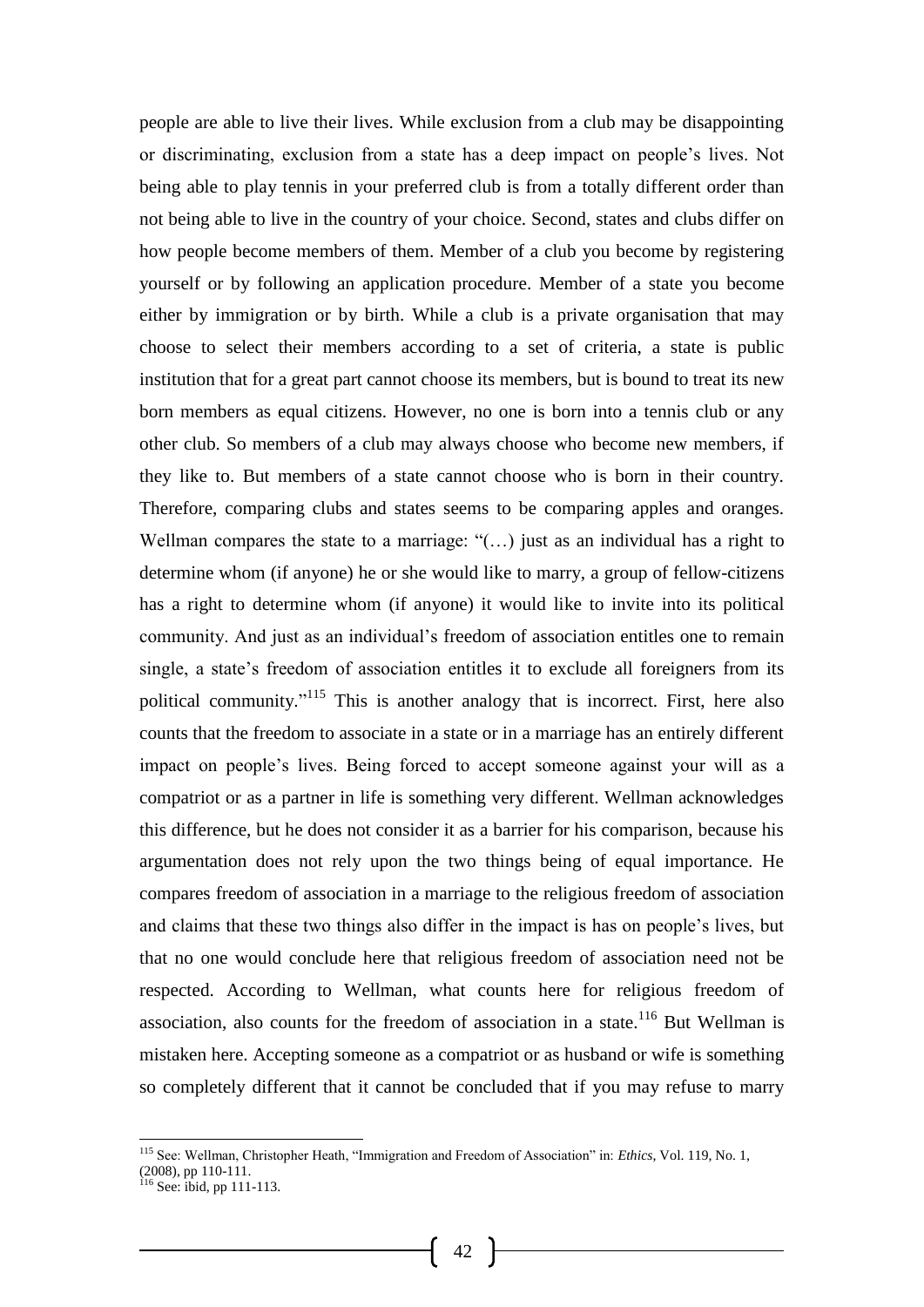people are able to live their lives. While exclusion from a club may be disappointing or discriminating, exclusion from a state has a deep impact on people's lives. Not being able to play tennis in your preferred club is from a totally different order than not being able to live in the country of your choice. Second, states and clubs differ on how people become members of them. Member of a club you become by registering yourself or by following an application procedure. Member of a state you become either by immigration or by birth. While a club is a private organisation that may choose to select their members according to a set of criteria, a state is public institution that for a great part cannot choose its members, but is bound to treat its new born members as equal citizens. However, no one is born into a tennis club or any other club. So members of a club may always choose who become new members, if they like to. But members of a state cannot choose who is born in their country. Therefore, comparing clubs and states seems to be comparing apples and oranges. Wellman compares the state to a marriage: "(…) just as an individual has a right to determine whom (if anyone) he or she would like to marry, a group of fellow-citizens has a right to determine whom (if anyone) it would like to invite into its political community. And just as an individual's freedom of association entitles one to remain single, a state's freedom of association entitles it to exclude all foreigners from its political community."[115] This is another analogy that is incorrect. First, here also counts that the freedom to associate in a state or in a marriage has an entirely different impact on people's lives. Being forced to accept someone against your will as a compatriot or as a partner in life is something very different. Wellman acknowledges this difference, but he does not consider it as a barrier for his comparison, because his argumentation does not rely upon the two things being of equal importance. He compares freedom of association in a marriage to the religious freedom of association and claims that these two things also differ in the impact is has on people's lives, but that no one would conclude here that religious freedom of association need not be respected. According to Wellman, what counts here for religious freedom of association, also counts for the freedom of association in a state.[116] But Wellman is mistaken here. Accepting someone as a compatriot or as husband or wife is something so completely different that it cannot be concluded that if you may refuse to marry

---

[115] See: Wellman, Christopher Heath, "Immigration and Freedom of Association" in: *Ethics*, Vol. 119, No. 1, (2008), pp 110-111.

[116] See: ibid, pp 111-113.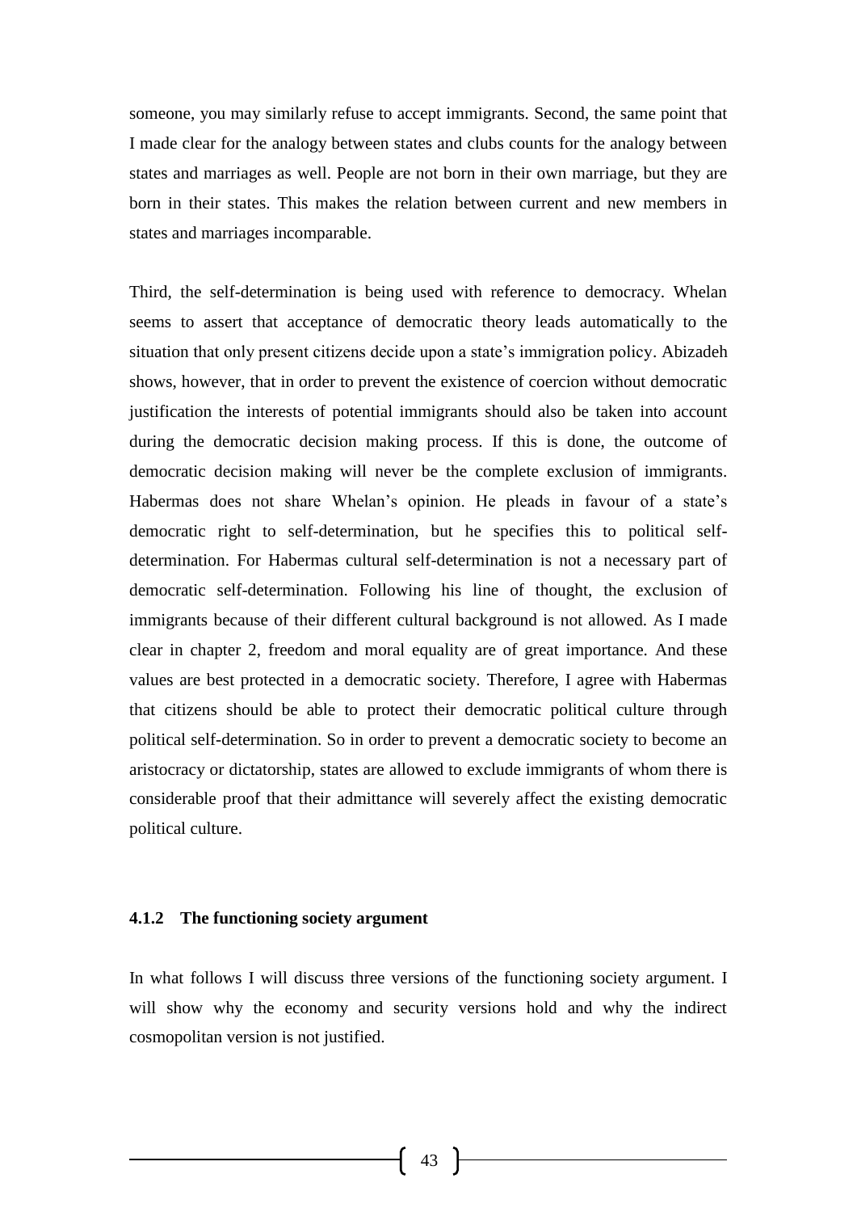someone, you may similarly refuse to accept immigrants. Second, the same point that I made clear for the analogy between states and clubs counts for the analogy between states and marriages as well. People are not born in their own marriage, but they are born in their states. This makes the relation between current and new members in states and marriages incomparable.

Third, the self-determination is being used with reference to democracy. Whelan seems to assert that acceptance of democratic theory leads automatically to the situation that only present citizens decide upon a state's immigration policy. Abizadeh shows, however, that in order to prevent the existence of coercion without democratic justification the interests of potential immigrants should also be taken into account during the democratic decision making process. If this is done, the outcome of democratic decision making will never be the complete exclusion of immigrants. Habermas does not share Whelan's opinion. He pleads in favour of a state's democratic right to self-determination, but he specifies this to political self-determination. For Habermas cultural self-determination is not a necessary part of democratic self-determination. Following his line of thought, the exclusion of immigrants because of their different cultural background is not allowed. As I made clear in chapter 2, freedom and moral equality are of great importance. And these values are best protected in a democratic society. Therefore, I agree with Habermas that citizens should be able to protect their democratic political culture through political self-determination. So in order to prevent a democratic society to become an aristocracy or dictatorship, states are allowed to exclude immigrants of whom there is considerable proof that their admittance will severely affect the existing democratic political culture.

### 4.1.2 The functioning society argument

In what follows I will discuss three versions of the functioning society argument. I will show why the economy and security versions hold and why the indirect cosmopolitan version is not justified.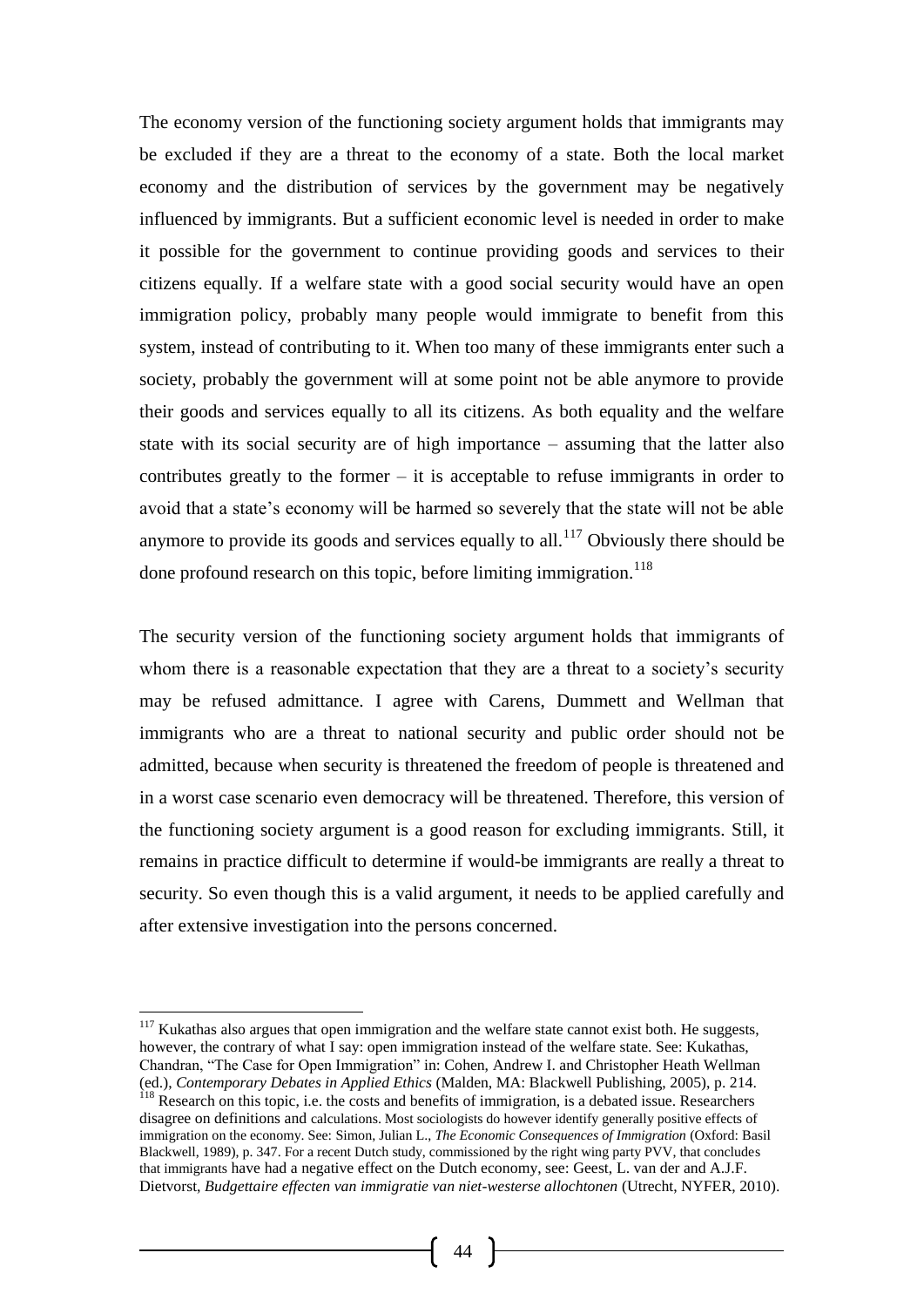The economy version of the functioning society argument holds that immigrants may be excluded if they are a threat to the economy of a state. Both the local market economy and the distribution of services by the government may be negatively influenced by immigrants. But a sufficient economic level is needed in order to make it possible for the government to continue providing goods and services to their citizens equally. If a welfare state with a good social security would have an open immigration policy, probably many people would immigrate to benefit from this system, instead of contributing to it. When too many of these immigrants enter such a society, probably the government will at some point not be able anymore to provide their goods and services equally to all its citizens. As both equality and the welfare state with its social security are of high importance – assuming that the latter also contributes greatly to the former – it is acceptable to refuse immigrants in order to avoid that a state's economy will be harmed so severely that the state will not be able anymore to provide its goods and services equally to all.[117] Obviously there should be done profound research on this topic, before limiting immigration.[118]

The security version of the functioning society argument holds that immigrants of whom there is a reasonable expectation that they are a threat to a society's security may be refused admittance. I agree with Carens, Dummett and Wellman that immigrants who are a threat to national security and public order should not be admitted, because when security is threatened the freedom of people is threatened and in a worst case scenario even democracy will be threatened. Therefore, this version of the functioning society argument is a good reason for excluding immigrants. Still, it remains in practice difficult to determine if would-be immigrants are really a threat to security. So even though this is a valid argument, it needs to be applied carefully and after extensive investigation into the persons concerned.

---

[117] Kukathas also argues that open immigration and the welfare state cannot exist both. He suggests, however, the contrary of what I say: open immigration instead of the welfare state. See: Kukathas, Chandran, "The Case for Open Immigration" in: Cohen, Andrew I. and Christopher Heath Wellman (ed.), *Contemporary Debates in Applied Ethics* (Malden, MA: Blackwell Publishing, 2005), p. 214.

[118] Research on this topic, i.e. the costs and benefits of immigration, is a debated issue. Researchers disagree on definitions and calculations. Most sociologists do however identify generally positive effects of immigration on the economy. See: Simon, Julian L., *The Economic Consequences of Immigration* (Oxford: Basil Blackwell, 1989), p. 347. For a recent Dutch study, commissioned by the right wing party PVV, that concludes that immigrants have had a negative effect on the Dutch economy, see: Geest, L. van der and A.J.F. Dietvorst, *Budgettaire effecten van immigratie van niet-westerse allochtonen* (Utrecht, NYFER, 2010).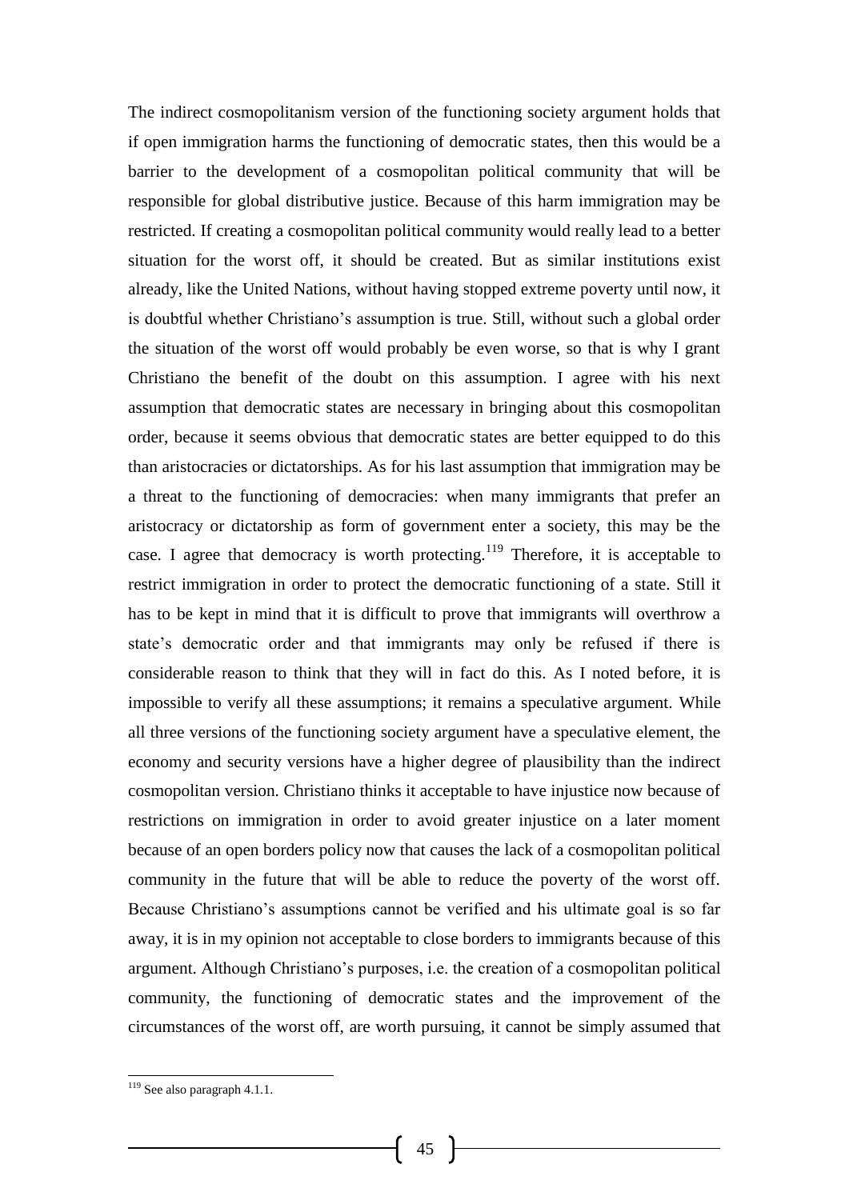The indirect cosmopolitanism version of the functioning society argument holds that if open immigration harms the functioning of democratic states, then this would be a barrier to the development of a cosmopolitan political community that will be responsible for global distributive justice. Because of this harm immigration may be restricted. If creating a cosmopolitan political community would really lead to a better situation for the worst off, it should be created. But as similar institutions exist already, like the United Nations, without having stopped extreme poverty until now, it is doubtful whether Christiano's assumption is true. Still, without such a global order the situation of the worst off would probably be even worse, so that is why I grant Christiano the benefit of the doubt on this assumption. I agree with his next assumption that democratic states are necessary in bringing about this cosmopolitan order, because it seems obvious that democratic states are better equipped to do this than aristocracies or dictatorships. As for his last assumption that immigration may be a threat to the functioning of democracies: when many immigrants that prefer an aristocracy or dictatorship as form of government enter a society, this may be the case. I agree that democracy is worth protecting.[119] Therefore, it is acceptable to restrict immigration in order to protect the democratic functioning of a state. Still it has to be kept in mind that it is difficult to prove that immigrants will overthrow a state's democratic order and that immigrants may only be refused if there is considerable reason to think that they will in fact do this. As I noted before, it is impossible to verify all these assumptions; it remains a speculative argument. While all three versions of the functioning society argument have a speculative element, the economy and security versions have a higher degree of plausibility than the indirect cosmopolitan version. Christiano thinks it acceptable to have injustice now because of restrictions on immigration in order to avoid greater injustice on a later moment because of an open borders policy now that causes the lack of a cosmopolitan political community in the future that will be able to reduce the poverty of the worst off. Because Christiano's assumptions cannot be verified and his ultimate goal is so far away, it is in my opinion not acceptable to close borders to immigrants because of this argument. Although Christiano's purposes, i.e. the creation of a cosmopolitan political community, the functioning of democratic states and the improvement of the circumstances of the worst off, are worth pursuing, it cannot be simply assumed that

[119] See also paragraph 4.1.1.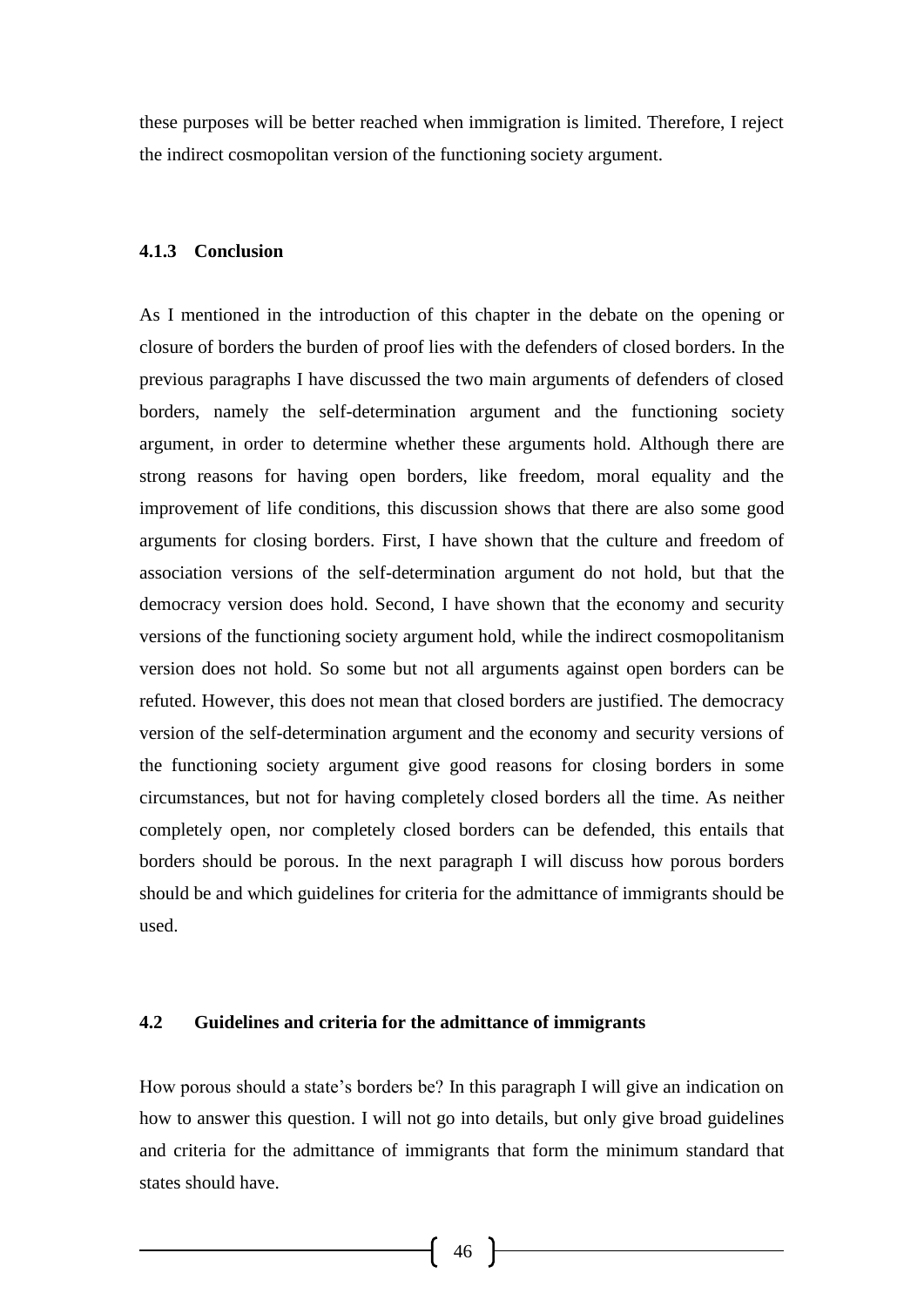these purposes will be better reached when immigration is limited. Therefore, I reject the indirect cosmopolitan version of the functioning society argument.

#### 4.1.3 Conclusion

As I mentioned in the introduction of this chapter in the debate on the opening or closure of borders the burden of proof lies with the defenders of closed borders. In the previous paragraphs I have discussed the two main arguments of defenders of closed borders, namely the self-determination argument and the functioning society argument, in order to determine whether these arguments hold. Although there are strong reasons for having open borders, like freedom, moral equality and the improvement of life conditions, this discussion shows that there are also some good arguments for closing borders. First, I have shown that the culture and freedom of association versions of the self-determination argument do not hold, but that the democracy version does hold. Second, I have shown that the economy and security versions of the functioning society argument hold, while the indirect cosmopolitanism version does not hold. So some but not all arguments against open borders can be refuted. However, this does not mean that closed borders are justified. The democracy version of the self-determination argument and the economy and security versions of the functioning society argument give good reasons for closing borders in some circumstances, but not for having completely closed borders all the time. As neither completely open, nor completely closed borders can be defended, this entails that borders should be porous. In the next paragraph I will discuss how porous borders should be and which guidelines for criteria for the admittance of immigrants should be used.

### 4.2 Guidelines and criteria for the admittance of immigrants

How porous should a state's borders be? In this paragraph I will give an indication on how to answer this question. I will not go into details, but only give broad guidelines and criteria for the admittance of immigrants that form the minimum standard that states should have.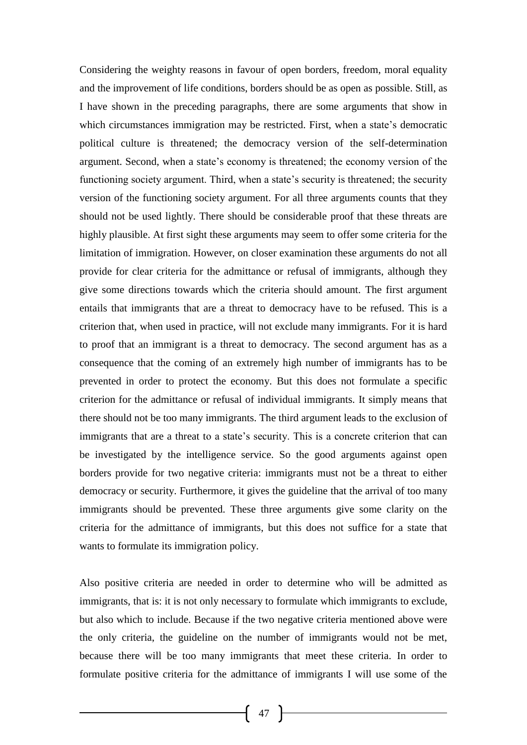Considering the weighty reasons in favour of open borders, freedom, moral equality and the improvement of life conditions, borders should be as open as possible. Still, as I have shown in the preceding paragraphs, there are some arguments that show in which circumstances immigration may be restricted. First, when a state's democratic political culture is threatened; the democracy version of the self-determination argument. Second, when a state's economy is threatened; the economy version of the functioning society argument. Third, when a state's security is threatened; the security version of the functioning society argument. For all three arguments counts that they should not be used lightly. There should be considerable proof that these threats are highly plausible. At first sight these arguments may seem to offer some criteria for the limitation of immigration. However, on closer examination these arguments do not all provide for clear criteria for the admittance or refusal of immigrants, although they give some directions towards which the criteria should amount. The first argument entails that immigrants that are a threat to democracy have to be refused. This is a criterion that, when used in practice, will not exclude many immigrants. For it is hard to proof that an immigrant is a threat to democracy. The second argument has as a consequence that the coming of an extremely high number of immigrants has to be prevented in order to protect the economy. But this does not formulate a specific criterion for the admittance or refusal of individual immigrants. It simply means that there should not be too many immigrants. The third argument leads to the exclusion of immigrants that are a threat to a state's security. This is a concrete criterion that can be investigated by the intelligence service. So the good arguments against open borders provide for two negative criteria: immigrants must not be a threat to either democracy or security. Furthermore, it gives the guideline that the arrival of too many immigrants should be prevented. These three arguments give some clarity on the criteria for the admittance of immigrants, but this does not suffice for a state that wants to formulate its immigration policy.

Also positive criteria are needed in order to determine who will be admitted as immigrants, that is: it is not only necessary to formulate which immigrants to exclude, but also which to include. Because if the two negative criteria mentioned above were the only criteria, the guideline on the number of immigrants would not be met, because there will be too many immigrants that meet these criteria. In order to formulate positive criteria for the admittance of immigrants I will use some of the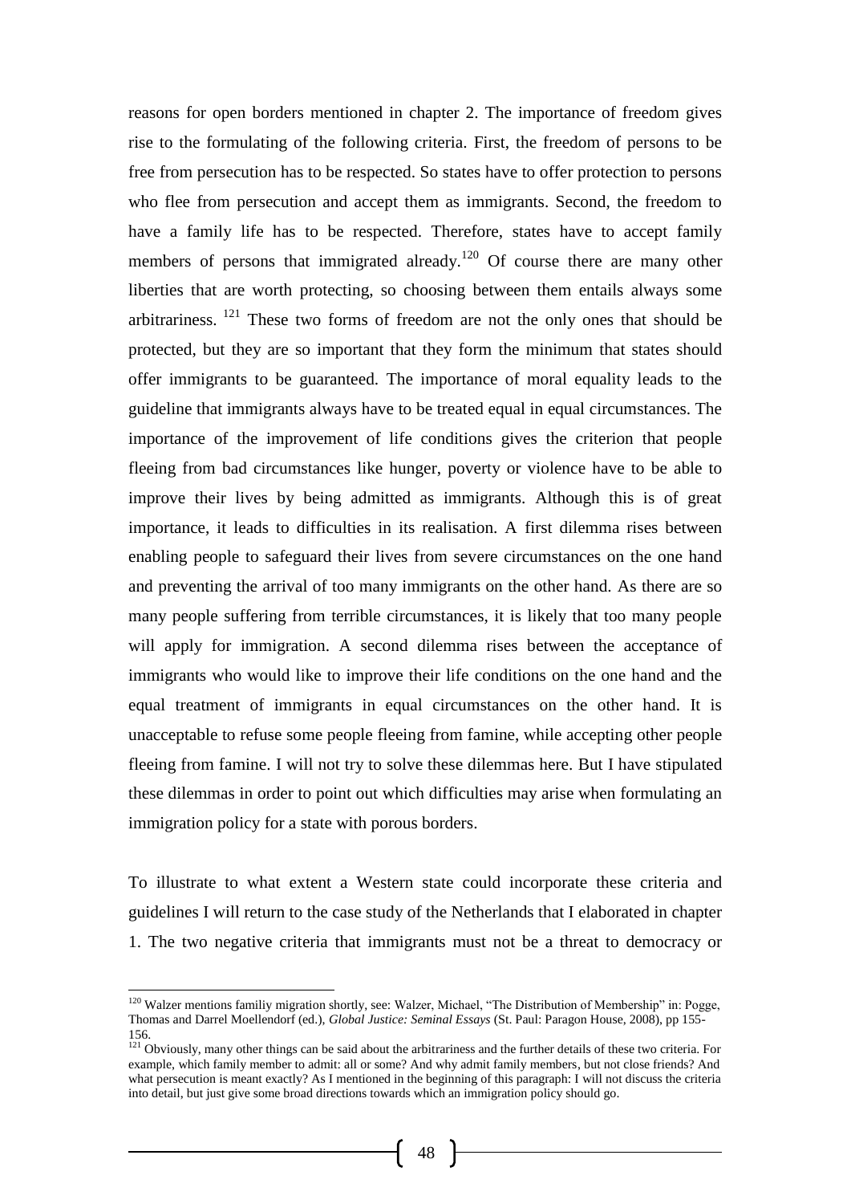reasons for open borders mentioned in chapter 2. The importance of freedom gives rise to the formulating of the following criteria. First, the freedom of persons to be free from persecution has to be respected. So states have to offer protection to persons who flee from persecution and accept them as immigrants. Second, the freedom to have a family life has to be respected. Therefore, states have to accept family members of persons that immigrated already.[120] Of course there are many other liberties that are worth protecting, so choosing between them entails always some arbitrariness. [121] These two forms of freedom are not the only ones that should be protected, but they are so important that they form the minimum that states should offer immigrants to be guaranteed. The importance of moral equality leads to the guideline that immigrants always have to be treated equal in equal circumstances. The importance of the improvement of life conditions gives the criterion that people fleeing from bad circumstances like hunger, poverty or violence have to be able to improve their lives by being admitted as immigrants. Although this is of great importance, it leads to difficulties in its realisation. A first dilemma rises between enabling people to safeguard their lives from severe circumstances on the one hand and preventing the arrival of too many immigrants on the other hand. As there are so many people suffering from terrible circumstances, it is likely that too many people will apply for immigration. A second dilemma rises between the acceptance of immigrants who would like to improve their life conditions on the one hand and the equal treatment of immigrants in equal circumstances on the other hand. It is unacceptable to refuse some people fleeing from famine, while accepting other people fleeing from famine. I will not try to solve these dilemmas here. But I have stipulated these dilemmas in order to point out which difficulties may arise when formulating an immigration policy for a state with porous borders.

To illustrate to what extent a Western state could incorporate these criteria and guidelines I will return to the case study of the Netherlands that I elaborated in chapter 1. The two negative criteria that immigrants must not be a threat to democracy or

[120] Walzer mentions familiy migration shortly, see: Walzer, Michael, "The Distribution of Membership" in: Pogge, Thomas and Darrel Moellendorf (ed.), *Global Justice: Seminal Essays* (St. Paul: Paragon House, 2008), pp 155-156.

[121] Obviously, many other things can be said about the arbitrariness and the further details of these two criteria. For example, which family member to admit: all or some? And why admit family members, but not close friends? And what persecution is meant exactly? As I mentioned in the beginning of this paragraph: I will not discuss the criteria into detail, but just give some broad directions towards which an immigration policy should go.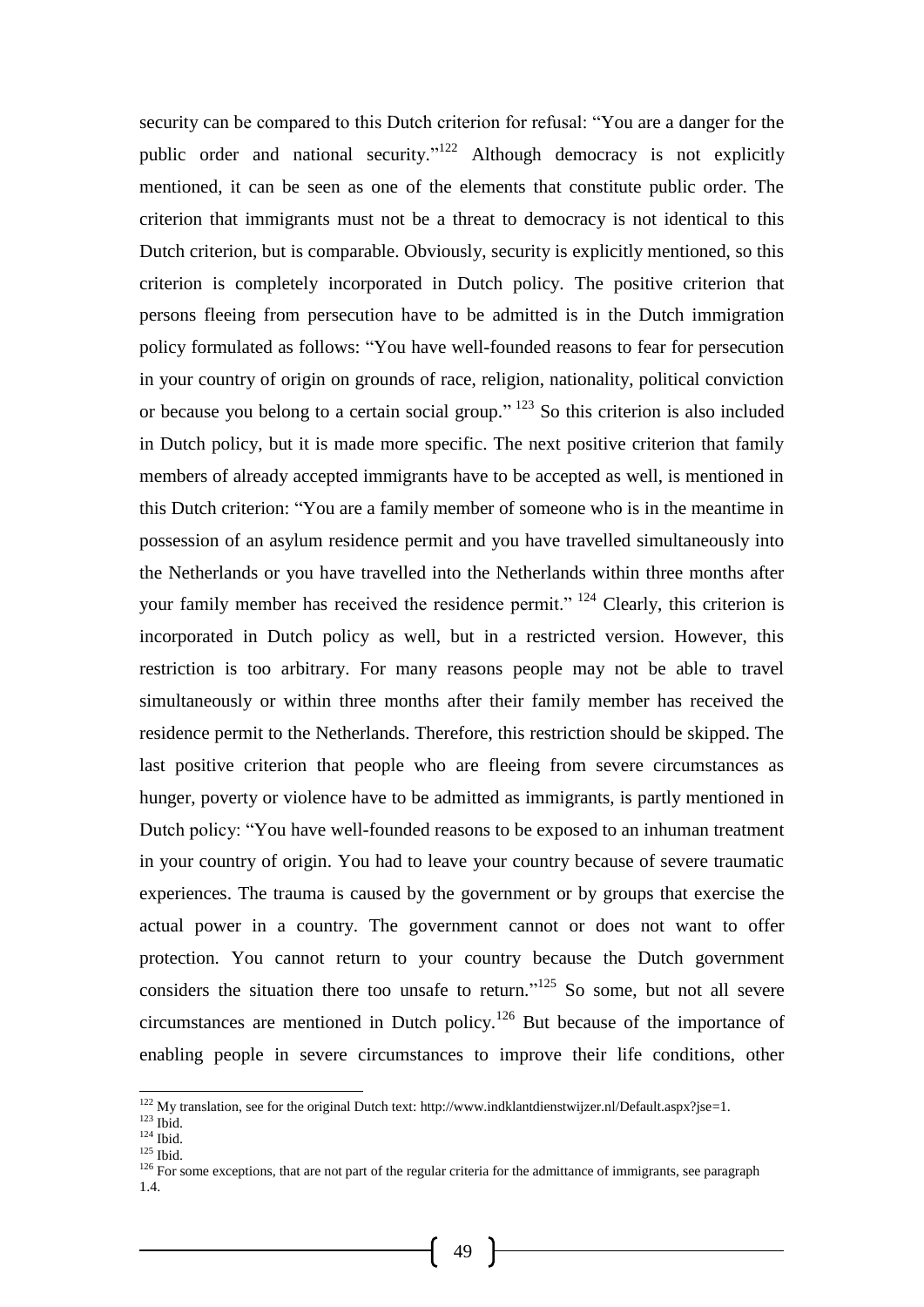security can be compared to this Dutch criterion for refusal: "You are a danger for the public order and national security."[122] Although democracy is not explicitly mentioned, it can be seen as one of the elements that constitute public order. The criterion that immigrants must not be a threat to democracy is not identical to this Dutch criterion, but is comparable. Obviously, security is explicitly mentioned, so this criterion is completely incorporated in Dutch policy. The positive criterion that persons fleeing from persecution have to be admitted is in the Dutch immigration policy formulated as follows: "You have well-founded reasons to fear for persecution in your country of origin on grounds of race, religion, nationality, political conviction or because you belong to a certain social group." [123] So this criterion is also included in Dutch policy, but it is made more specific. The next positive criterion that family members of already accepted immigrants have to be accepted as well, is mentioned in this Dutch criterion: "You are a family member of someone who is in the meantime in possession of an asylum residence permit and you have travelled simultaneously into the Netherlands or you have travelled into the Netherlands within three months after your family member has received the residence permit." [124] Clearly, this criterion is incorporated in Dutch policy as well, but in a restricted version. However, this restriction is too arbitrary. For many reasons people may not be able to travel simultaneously or within three months after their family member has received the residence permit to the Netherlands. Therefore, this restriction should be skipped. The last positive criterion that people who are fleeing from severe circumstances as hunger, poverty or violence have to be admitted as immigrants, is partly mentioned in Dutch policy: "You have well-founded reasons to be exposed to an inhuman treatment in your country of origin. You had to leave your country because of severe traumatic experiences. The trauma is caused by the government or by groups that exercise the actual power in a country. The government cannot or does not want to offer protection. You cannot return to your country because the Dutch government considers the situation there too unsafe to return."[125] So some, but not all severe circumstances are mentioned in Dutch policy.[126] But because of the importance of enabling people in severe circumstances to improve their life conditions, other

[122] My translation, see for the original Dutch text: http://www.indklantdienstwijzer.nl/Default.aspx?jse=1.
[123] Ibid.
[124] Ibid.
[125] Ibid.
[126] For some exceptions, that are not part of the regular criteria for the admittance of immigrants, see paragraph 1.4.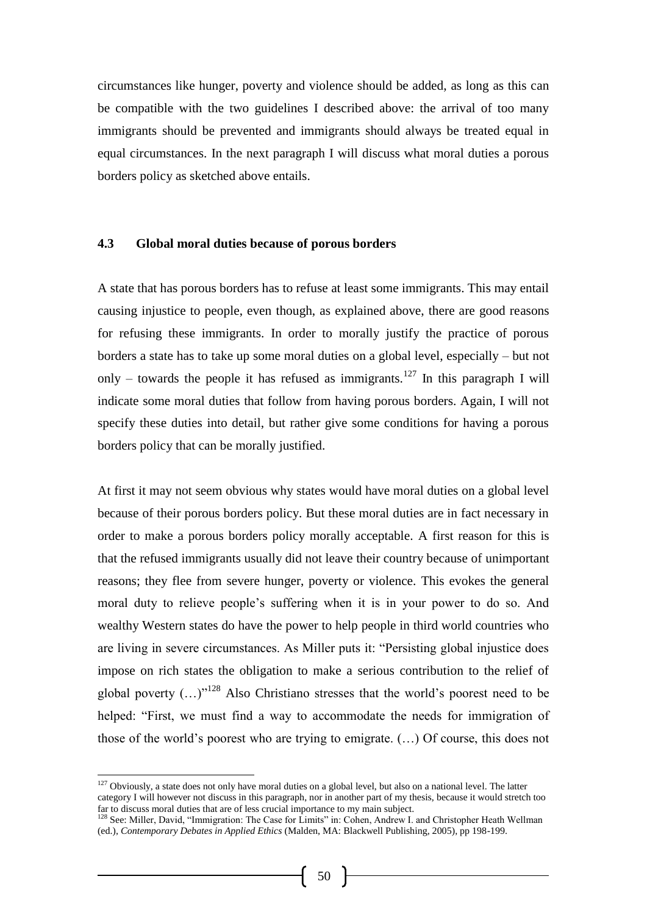circumstances like hunger, poverty and violence should be added, as long as this can be compatible with the two guidelines I described above: the arrival of too many immigrants should be prevented and immigrants should always be treated equal in equal circumstances. In the next paragraph I will discuss what moral duties a porous borders policy as sketched above entails.

### 4.3 Global moral duties because of porous borders

A state that has porous borders has to refuse at least some immigrants. This may entail causing injustice to people, even though, as explained above, there are good reasons for refusing these immigrants. In order to morally justify the practice of porous borders a state has to take up some moral duties on a global level, especially – but not only – towards the people it has refused as immigrants.[127] In this paragraph I will indicate some moral duties that follow from having porous borders. Again, I will not specify these duties into detail, but rather give some conditions for having a porous borders policy that can be morally justified.

At first it may not seem obvious why states would have moral duties on a global level because of their porous borders policy. But these moral duties are in fact necessary in order to make a porous borders policy morally acceptable. A first reason for this is that the refused immigrants usually did not leave their country because of unimportant reasons; they flee from severe hunger, poverty or violence. This evokes the general moral duty to relieve people's suffering when it is in your power to do so. And wealthy Western states do have the power to help people in third world countries who are living in severe circumstances. As Miller puts it: "Persisting global injustice does impose on rich states the obligation to make a serious contribution to the relief of global poverty (…)"[128] Also Christiano stresses that the world's poorest need to be helped: "First, we must find a way to accommodate the needs for immigration of those of the world's poorest who are trying to emigrate. (…) Of course, this does not

---

[127] Obviously, a state does not only have moral duties on a global level, but also on a national level. The latter category I will however not discuss in this paragraph, nor in another part of my thesis, because it would stretch too far to discuss moral duties that are of less crucial importance to my main subject.

[128] See: Miller, David, "Immigration: The Case for Limits" in: Cohen, Andrew I. and Christopher Heath Wellman (ed.), *Contemporary Debates in Applied Ethics* (Malden, MA: Blackwell Publishing, 2005), pp 198-199.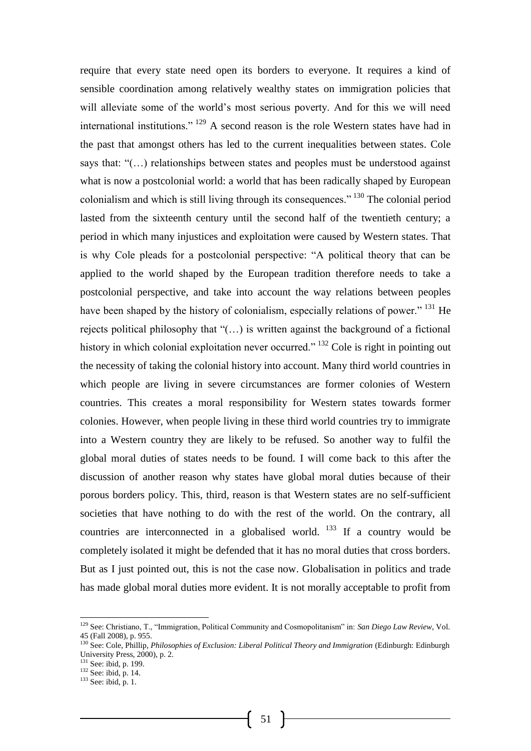require that every state need open its borders to everyone. It requires a kind of sensible coordination among relatively wealthy states on immigration policies that will alleviate some of the world's most serious poverty. And for this we will need international institutions." [129] A second reason is the role Western states have had in the past that amongst others has led to the current inequalities between states. Cole says that: "(…) relationships between states and peoples must be understood against what is now a postcolonial world: a world that has been radically shaped by European colonialism and which is still living through its consequences." [130] The colonial period lasted from the sixteenth century until the second half of the twentieth century; a period in which many injustices and exploitation were caused by Western states. That is why Cole pleads for a postcolonial perspective: "A political theory that can be applied to the world shaped by the European tradition therefore needs to take a postcolonial perspective, and take into account the way relations between peoples have been shaped by the history of colonialism, especially relations of power." [131] He rejects political philosophy that "(…) is written against the background of a fictional history in which colonial exploitation never occurred." [132] Cole is right in pointing out the necessity of taking the colonial history into account. Many third world countries in which people are living in severe circumstances are former colonies of Western countries. This creates a moral responsibility for Western states towards former colonies. However, when people living in these third world countries try to immigrate into a Western country they are likely to be refused. So another way to fulfil the global moral duties of states needs to be found. I will come back to this after the discussion of another reason why states have global moral duties because of their porous borders policy. This, third, reason is that Western states are no self-sufficient societies that have nothing to do with the rest of the world. On the contrary, all countries are interconnected in a globalised world. [133] If a country would be completely isolated it might be defended that it has no moral duties that cross borders. But as I just pointed out, this is not the case now. Globalisation in politics and trade has made global moral duties more evident. It is not morally acceptable to profit from

---

[129] See: Christiano, T., "Immigration, Political Community and Cosmopolitanism" in: *San Diego Law Review*, Vol. 45 (Fall 2008), p. 955.

[130] See: Cole, Phillip, *Philosophies of Exclusion: Liberal Political Theory and Immigration* (Edinburgh: Edinburgh University Press, 2000), p. 2.

[131] See: ibid, p. 199.

[132] See: ibid, p. 14.

[133] See: ibid, p. 1.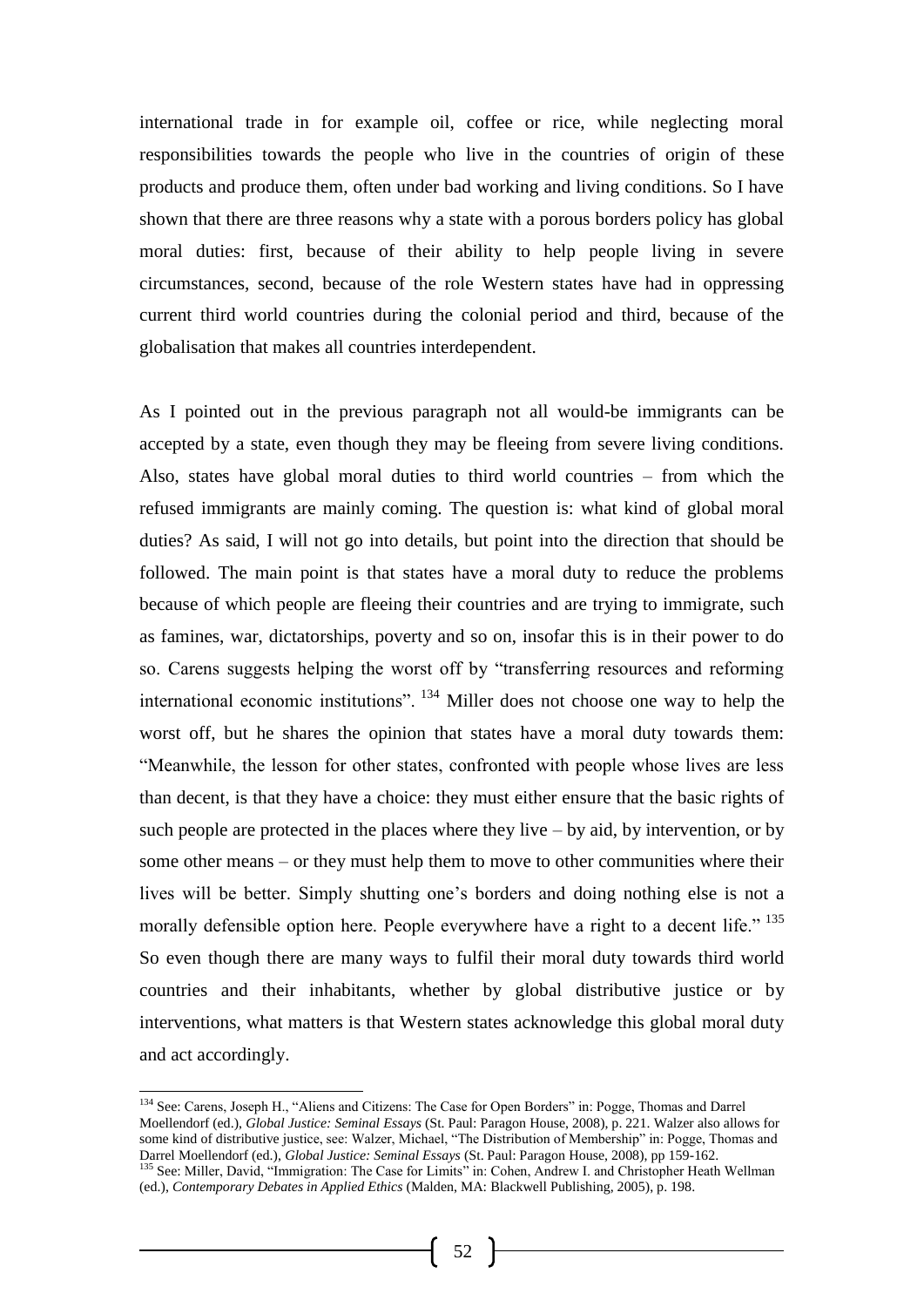international trade in for example oil, coffee or rice, while neglecting moral responsibilities towards the people who live in the countries of origin of these products and produce them, often under bad working and living conditions. So I have shown that there are three reasons why a state with a porous borders policy has global moral duties: first, because of their ability to help people living in severe circumstances, second, because of the role Western states have had in oppressing current third world countries during the colonial period and third, because of the globalisation that makes all countries interdependent.

As I pointed out in the previous paragraph not all would-be immigrants can be accepted by a state, even though they may be fleeing from severe living conditions. Also, states have global moral duties to third world countries – from which the refused immigrants are mainly coming. The question is: what kind of global moral duties? As said, I will not go into details, but point into the direction that should be followed. The main point is that states have a moral duty to reduce the problems because of which people are fleeing their countries and are trying to immigrate, such as famines, war, dictatorships, poverty and so on, insofar this is in their power to do so. Carens suggests helping the worst off by "transferring resources and reforming international economic institutions". [134] Miller does not choose one way to help the worst off, but he shares the opinion that states have a moral duty towards them: "Meanwhile, the lesson for other states, confronted with people whose lives are less than decent, is that they have a choice: they must either ensure that the basic rights of such people are protected in the places where they live – by aid, by intervention, or by some other means – or they must help them to move to other communities where their lives will be better. Simply shutting one's borders and doing nothing else is not a morally defensible option here. People everywhere have a right to a decent life." [135] So even though there are many ways to fulfil their moral duty towards third world countries and their inhabitants, whether by global distributive justice or by interventions, what matters is that Western states acknowledge this global moral duty and act accordingly.

[134] See: Carens, Joseph H., "Aliens and Citizens: The Case for Open Borders" in: Pogge, Thomas and Darrel Moellendorf (ed.), *Global Justice: Seminal Essays* (St. Paul: Paragon House, 2008), p. 221. Walzer also allows for some kind of distributive justice, see: Walzer, Michael, "The Distribution of Membership" in: Pogge, Thomas and Darrel Moellendorf (ed.), *Global Justice: Seminal Essays* (St. Paul: Paragon House, 2008), pp 159-162.

[135] See: Miller, David, "Immigration: The Case for Limits" in: Cohen, Andrew I. and Christopher Heath Wellman (ed.), *Contemporary Debates in Applied Ethics* (Malden, MA: Blackwell Publishing, 2005), p. 198.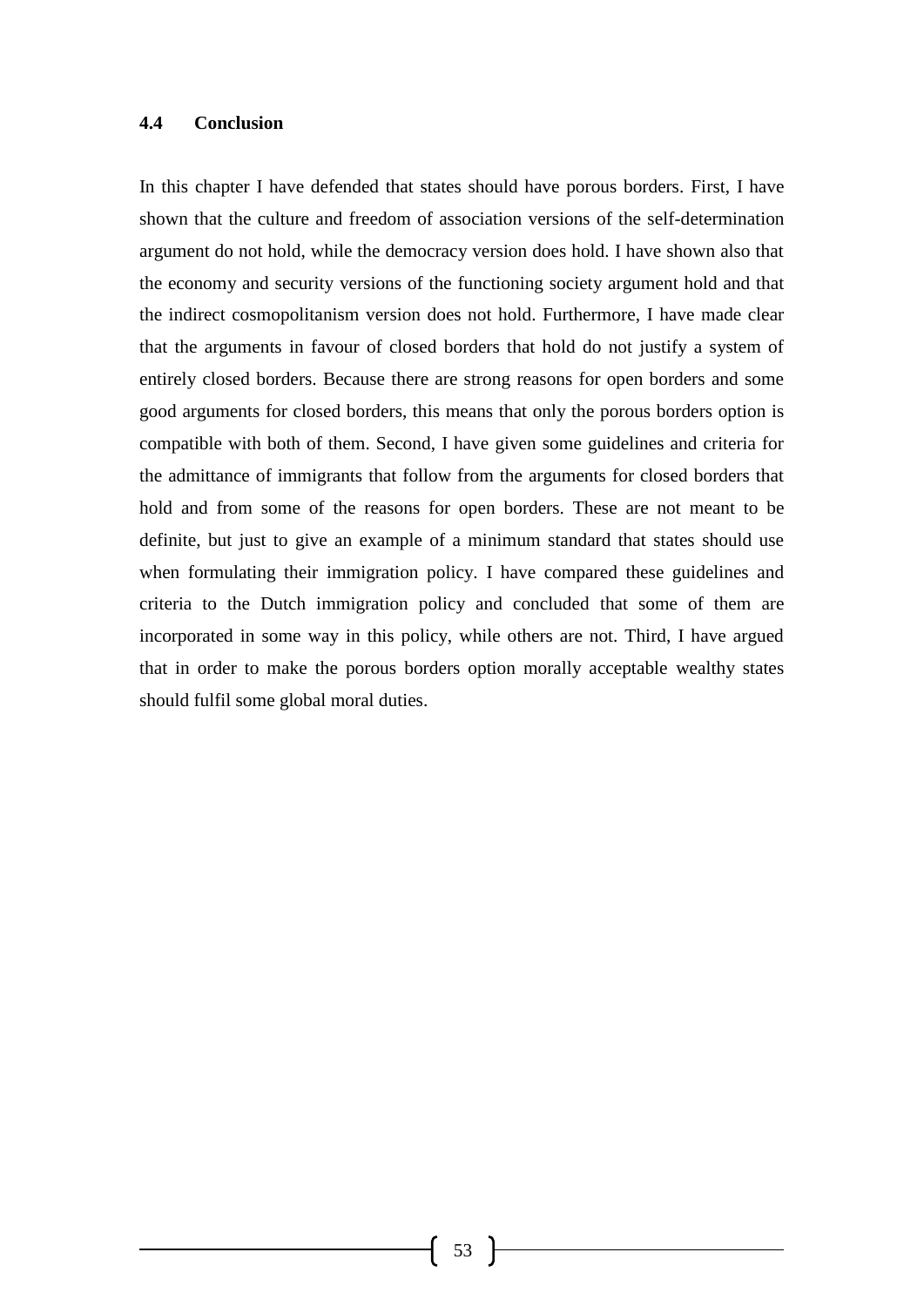### 4.4 Conclusion

In this chapter I have defended that states should have porous borders. First, I have shown that the culture and freedom of association versions of the self-determination argument do not hold, while the democracy version does hold. I have shown also that the economy and security versions of the functioning society argument hold and that the indirect cosmopolitanism version does not hold. Furthermore, I have made clear that the arguments in favour of closed borders that hold do not justify a system of entirely closed borders. Because there are strong reasons for open borders and some good arguments for closed borders, this means that only the porous borders option is compatible with both of them. Second, I have given some guidelines and criteria for the admittance of immigrants that follow from the arguments for closed borders that hold and from some of the reasons for open borders. These are not meant to be definite, but just to give an example of a minimum standard that states should use when formulating their immigration policy. I have compared these guidelines and criteria to the Dutch immigration policy and concluded that some of them are incorporated in some way in this policy, while others are not. Third, I have argued that in order to make the porous borders option morally acceptable wealthy states should fulfil some global moral duties.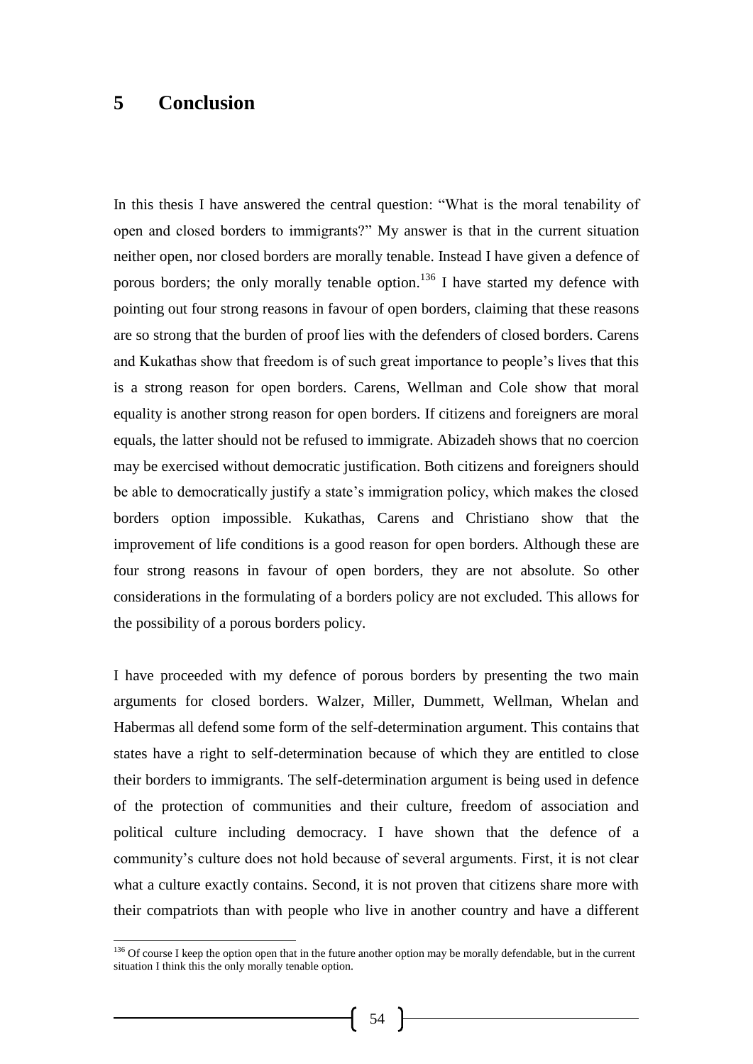# 5 Conclusion

In this thesis I have answered the central question: "What is the moral tenability of open and closed borders to immigrants?" My answer is that in the current situation neither open, nor closed borders are morally tenable. Instead I have given a defence of porous borders; the only morally tenable option.[136] I have started my defence with pointing out four strong reasons in favour of open borders, claiming that these reasons are so strong that the burden of proof lies with the defenders of closed borders. Carens and Kukathas show that freedom is of such great importance to people's lives that this is a strong reason for open borders. Carens, Wellman and Cole show that moral equality is another strong reason for open borders. If citizens and foreigners are moral equals, the latter should not be refused to immigrate. Abizadeh shows that no coercion may be exercised without democratic justification. Both citizens and foreigners should be able to democratically justify a state's immigration policy, which makes the closed borders option impossible. Kukathas, Carens and Christiano show that the improvement of life conditions is a good reason for open borders. Although these are four strong reasons in favour of open borders, they are not absolute. So other considerations in the formulating of a borders policy are not excluded. This allows for the possibility of a porous borders policy.

I have proceeded with my defence of porous borders by presenting the two main arguments for closed borders. Walzer, Miller, Dummett, Wellman, Whelan and Habermas all defend some form of the self-determination argument. This contains that states have a right to self-determination because of which they are entitled to close their borders to immigrants. The self-determination argument is being used in defence of the protection of communities and their culture, freedom of association and political culture including democracy. I have shown that the defence of a community's culture does not hold because of several arguments. First, it is not clear what a culture exactly contains. Second, it is not proven that citizens share more with their compatriots than with people who live in another country and have a different

[136] Of course I keep the option open that in the future another option may be morally defendable, but in the current situation I think this the only morally tenable option.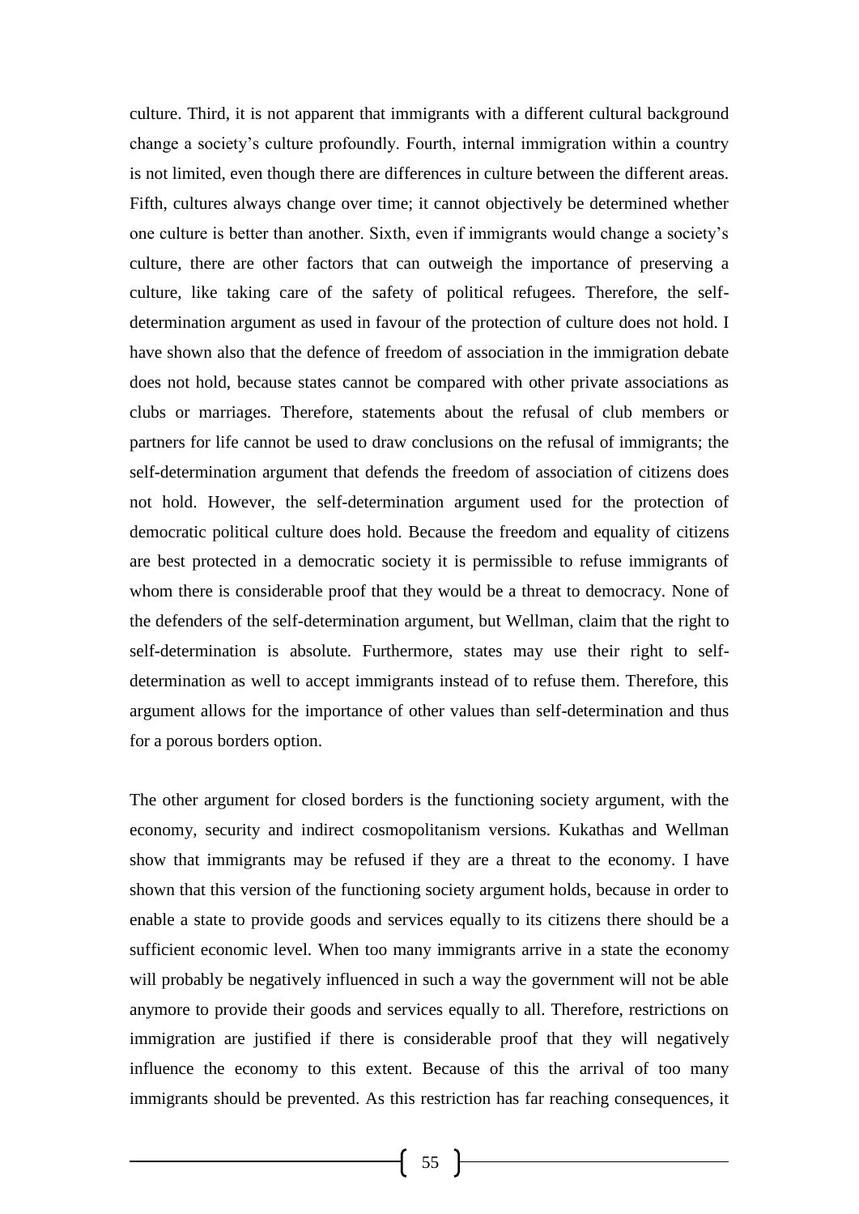culture. Third, it is not apparent that immigrants with a different cultural background change a society's culture profoundly. Fourth, internal immigration within a country is not limited, even though there are differences in culture between the different areas. Fifth, cultures always change over time; it cannot objectively be determined whether one culture is better than another. Sixth, even if immigrants would change a society's culture, there are other factors that can outweigh the importance of preserving a culture, like taking care of the safety of political refugees. Therefore, the self-determination argument as used in favour of the protection of culture does not hold. I have shown also that the defence of freedom of association in the immigration debate does not hold, because states cannot be compared with other private associations as clubs or marriages. Therefore, statements about the refusal of club members or partners for life cannot be used to draw conclusions on the refusal of immigrants; the self-determination argument that defends the freedom of association of citizens does not hold. However, the self-determination argument used for the protection of democratic political culture does hold. Because the freedom and equality of citizens are best protected in a democratic society it is permissible to refuse immigrants of whom there is considerable proof that they would be a threat to democracy. None of the defenders of the self-determination argument, but Wellman, claim that the right to self-determination is absolute. Furthermore, states may use their right to self-determination as well to accept immigrants instead of to refuse them. Therefore, this argument allows for the importance of other values than self-determination and thus for a porous borders option.

The other argument for closed borders is the functioning society argument, with the economy, security and indirect cosmopolitanism versions. Kukathas and Wellman show that immigrants may be refused if they are a threat to the economy. I have shown that this version of the functioning society argument holds, because in order to enable a state to provide goods and services equally to its citizens there should be a sufficient economic level. When too many immigrants arrive in a state the economy will probably be negatively influenced in such a way the government will not be able anymore to provide their goods and services equally to all. Therefore, restrictions on immigration are justified if there is considerable proof that they will negatively influence the economy to this extent. Because of this the arrival of too many immigrants should be prevented. As this restriction has far reaching consequences, it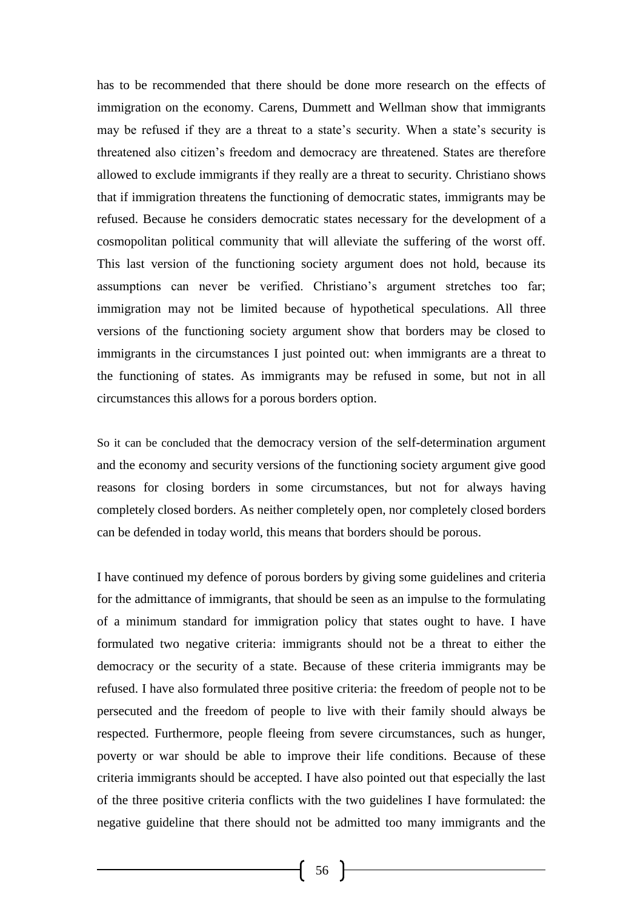has to be recommended that there should be done more research on the effects of immigration on the economy. Carens, Dummett and Wellman show that immigrants may be refused if they are a threat to a state's security. When a state's security is threatened also citizen's freedom and democracy are threatened. States are therefore allowed to exclude immigrants if they really are a threat to security. Christiano shows that if immigration threatens the functioning of democratic states, immigrants may be refused. Because he considers democratic states necessary for the development of a cosmopolitan political community that will alleviate the suffering of the worst off. This last version of the functioning society argument does not hold, because its assumptions can never be verified. Christiano's argument stretches too far; immigration may not be limited because of hypothetical speculations. All three versions of the functioning society argument show that borders may be closed to immigrants in the circumstances I just pointed out: when immigrants are a threat to the functioning of states. As immigrants may be refused in some, but not in all circumstances this allows for a porous borders option.

So it can be concluded that the democracy version of the self-determination argument and the economy and security versions of the functioning society argument give good reasons for closing borders in some circumstances, but not for always having completely closed borders. As neither completely open, nor completely closed borders can be defended in today world, this means that borders should be porous.

I have continued my defence of porous borders by giving some guidelines and criteria for the admittance of immigrants, that should be seen as an impulse to the formulating of a minimum standard for immigration policy that states ought to have. I have formulated two negative criteria: immigrants should not be a threat to either the democracy or the security of a state. Because of these criteria immigrants may be refused. I have also formulated three positive criteria: the freedom of people not to be persecuted and the freedom of people to live with their family should always be respected. Furthermore, people fleeing from severe circumstances, such as hunger, poverty or war should be able to improve their life conditions. Because of these criteria immigrants should be accepted. I have also pointed out that especially the last of the three positive criteria conflicts with the two guidelines I have formulated: the negative guideline that there should not be admitted too many immigrants and the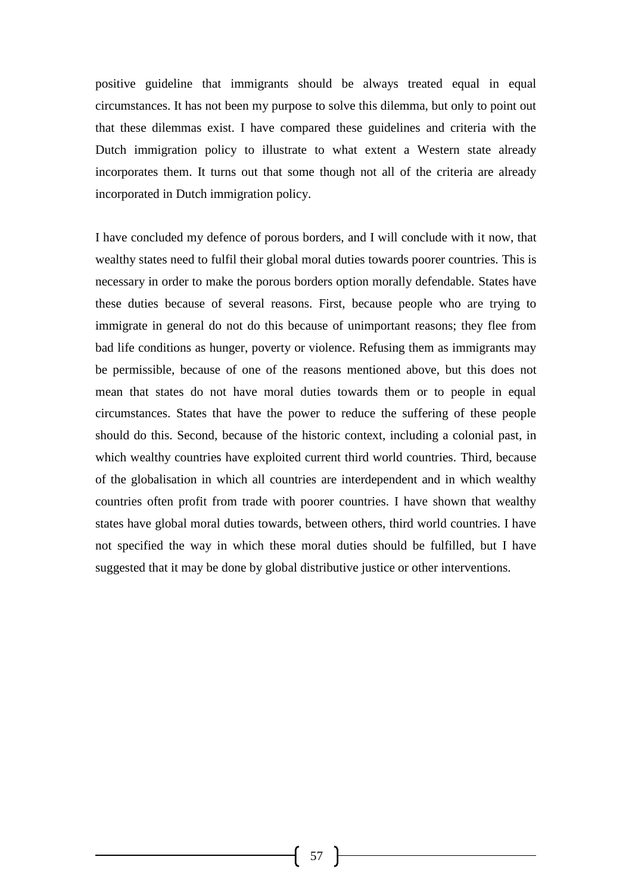positive guideline that immigrants should be always treated equal in equal circumstances. It has not been my purpose to solve this dilemma, but only to point out that these dilemmas exist. I have compared these guidelines and criteria with the Dutch immigration policy to illustrate to what extent a Western state already incorporates them. It turns out that some though not all of the criteria are already incorporated in Dutch immigration policy.

I have concluded my defence of porous borders, and I will conclude with it now, that wealthy states need to fulfil their global moral duties towards poorer countries. This is necessary in order to make the porous borders option morally defendable. States have these duties because of several reasons. First, because people who are trying to immigrate in general do not do this because of unimportant reasons; they flee from bad life conditions as hunger, poverty or violence. Refusing them as immigrants may be permissible, because of one of the reasons mentioned above, but this does not mean that states do not have moral duties towards them or to people in equal circumstances. States that have the power to reduce the suffering of these people should do this. Second, because of the historic context, including a colonial past, in which wealthy countries have exploited current third world countries. Third, because of the globalisation in which all countries are interdependent and in which wealthy countries often profit from trade with poorer countries. I have shown that wealthy states have global moral duties towards, between others, third world countries. I have not specified the way in which these moral duties should be fulfilled, but I have suggested that it may be done by global distributive justice or other interventions.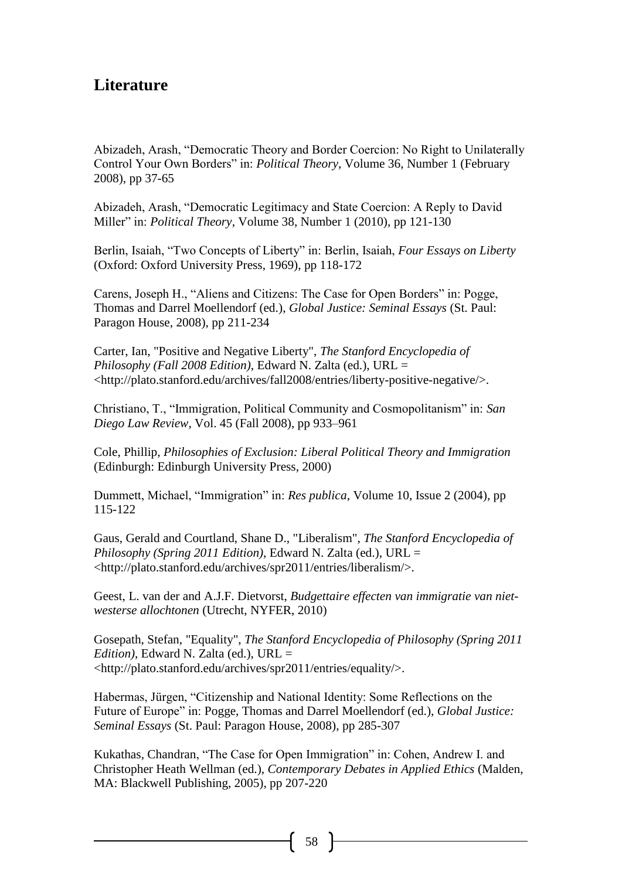## Literature

Abizadeh, Arash, “Democratic Theory and Border Coercion: No Right to Unilaterally Control Your Own Borders” in: *Political Theory*, Volume 36, Number 1 (February 2008), pp 37-65

Abizadeh, Arash, “Democratic Legitimacy and State Coercion: A Reply to David Miller” in: *Political Theory*, Volume 38, Number 1 (2010), pp 121-130

Berlin, Isaiah, “Two Concepts of Liberty” in: Berlin, Isaiah, *Four Essays on Liberty* (Oxford: Oxford University Press, 1969), pp 118-172

Carens, Joseph H., “Aliens and Citizens: The Case for Open Borders” in: Pogge, Thomas and Darrel Moellendorf (ed.), *Global Justice: Seminal Essays* (St. Paul: Paragon House, 2008), pp 211-234

Carter, Ian, "Positive and Negative Liberty", *The Stanford Encyclopedia of Philosophy (Fall 2008 Edition)*, Edward N. Zalta (ed.), URL = <http://plato.stanford.edu/archives/fall2008/entries/liberty-positive-negative/>.

Christiano, T., “Immigration, Political Community and Cosmopolitanism” in: *San Diego Law Review*, Vol. 45 (Fall 2008), pp 933–961

Cole, Phillip, *Philosophies of Exclusion: Liberal Political Theory and Immigration* (Edinburgh: Edinburgh University Press, 2000)

Dummett, Michael, “Immigration” in: *Res publica*, Volume 10, Issue 2 (2004), pp 115-122

Gaus, Gerald and Courtland, Shane D., "Liberalism", *The Stanford Encyclopedia of Philosophy (Spring 2011 Edition)*, Edward N. Zalta (ed.), URL = <http://plato.stanford.edu/archives/spr2011/entries/liberalism/>.

Geest, L. van der and A.J.F. Dietvorst, *Budgettaire effecten van immigratie van niet-westerse allochtonen* (Utrecht, NYFER, 2010)

Gosepath, Stefan, "Equality", *The Stanford Encyclopedia of Philosophy (Spring 2011 Edition)*, Edward N. Zalta (ed.), URL = <http://plato.stanford.edu/archives/spr2011/entries/equality/>.

Habermas, Jürgen, “Citizenship and National Identity: Some Reflections on the Future of Europe” in: Pogge, Thomas and Darrel Moellendorf (ed.), *Global Justice: Seminal Essays* (St. Paul: Paragon House, 2008), pp 285-307

Kukathas, Chandran, “The Case for Open Immigration” in: Cohen, Andrew I. and Christopher Heath Wellman (ed.), *Contemporary Debates in Applied Ethics* (Malden, MA: Blackwell Publishing, 2005), pp 207-220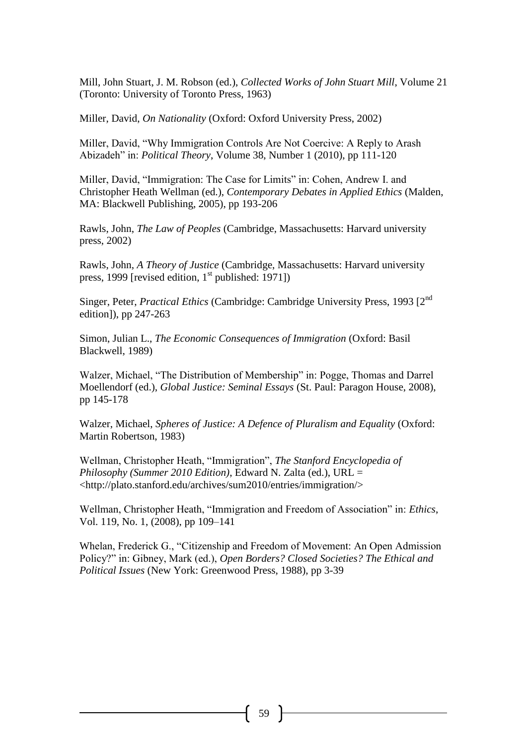Mill, John Stuart, J. M. Robson (ed.), *Collected Works of John Stuart Mill*, Volume 21 (Toronto: University of Toronto Press, 1963)

Miller, David, *On Nationality* (Oxford: Oxford University Press, 2002)

Miller, David, "Why Immigration Controls Are Not Coercive: A Reply to Arash Abizadeh" in: *Political Theory*, Volume 38, Number 1 (2010), pp 111-120

Miller, David, "Immigration: The Case for Limits" in: Cohen, Andrew I. and Christopher Heath Wellman (ed.), *Contemporary Debates in Applied Ethics* (Malden, MA: Blackwell Publishing, 2005), pp 193-206

Rawls, John, *The Law of Peoples* (Cambridge, Massachusetts: Harvard university press, 2002)

Rawls, John, *A Theory of Justice* (Cambridge, Massachusetts: Harvard university press, 1999 [revised edition, 1st published: 1971])

Singer, Peter, *Practical Ethics* (Cambridge: Cambridge University Press, 1993 [2nd edition]), pp 247-263

Simon, Julian L., *The Economic Consequences of Immigration* (Oxford: Basil Blackwell, 1989)

Walzer, Michael, "The Distribution of Membership" in: Pogge, Thomas and Darrel Moellendorf (ed.), *Global Justice: Seminal Essays* (St. Paul: Paragon House, 2008), pp 145-178

Walzer, Michael, *Spheres of Justice: A Defence of Pluralism and Equality* (Oxford: Martin Robertson, 1983)

Wellman, Christopher Heath, "Immigration", *The Stanford Encyclopedia of Philosophy (Summer 2010 Edition)*, Edward N. Zalta (ed.), URL = <http://plato.stanford.edu/archives/sum2010/entries/immigration/>

Wellman, Christopher Heath, "Immigration and Freedom of Association" in: *Ethics*, Vol. 119, No. 1, (2008), pp 109–141

Whelan, Frederick G., "Citizenship and Freedom of Movement: An Open Admission Policy?" in: Gibney, Mark (ed.), *Open Borders? Closed Societies? The Ethical and Political Issues* (New York: Greenwood Press, 1988), pp 3-39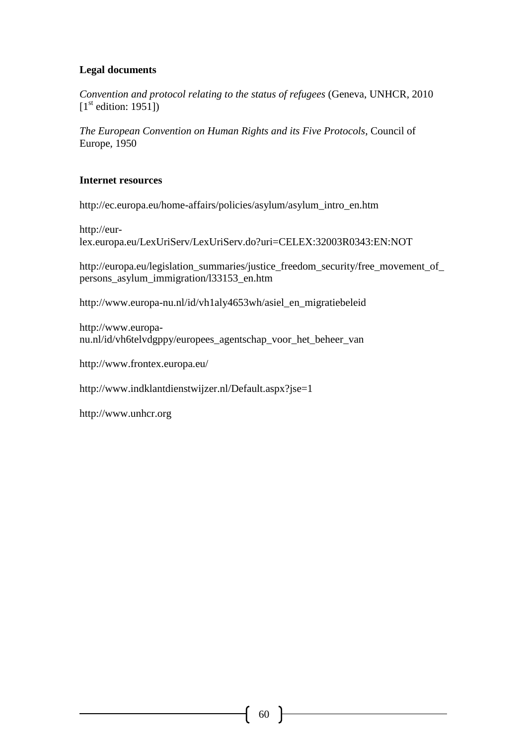**Legal documents**

*Convention and protocol relating to the status of refugees* (Geneva, UNHCR, 2010 [1st edition: 1951])

*The European Convention on Human Rights and its Five Protocols*, Council of Europe, 1950

**Internet resources**

http://ec.europa.eu/home-affairs/policies/asylum/asylum_intro_en.htm

http://eur-lex.europa.eu/LexUriServ/LexUriServ.do?uri=CELEX:32003R0343:EN:NOT

http://europa.eu/legislation_summaries/justice_freedom_security/free_movement_of_persons_asylum_immigration/l33153_en.htm

http://www.europa-nu.nl/id/vh1aly4653wh/asiel_en_migratiebeleid

http://www.europa-nu.nl/id/vh6telvdgppy/europees_agentschap_voor_het_beheer_van

http://www.frontex.europa.eu/

http://www.indklantdienstwijzer.nl/Default.aspx?jse=1

http://www.unhcr.org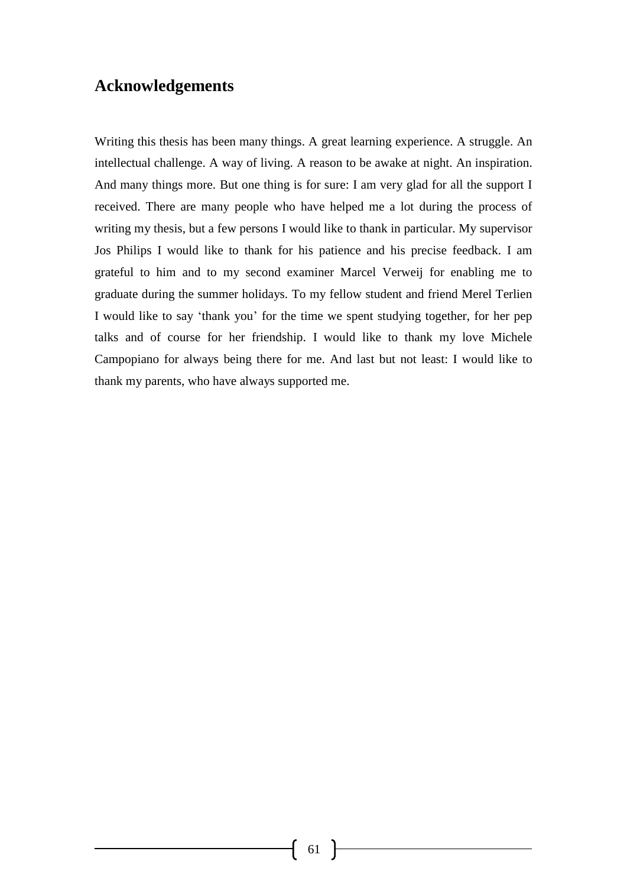## Acknowledgements

Writing this thesis has been many things. A great learning experience. A struggle. An intellectual challenge. A way of living. A reason to be awake at night. An inspiration. And many things more. But one thing is for sure: I am very glad for all the support I received. There are many people who have helped me a lot during the process of writing my thesis, but a few persons I would like to thank in particular. My supervisor Jos Philips I would like to thank for his patience and his precise feedback. I am grateful to him and to my second examiner Marcel Verweij for enabling me to graduate during the summer holidays. To my fellow student and friend Merel Terlien I would like to say 'thank you' for the time we spent studying together, for her pep talks and of course for her friendship. I would like to thank my love Michele Campopiano for always being there for me. And last but not least: I would like to thank my parents, who have always supported me.